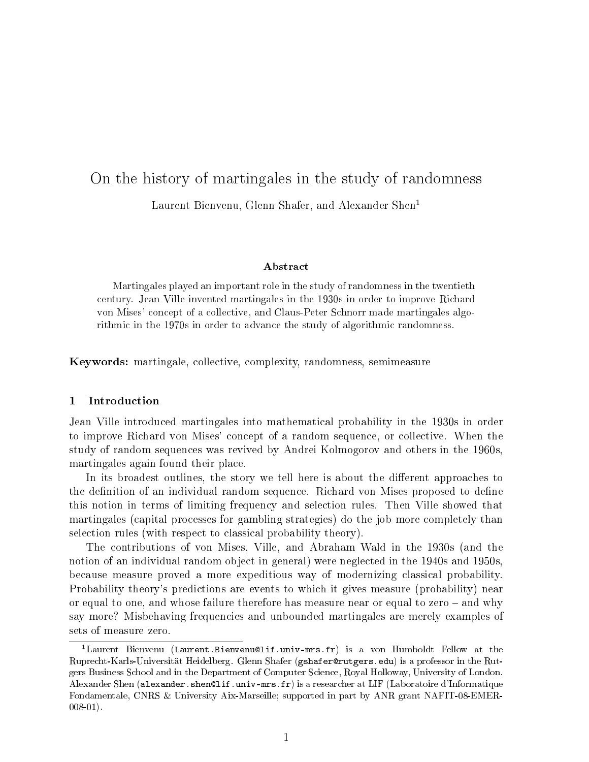# On the history of martingales in the study of randomness

Laurent Bienvenu, Glenn Shafer, and Alexander Shen[1]

### Abstract

Martingales played an important role in the study of randomness in the twentieth century. Jean Ville invented martingales in the 1930s in order to improve Richard von Mises' concept of a collective, and Claus-Peter Schnorr made martingales algorithmic in the 1970s in order to advance the study of algorithmic randomness.

**Keywords:** martingale, collective, complexity, randomness, semimeasure

## 1 Introduction

Jean Ville introduced martingales into mathematical probability in the 1930s in order to improve Richard von Mises' concept of a random sequence, or collective. When the study of random sequences was revived by Andrei Kolmogorov and others in the 1960s, martingales again found their place.

In its broadest outlines, the story we tell here is about the different approaches to the definition of an individual random sequence. Richard von Mises proposed to define this notion in terms of limiting frequency and selection rules. Then Ville showed that martingales (capital processes for gambling strategies) do the job more completely than selection rules (with respect to classical probability theory).

The contributions of von Mises, Ville, and Abraham Wald in the 1930s (and the notion of an individual random object in general) were neglected in the 1940s and 1950s, because measure proved a more expeditious way of modernizing classical probability. Probability theory's predictions are events to which it gives measure (probability) near or equal to one, and whose failure therefore has measure near or equal to zero – and why say more? Misbehaving frequencies and unbounded martingales are merely examples of sets of measure zero.

[1] Laurent Bienvenu (Laurent.Bienvenu@lif.univ-mrs.fr) is a von Humboldt Fellow at the Ruprecht-Karls-Universität Heidelberg. Glenn Shafer (gshafer@rutgers.edu) is a professor in the Rutgers Business School and in the Department of Computer Science, Royal Holloway, University of London. Alexander Shen (alexander.shen@lif.univ-mrs.fr) is a researcher at LIF (Laboratoire d'Informatique Fondamentale, CNRS & University Aix-Marseille; supported in part by ANR grant NAFIT-08-EMER-008-01).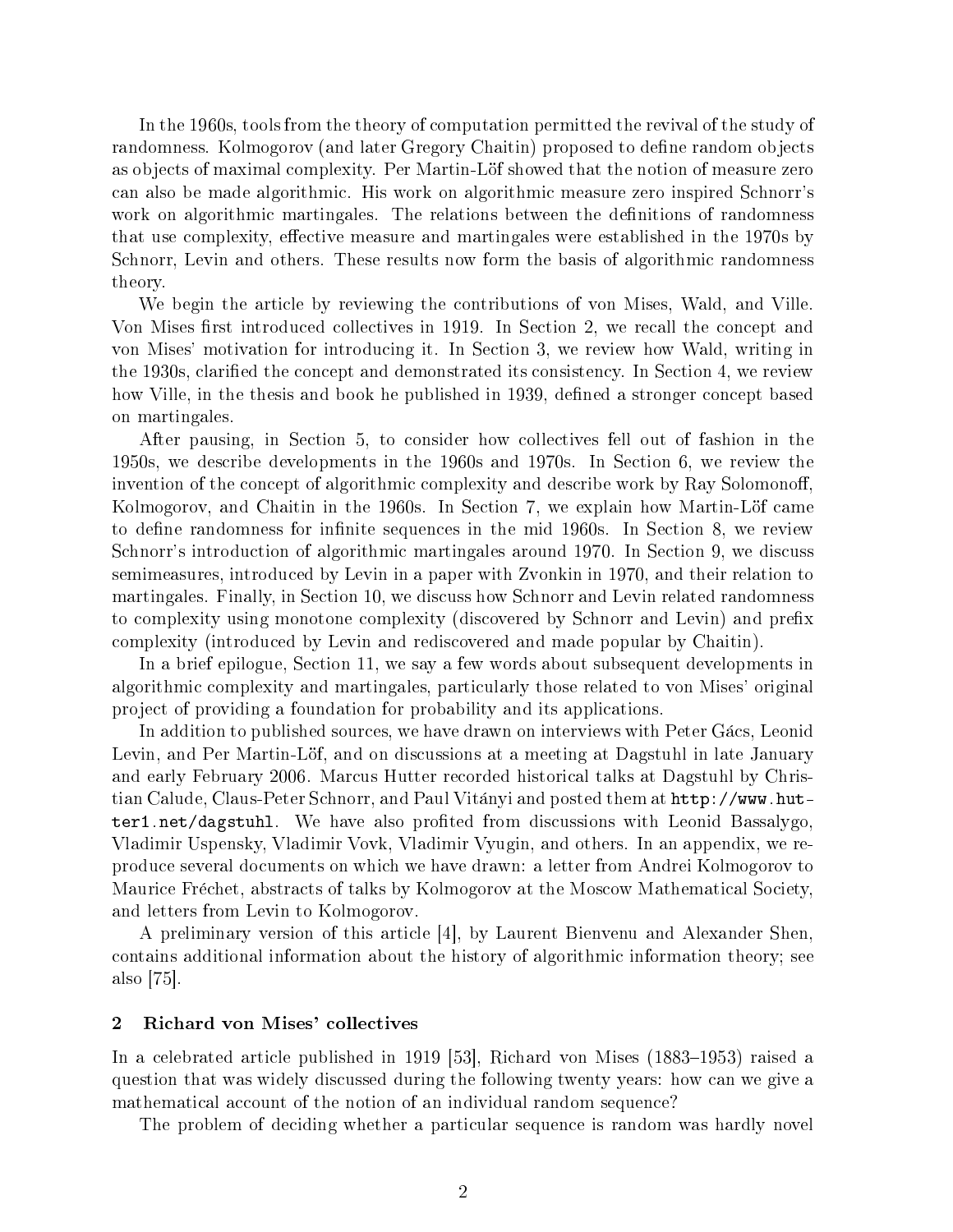In the 1960s, tools from the theory of computation permitted the revival of the study of randomness. Kolmogorov (and later Gregory Chaitin) proposed to define random objects as objects of maximal complexity. Per Martin-Löf showed that the notion of measure zero can also be made algorithmic. His work on algorithmic measure zero inspired Schnorr's work on algorithmic martingales. The relations between the definitions of randomness that use complexity, effective measure and martingales were established in the 1970s by Schnorr, Levin and others. These results now form the basis of algorithmic randomness theory.

We begin the article by reviewing the contributions of von Mises, Wald, and Ville. Von Mises first introduced collectives in 1919. In Section 2, we recall the concept and von Mises' motivation for introducing it. In Section 3, we review how Wald, writing in the 1930s, clarified the concept and demonstrated its consistency. In Section 4, we review how Ville, in the thesis and book he published in 1939, defined a stronger concept based on martingales.

After pausing, in Section 5, to consider how collectives fell out of fashion in the 1950s, we describe developments in the 1960s and 1970s. In Section 6, we review the invention of the concept of algorithmic complexity and describe work by Ray Solomonoff, Kolmogorov, and Chaitin in the 1960s. In Section 7, we explain how Martin-Löf came to define randomness for infinite sequences in the mid 1960s. In Section 8, we review Schnorr's introduction of algorithmic martingales around 1970. In Section 9, we discuss semimeasures, introduced by Levin in a paper with Zvonkin in 1970, and their relation to martingales. Finally, in Section 10, we discuss how Schnorr and Levin related randomness to complexity using monotone complexity (discovered by Schnorr and Levin) and prefix complexity (introduced by Levin and rediscovered and made popular by Chaitin).

In a brief epilogue, Section 11, we say a few words about subsequent developments in algorithmic complexity and martingales, particularly those related to von Mises' original project of providing a foundation for probability and its applications.

In addition to published sources, we have drawn on interviews with Peter Gács, Leonid Levin, and Per Martin-Löf, and on discussions at a meeting at Dagstuhl in late January and early February 2006. Marcus Hutter recorded historical talks at Dagstuhl by Christian Calude, Claus-Peter Schnorr, and Paul Vitányi and posted them at `http://www.hutter1.net/dagstuhl`. We have also profited from discussions with Leonid Bassalygo, Vladimir Uspensky, Vladimir Vovk, Vladimir Vyugin, and others. In an appendix, we reproduce several documents on which we have drawn: a letter from Andrei Kolmogorov to Maurice Fréchet, abstracts of talks by Kolmogorov at the Moscow Mathematical Society, and letters from Levin to Kolmogorov.

A preliminary version of this article [4], by Laurent Bienvenu and Alexander Shen, contains additional information about the history of algorithmic information theory; see also [75].

## 2 Richard von Mises' collectives

In a celebrated article published in 1919 [53], Richard von Mises (1883–1953) raised a question that was widely discussed during the following twenty years: how can we give a mathematical account of the notion of an individual random sequence?

The problem of deciding whether a particular sequence is random was hardly novel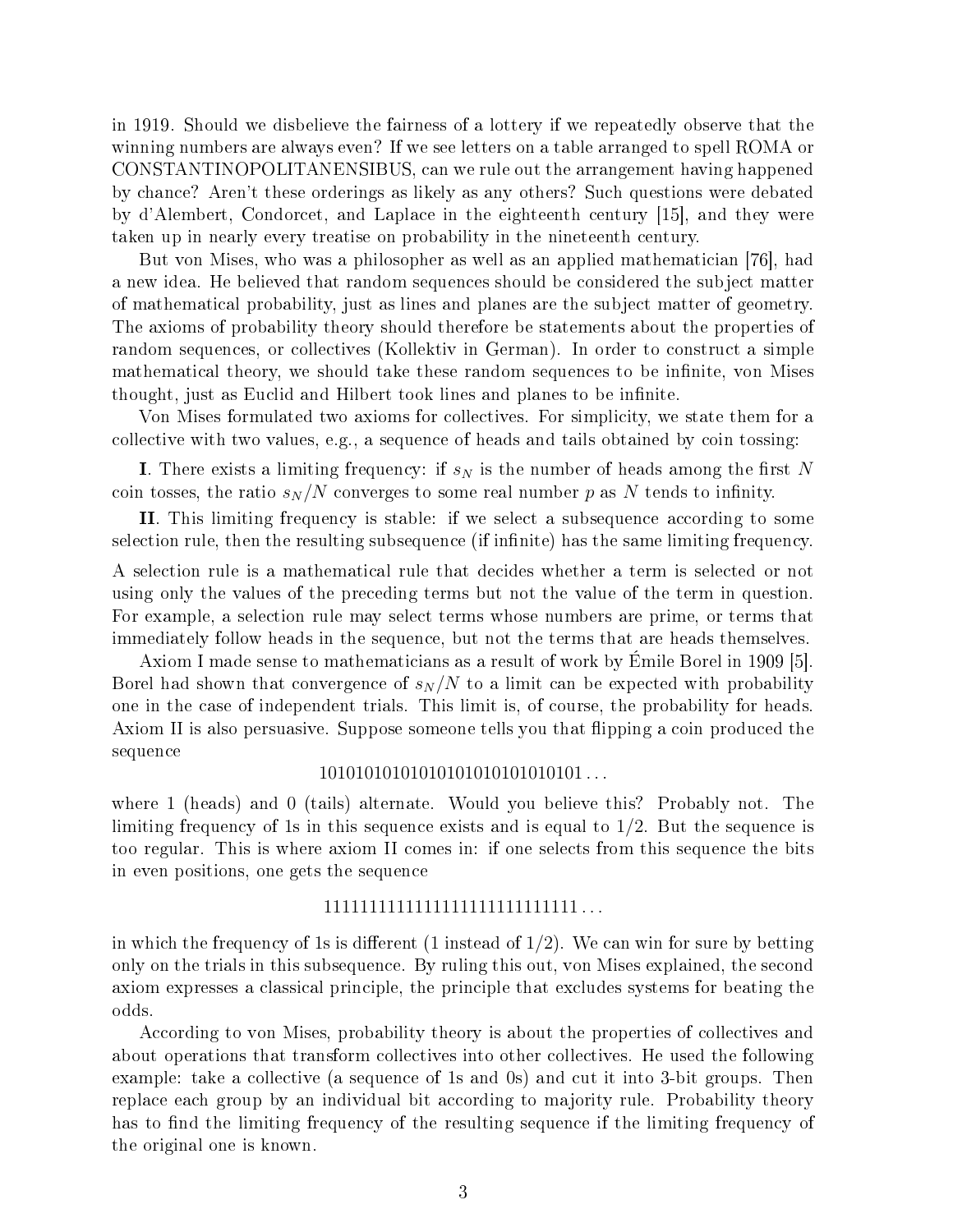in 1919. Should we disbelieve the fairness of a lottery if we repeatedly observe that the winning numbers are always even? If we see letters on a table arranged to spell ROMA or CONSTANTINOPOLITANENSIBUS, can we rule out the arrangement having happened by chance? Aren't these orderings as likely as any others? Such questions were debated by d'Alembert, Condorcet, and Laplace in the eighteenth century [15], and they were taken up in nearly every treatise on probability in the nineteenth century.

But von Mises, who was a philosopher as well as an applied mathematician [76], had a new idea. He believed that random sequences should be considered the subject matter of mathematical probability, just as lines and planes are the subject matter of geometry. The axioms of probability theory should therefore be statements about the properties of random sequences, or collectives (Kollektiv in German). In order to construct a simple mathematical theory, we should take these random sequences to be infinite, von Mises thought, just as Euclid and Hilbert took lines and planes to be infinite.

Von Mises formulated two axioms for collectives. For simplicity, we state them for a collective with two values, e.g., a sequence of heads and tails obtained by coin tossing:

**I**. There exists a limiting frequency: if $s_N$ is the number of heads among the first $N$ coin tosses, the ratio $s_N/N$ converges to some real number $p$ as $N$ tends to infinity.

**II**. This limiting frequency is stable: if we select a subsequence according to some selection rule, then the resulting subsequence (if infinite) has the same limiting frequency.

A selection rule is a mathematical rule that decides whether a term is selected or not using only the values of the preceding terms but not the value of the term in question. For example, a selection rule may select terms whose numbers are prime, or terms that immediately follow heads in the sequence, but not the terms that are heads themselves.

Axiom I made sense to mathematicians as a result of work by Émile Borel in 1909 [5]. Borel had shown that convergence of $s_N/N$ to a limit can be expected with probability one in the case of independent trials. This limit is, of course, the probability for heads. Axiom II is also persuasive. Suppose someone tells you that flipping a coin produced the sequence

$$1010101010101010101010101010101\ldots$$

where 1 (heads) and 0 (tails) alternate. Would you believe this? Probably not. The limiting frequency of 1s in this sequence exists and is equal to $1/2$. But the sequence is too regular. This is where axiom II comes in: if one selects from this sequence the bits in even positions, one gets the sequence

$$1111111111111111111111111111\ldots$$

in which the frequency of 1s is different (1 instead of $1/2$). We can win for sure by betting only on the trials in this subsequence. By ruling this out, von Mises explained, the second axiom expresses a classical principle, the principle that excludes systems for beating the odds.

According to von Mises, probability theory is about the properties of collectives and about operations that transform collectives into other collectives. He used the following example: take a collective (a sequence of 1s and 0s) and cut it into 3-bit groups. Then replace each group by an individual bit according to majority rule. Probability theory has to find the limiting frequency of the resulting sequence if the limiting frequency of the original one is known.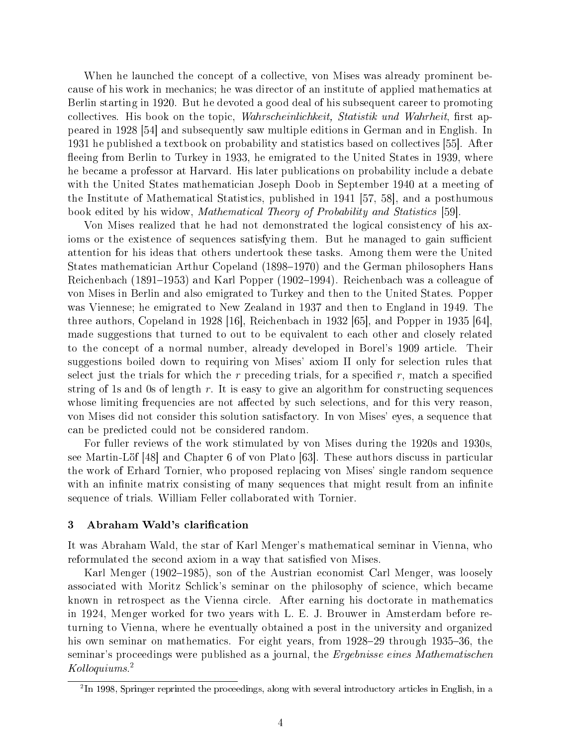When he launched the concept of a collective, von Mises was already prominent because of his work in mechanics; he was director of an institute of applied mathematics at Berlin starting in 1920. But he devoted a good deal of his subsequent career to promoting collectives. His book on the topic, *Wahrscheinlichkeit, Statistik und Wahrheit*, first appeared in 1928 [54] and subsequently saw multiple editions in German and in English. In 1931 he published a textbook on probability and statistics based on collectives [55]. After fleeing from Berlin to Turkey in 1933, he emigrated to the United States in 1939, where he became a professor at Harvard. His later publications on probability include a debate with the United States mathematician Joseph Doob in September 1940 at a meeting of the Institute of Mathematical Statistics, published in 1941 [57, 58], and a posthumous book edited by his widow, *Mathematical Theory of Probability and Statistics* [59].

Von Mises realized that he had not demonstrated the logical consistency of his axioms or the existence of sequences satisfying them. But he managed to gain sufficient attention for his ideas that others undertook these tasks. Among them were the United States mathematician Arthur Copeland (1898–1970) and the German philosophers Hans Reichenbach (1891–1953) and Karl Popper (1902–1994). Reichenbach was a colleague of von Mises in Berlin and also emigrated to Turkey and then to the United States. Popper was Viennese; he emigrated to New Zealand in 1937 and then to England in 1949. The three authors, Copeland in 1928 [16], Reichenbach in 1932 [65], and Popper in 1935 [64], made suggestions that turned to out to be equivalent to each other and closely related to the concept of a normal number, already developed in Borel's 1909 article. Their suggestions boiled down to requiring von Mises' axiom II only for selection rules that select just the trials for which the $r$ preceding trials, for a specified $r$, match a specified string of 1s and 0s of length $r$. It is easy to give an algorithm for constructing sequences whose limiting frequencies are not affected by such selections, and for this very reason, von Mises did not consider this solution satisfactory. In von Mises' eyes, a sequence that can be predicted could not be considered random.

For fuller reviews of the work stimulated by von Mises during the 1920s and 1930s, see Martin-Löf [48] and Chapter 6 of von Plato [63]. These authors discuss in particular the work of Erhard Tornier, who proposed replacing von Mises' single random sequence with an infinite matrix consisting of many sequences that might result from an infinite sequence of trials. William Feller collaborated with Tornier.

## 3 Abraham Wald's clarification

It was Abraham Wald, the star of Karl Menger's mathematical seminar in Vienna, who reformulated the second axiom in a way that satisfied von Mises.

Karl Menger (1902–1985), son of the Austrian economist Carl Menger, was loosely associated with Moritz Schlick's seminar on the philosophy of science, which became known in retrospect as the Vienna circle. After earning his doctorate in mathematics in 1924, Menger worked for two years with L. E. J. Brouwer in Amsterdam before returning to Vienna, where he eventually obtained a post in the university and organized his own seminar on mathematics. For eight years, from 1928–29 through 1935–36, the seminar's proceedings were published as a journal, the *Ergebnisse eines Mathematischen Kolloquiums*.[2]

[2] In 1998, Springer reprinted the proceedings, along with several introductory articles in English, in a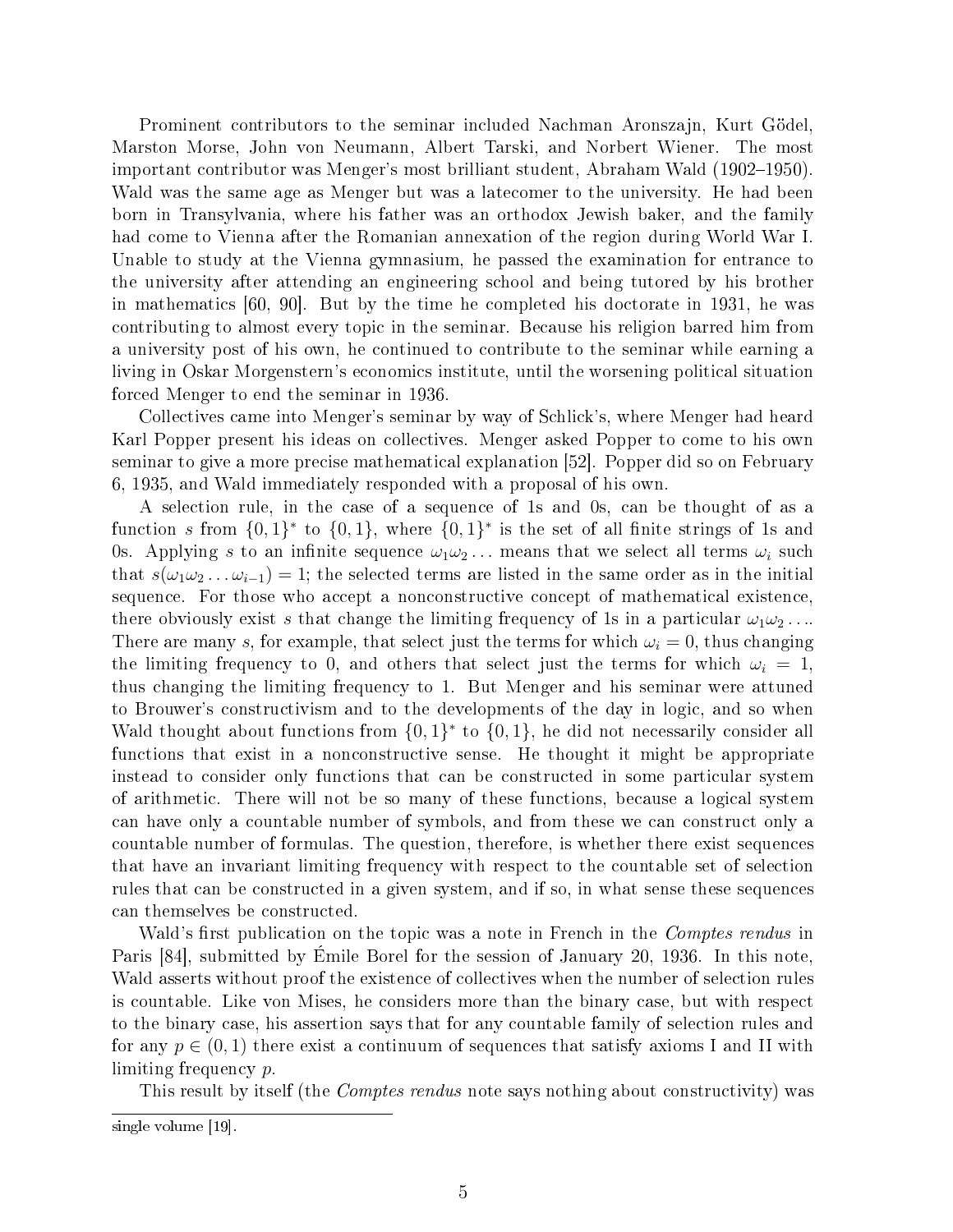Prominent contributors to the seminar included Nachman Aronszajn, Kurt Gödel, Marston Morse, John von Neumann, Albert Tarski, and Norbert Wiener. The most important contributor was Menger's most brilliant student, Abraham Wald (1902–1950). Wald was the same age as Menger but was a latecomer to the university. He had been born in Transylvania, where his father was an orthodox Jewish baker, and the family had come to Vienna after the Romanian annexation of the region during World War I. Unable to study at the Vienna gymnasium, he passed the examination for entrance to the university after attending an engineering school and being tutored by his brother in mathematics [60, 90]. But by the time he completed his doctorate in 1931, he was contributing to almost every topic in the seminar. Because his religion barred him from a university post of his own, he continued to contribute to the seminar while earning a living in Oskar Morgenstern's economics institute, until the worsening political situation forced Menger to end the seminar in 1936.

Collectives came into Menger's seminar by way of Schlick's, where Menger had heard Karl Popper present his ideas on collectives. Menger asked Popper to come to his own seminar to give a more precise mathematical explanation [52]. Popper did so on February 6, 1935, and Wald immediately responded with a proposal of his own.

A selection rule, in the case of a sequence of 1s and 0s, can be thought of as a function $s$ from $\{0,1\}^*$ to $\{0,1\}$, where $\{0,1\}^*$ is the set of all finite strings of 1s and 0s. Applying $s$ to an infinite sequence $\omega_1\omega_2\ldots$ means that we select all terms $\omega_i$ such that $s(\omega_1\omega_2\ldots\omega_{i-1}) = 1$; the selected terms are listed in the same order as in the initial sequence. For those who accept a nonconstructive concept of mathematical existence, there obviously exist $s$ that change the limiting frequency of 1s in a particular $\omega_1\omega_2\ldots$. There are many $s$, for example, that select just the terms for which $\omega_i = 0$, thus changing the limiting frequency to 0, and others that select just the terms for which $\omega_i = 1$, thus changing the limiting frequency to 1. But Menger and his seminar were attuned to Brouwer's constructivism and to the developments of the day in logic, and so when Wald thought about functions from $\{0,1\}^*$ to $\{0,1\}$, he did not necessarily consider all functions that exist in a nonconstructive sense. He thought it might be appropriate instead to consider only functions that can be constructed in some particular system of arithmetic. There will not be so many of these functions, because a logical system can have only a countable number of symbols, and from these we can construct only a countable number of formulas. The question, therefore, is whether there exist sequences that have an invariant limiting frequency with respect to the countable set of selection rules that can be constructed in a given system, and if so, in what sense these sequences can themselves be constructed.

Wald's first publication on the topic was a note in French in the *Comptes rendus* in Paris [84], submitted by Émile Borel for the session of January 20, 1936. In this note, Wald asserts without proof the existence of collectives when the number of selection rules is countable. Like von Mises, he considers more than the binary case, but with respect to the binary case, his assertion says that for any countable family of selection rules and for any $p \in (0,1)$ there exist a continuum of sequences that satisfy axioms I and II with limiting frequency $p$.

This result by itself (the *Comptes rendus* note says nothing about constructivity) was

single volume [19].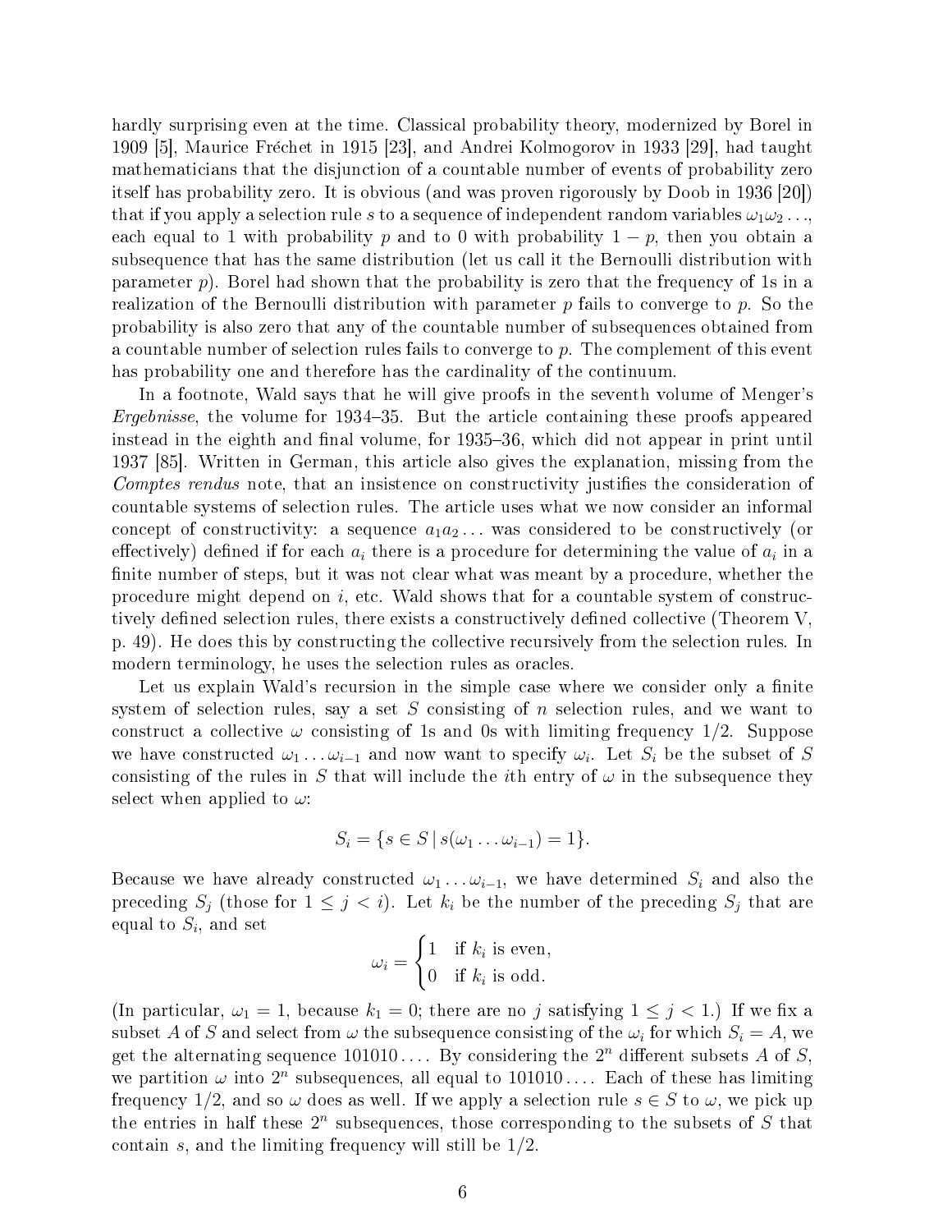hardly surprising even at the time. Classical probability theory, modernized by Borel in 1909 [5], Maurice Fréchet in 1915 [23], and Andrei Kolmogorov in 1933 [29], had taught mathematicians that the disjunction of a countable number of events of probability zero itself has probability zero. It is obvious (and was proven rigorously by Doob in 1936 [20]) that if you apply a selection rule $s$ to a sequence of independent random variables $\omega_1\omega_2\ldots$, each equal to 1 with probability $p$ and to 0 with probability $1-p$, then you obtain a subsequence that has the same distribution (let us call it the Bernoulli distribution with parameter $p$). Borel had shown that the probability is zero that the frequency of 1s in a realization of the Bernoulli distribution with parameter $p$ fails to converge to $p$. So the probability is also zero that any of the countable number of subsequences obtained from a countable number of selection rules fails to converge to $p$. The complement of this event has probability one and therefore has the cardinality of the continuum.

In a footnote, Wald says that he will give proofs in the seventh volume of Menger's *Ergebnisse*, the volume for 1934–35. But the article containing these proofs appeared instead in the eighth and final volume, for 1935–36, which did not appear in print until 1937 [85]. Written in German, this article also gives the explanation, missing from the *Comptes rendus* note, that an insistence on constructivity justifies the consideration of countable systems of selection rules. The article uses what we now consider an informal concept of constructivity: a sequence $a_1a_2\ldots$ was considered to be constructively (or effectively) defined if for each $a_i$ there is a procedure for determining the value of $a_i$ in a finite number of steps, but it was not clear what was meant by a procedure, whether the procedure might depend on $i$, etc. Wald shows that for a countable system of constructively defined selection rules, there exists a constructively defined collective (Theorem V, p. 49). He does this by constructing the collective recursively from the selection rules. In modern terminology, he uses the selection rules as oracles.

Let us explain Wald's recursion in the simple case where we consider only a finite system of selection rules, say a set $S$ consisting of $n$ selection rules, and we want to construct a collective $\omega$ consisting of 1s and 0s with limiting frequency $1/2$. Suppose we have constructed $\omega_1\ldots\omega_{i-1}$ and now want to specify $\omega_i$. Let $S_i$ be the subset of $S$ consisting of the rules in $S$ that will include the $i$th entry of $\omega$ in the subsequence they select when applied to $\omega$:

$$S_i = \{s \in S \,|\, s(\omega_1\ldots\omega_{i-1}) = 1\}.$$

Because we have already constructed $\omega_1\ldots\omega_{i-1}$, we have determined $S_i$ and also the preceding $S_j$ (those for $1 \le j < i$). Let $k_i$ be the number of the preceding $S_j$ that are equal to $S_i$, and set

$$\omega_i = \begin{cases} 1 & \text{if } k_i \text{ is even,} \\ 0 & \text{if } k_i \text{ is odd.} \end{cases}$$

(In particular, $\omega_1 = 1$, because $k_1 = 0$; there are no $j$ satisfying $1 \le j < 1$.) If we fix a subset $A$ of $S$ and select from $\omega$ the subsequence consisting of the $\omega_i$ for which $S_i = A$, we get the alternating sequence $101010\ldots$. By considering the $2^n$ different subsets $A$ of $S$, we partition $\omega$ into $2^n$ subsequences, all equal to $101010\ldots$. Each of these has limiting frequency $1/2$, and so $\omega$ does as well. If we apply a selection rule $s \in S$ to $\omega$, we pick up the entries in half these $2^n$ subsequences, those corresponding to the subsets of $S$ that contain $s$, and the limiting frequency will still be $1/2$.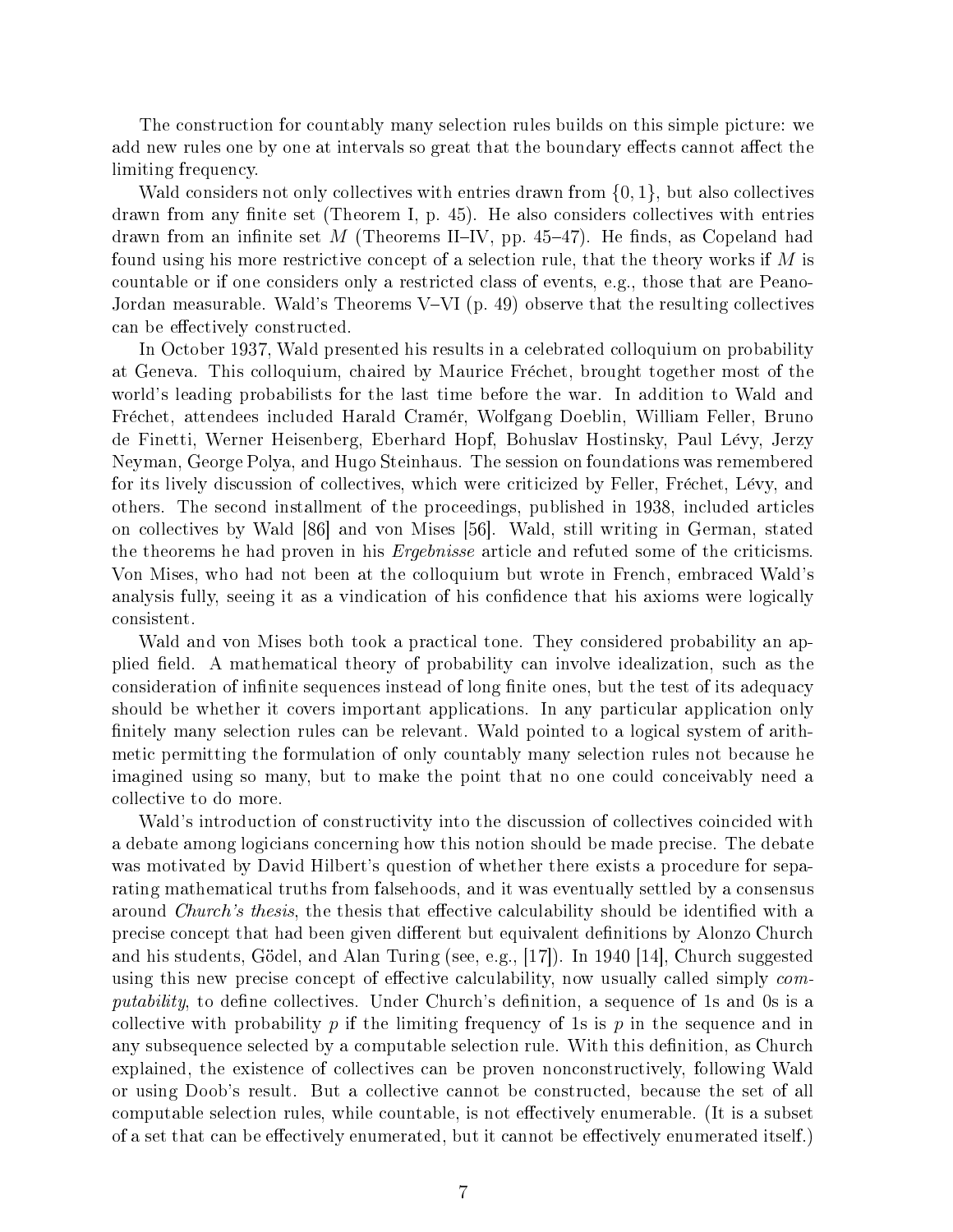The construction for countably many selection rules builds on this simple picture: we add new rules one by one at intervals so great that the boundary effects cannot affect the limiting frequency.

Wald considers not only collectives with entries drawn from $\{0, 1\}$, but also collectives drawn from any finite set (Theorem I, p. 45). He also considers collectives with entries drawn from an infinite set $M$ (Theorems II–IV, pp. 45–47). He finds, as Copeland had found using his more restrictive concept of a selection rule, that the theory works if $M$ is countable or if one considers only a restricted class of events, e.g., those that are Peano-Jordan measurable. Wald's Theorems V–VI (p. 49) observe that the resulting collectives can be effectively constructed.

In October 1937, Wald presented his results in a celebrated colloquium on probability at Geneva. This colloquium, chaired by Maurice Fréchet, brought together most of the world's leading probabilists for the last time before the war. In addition to Wald and Fréchet, attendees included Harald Cramér, Wolfgang Doeblin, William Feller, Bruno de Finetti, Werner Heisenberg, Eberhard Hopf, Bohuslav Hostinsky, Paul Lévy, Jerzy Neyman, George Polya, and Hugo Steinhaus. The session on foundations was remembered for its lively discussion of collectives, which were criticized by Feller, Fréchet, Lévy, and others. The second installment of the proceedings, published in 1938, included articles on collectives by Wald [86] and von Mises [56]. Wald, still writing in German, stated the theorems he had proven in his *Ergebnisse* article and refuted some of the criticisms. Von Mises, who had not been at the colloquium but wrote in French, embraced Wald's analysis fully, seeing it as a vindication of his confidence that his axioms were logically consistent.

Wald and von Mises both took a practical tone. They considered probability an applied field. A mathematical theory of probability can involve idealization, such as the consideration of infinite sequences instead of long finite ones, but the test of its adequacy should be whether it covers important applications. In any particular application only finitely many selection rules can be relevant. Wald pointed to a logical system of arithmetic permitting the formulation of only countably many selection rules not because he imagined using so many, but to make the point that no one could conceivably need a collective to do more.

Wald's introduction of constructivity into the discussion of collectives coincided with a debate among logicians concerning how this notion should be made precise. The debate was motivated by David Hilbert's question of whether there exists a procedure for separating mathematical truths from falsehoods, and it was eventually settled by a consensus around *Church's thesis*, the thesis that effective calculability should be identified with a precise concept that had been given different but equivalent definitions by Alonzo Church and his students, Gödel, and Alan Turing (see, e.g., [17]). In 1940 [14], Church suggested using this new precise concept of effective calculability, now usually called simply *computability*, to define collectives. Under Church's definition, a sequence of 1s and 0s is a collective with probability $p$ if the limiting frequency of 1s is $p$ in the sequence and in any subsequence selected by a computable selection rule. With this definition, as Church explained, the existence of collectives can be proven nonconstructively, following Wald or using Doob's result. But a collective cannot be constructed, because the set of all computable selection rules, while countable, is not effectively enumerable. (It is a subset of a set that can be effectively enumerated, but it cannot be effectively enumerated itself.)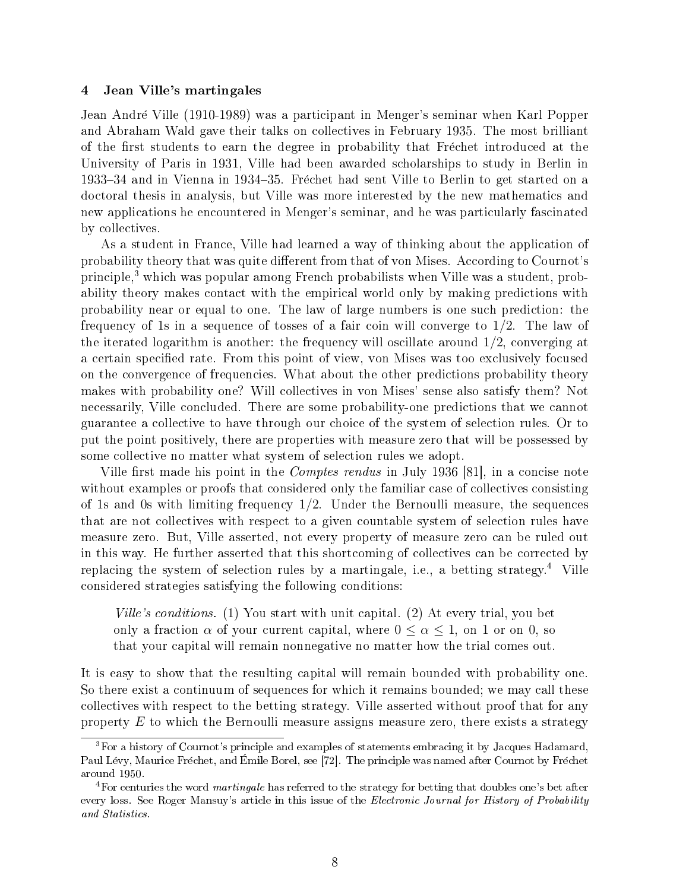## 4 Jean Ville's martingales

Jean André Ville (1910-1989) was a participant in Menger's seminar when Karl Popper and Abraham Wald gave their talks on collectives in February 1935. The most brilliant of the first students to earn the degree in probability that Fréchet introduced at the University of Paris in 1931, Ville had been awarded scholarships to study in Berlin in 1933–34 and in Vienna in 1934–35. Fréchet had sent Ville to Berlin to get started on a doctoral thesis in analysis, but Ville was more interested by the new mathematics and new applications he encountered in Menger's seminar, and he was particularly fascinated by collectives.

As a student in France, Ville had learned a way of thinking about the application of probability theory that was quite different from that of von Mises. According to Cournot's principle,[3] which was popular among French probabilists when Ville was a student, probability theory makes contact with the empirical world only by making predictions with probability near or equal to one. The law of large numbers is one such prediction: the frequency of 1s in a sequence of tosses of a fair coin will converge to $1/2$. The law of the iterated logarithm is another: the frequency will oscillate around $1/2$, converging at a certain specified rate. From this point of view, von Mises was too exclusively focused on the convergence of frequencies. What about the other predictions probability theory makes with probability one? Will collectives in von Mises' sense also satisfy them? Not necessarily, Ville concluded. There are some probability-one predictions that we cannot guarantee a collective to have through our choice of the system of selection rules. Or to put the point positively, there are properties with measure zero that will be possessed by some collective no matter what system of selection rules we adopt.

Ville first made his point in the *Comptes rendus* in July 1936 [81], in a concise note without examples or proofs that considered only the familiar case of collectives consisting of 1s and 0s with limiting frequency $1/2$. Under the Bernoulli measure, the sequences that are not collectives with respect to a given countable system of selection rules have measure zero. But, Ville asserted, not every property of measure zero can be ruled out in this way. He further asserted that this shortcoming of collectives can be corrected by replacing the system of selection rules by a martingale, i.e., a betting strategy.[4] Ville considered strategies satisfying the following conditions:

> *Ville's conditions.* (1) You start with unit capital. (2) At every trial, you bet only a fraction $\alpha$ of your current capital, where $0 \leq \alpha \leq 1$, on 1 or on 0, so that your capital will remain nonnegative no matter how the trial comes out.

It is easy to show that the resulting capital will remain bounded with probability one. So there exist a continuum of sequences for which it remains bounded; we may call these collectives with respect to the betting strategy. Ville asserted without proof that for any property $E$ to which the Bernoulli measure assigns measure zero, there exists a strategy

---

[3] For a history of Cournot's principle and examples of statements embracing it by Jacques Hadamard, Paul Lévy, Maurice Fréchet, and Émile Borel, see [72]. The principle was named after Cournot by Fréchet around 1950.

[4] For centuries the word *martingale* has referred to the strategy for betting that doubles one's bet after every loss. See Roger Mansuy's article in this issue of the *Electronic Journal for History of Probability and Statistics*.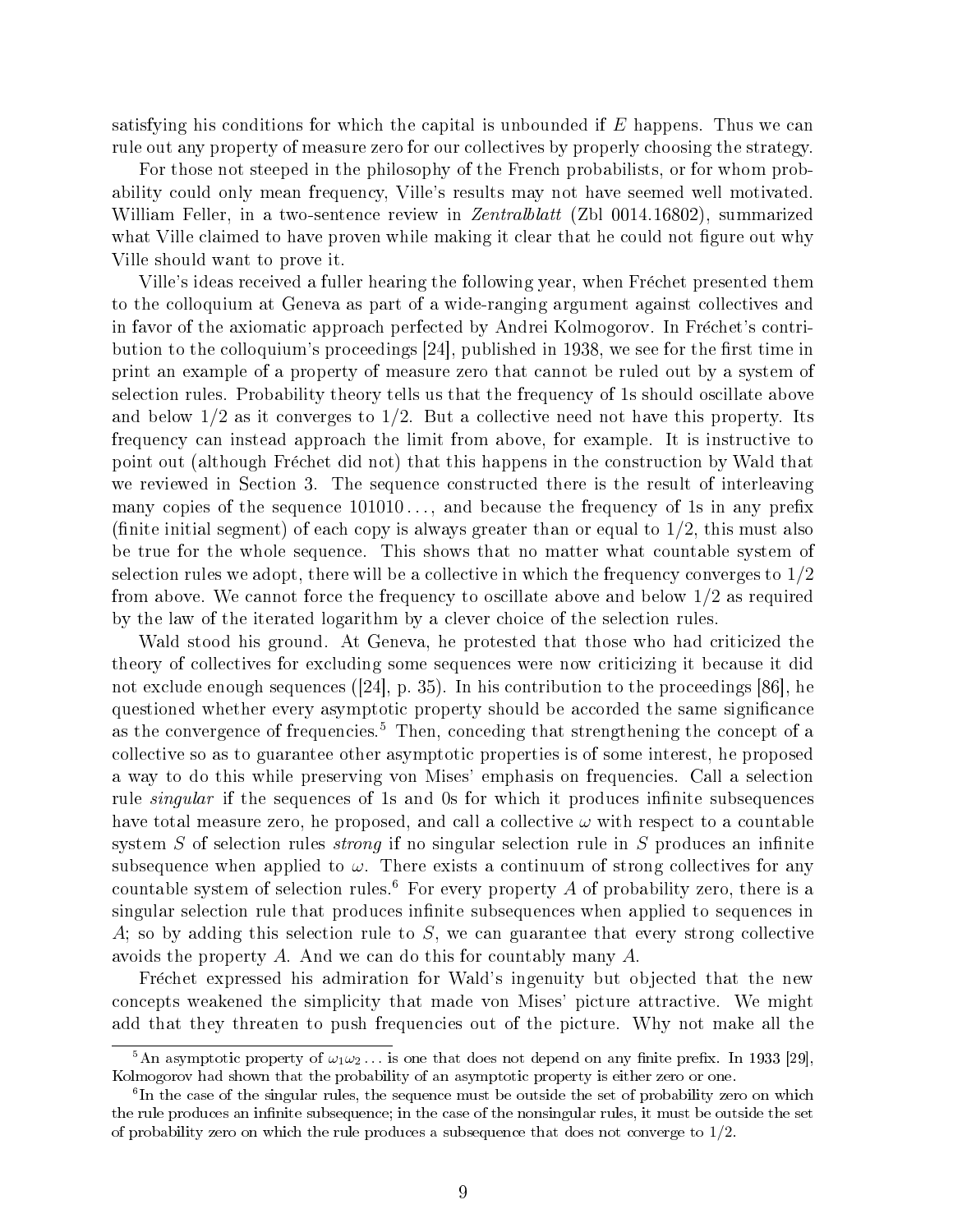satisfying his conditions for which the capital is unbounded if $E$ happens. Thus we can rule out any property of measure zero for our collectives by properly choosing the strategy.

For those not steeped in the philosophy of the French probabilists, or for whom probability could only mean frequency, Ville's results may not have seemed well motivated. William Feller, in a two-sentence review in *Zentralblatt* (Zbl 0014.16802), summarized what Ville claimed to have proven while making it clear that he could not figure out why Ville should want to prove it.

Ville's ideas received a fuller hearing the following year, when Fréchet presented them to the colloquium at Geneva as part of a wide-ranging argument against collectives and in favor of the axiomatic approach perfected by Andrei Kolmogorov. In Fréchet's contribution to the colloquium's proceedings [24], published in 1938, we see for the first time in print an example of a property of measure zero that cannot be ruled out by a system of selection rules. Probability theory tells us that the frequency of 1s should oscillate above and below $1/2$ as it converges to $1/2$. But a collective need not have this property. Its frequency can instead approach the limit from above, for example. It is instructive to point out (although Fréchet did not) that this happens in the construction by Wald that we reviewed in Section 3. The sequence constructed there is the result of interleaving many copies of the sequence $101010\dots$, and because the frequency of 1s in any prefix (finite initial segment) of each copy is always greater than or equal to $1/2$, this must also be true for the whole sequence. This shows that no matter what countable system of selection rules we adopt, there will be a collective in which the frequency converges to $1/2$ from above. We cannot force the frequency to oscillate above and below $1/2$ as required by the law of the iterated logarithm by a clever choice of the selection rules.

Wald stood his ground. At Geneva, he protested that those who had criticized the theory of collectives for excluding some sequences were now criticizing it because it did not exclude enough sequences ([24], p. 35). In his contribution to the proceedings [86], he questioned whether every asymptotic property should be accorded the same significance as the convergence of frequencies.[5] Then, conceding that strengthening the concept of a collective so as to guarantee other asymptotic properties is of some interest, he proposed a way to do this while preserving von Mises' emphasis on frequencies. Call a selection rule *singular* if the sequences of 1s and 0s for which it produces infinite subsequences have total measure zero, he proposed, and call a collective $\omega$ with respect to a countable system $S$ of selection rules *strong* if no singular selection rule in $S$ produces an infinite subsequence when applied to $\omega$. There exists a continuum of strong collectives for any countable system of selection rules.[6] For every property $A$ of probability zero, there is a singular selection rule that produces infinite subsequences when applied to sequences in $A$; so by adding this selection rule to $S$, we can guarantee that every strong collective avoids the property $A$. And we can do this for countably many $A$.

Fréchet expressed his admiration for Wald's ingenuity but objected that the new concepts weakened the simplicity that made von Mises' picture attractive. We might add that they threaten to push frequencies out of the picture. Why not make all the

---

[5] An asymptotic property of $\omega_1\omega_2\dots$ is one that does not depend on any finite prefix. In 1933 [29], Kolmogorov had shown that the probability of an asymptotic property is either zero or one.

[6] In the case of the singular rules, the sequence must be outside the set of probability zero on which the rule produces an infinite subsequence; in the case of the nonsingular rules, it must be outside the set of probability zero on which the rule produces a subsequence that does not converge to $1/2$.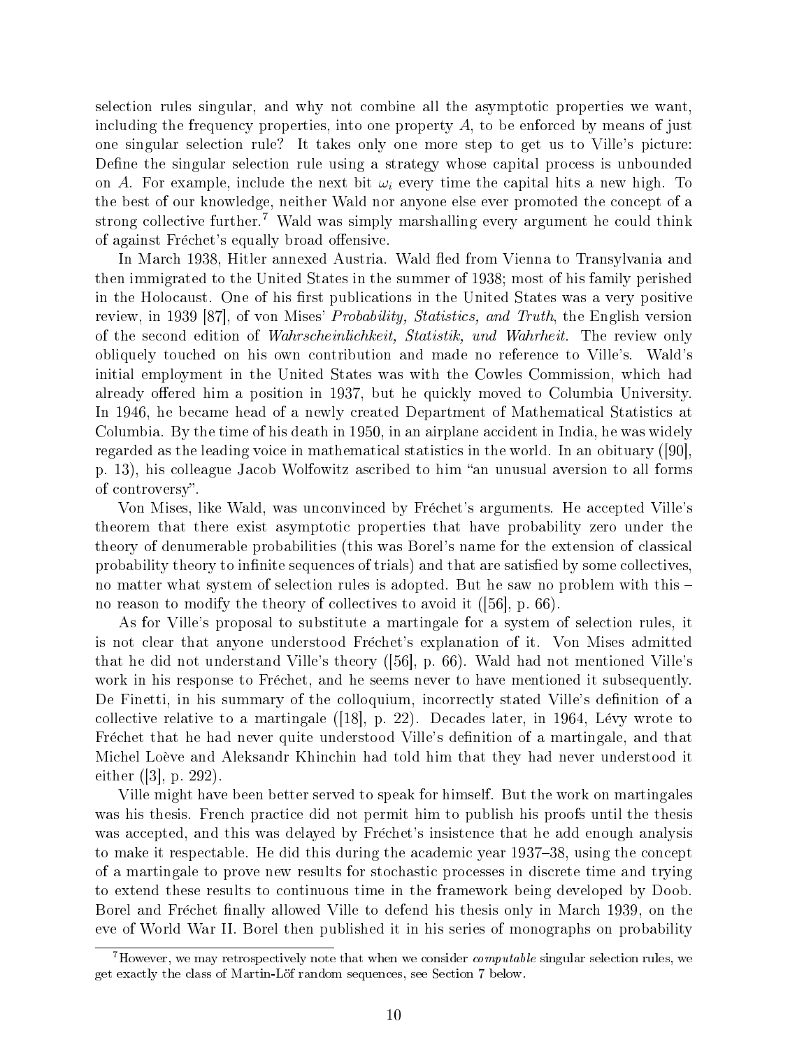selection rules singular, and why not combine all the asymptotic properties we want, including the frequency properties, into one property $A$, to be enforced by means of just one singular selection rule? It takes only one more step to get us to Ville's picture: Define the singular selection rule using a strategy whose capital process is unbounded on $A$. For example, include the next bit $\omega_i$ every time the capital hits a new high. To the best of our knowledge, neither Wald nor anyone else ever promoted the concept of a strong collective further.[7] Wald was simply marshalling every argument he could think of against Fréchet's equally broad offensive.

In March 1938, Hitler annexed Austria. Wald fled from Vienna to Transylvania and then immigrated to the United States in the summer of 1938; most of his family perished in the Holocaust. One of his first publications in the United States was a very positive review, in 1939 [87], of von Mises' *Probability, Statistics, and Truth*, the English version of the second edition of *Wahrscheinlichkeit, Statistik, und Wahrheit*. The review only obliquely touched on his own contribution and made no reference to Ville's. Wald's initial employment in the United States was with the Cowles Commission, which had already offered him a position in 1937, but he quickly moved to Columbia University. In 1946, he became head of a newly created Department of Mathematical Statistics at Columbia. By the time of his death in 1950, in an airplane accident in India, he was widely regarded as the leading voice in mathematical statistics in the world. In an obituary ([90], p. 13), his colleague Jacob Wolfowitz ascribed to him "an unusual aversion to all forms of controversy".

Von Mises, like Wald, was unconvinced by Fréchet's arguments. He accepted Ville's theorem that there exist asymptotic properties that have probability zero under the theory of denumerable probabilities (this was Borel's name for the extension of classical probability theory to infinite sequences of trials) and that are satisfied by some collectives, no matter what system of selection rules is adopted. But he saw no problem with this – no reason to modify the theory of collectives to avoid it ([56], p. 66).

As for Ville's proposal to substitute a martingale for a system of selection rules, it is not clear that anyone understood Fréchet's explanation of it. Von Mises admitted that he did not understand Ville's theory ([56], p. 66). Wald had not mentioned Ville's work in his response to Fréchet, and he seems never to have mentioned it subsequently. De Finetti, in his summary of the colloquium, incorrectly stated Ville's definition of a collective relative to a martingale ([18], p. 22). Decades later, in 1964, Lévy wrote to Fréchet that he had never quite understood Ville's definition of a martingale, and that Michel Loève and Aleksandr Khinchin had told him that they had never understood it either ([3], p. 292).

Ville might have been better served to speak for himself. But the work on martingales was his thesis. French practice did not permit him to publish his proofs until the thesis was accepted, and this was delayed by Fréchet's insistence that he add enough analysis to make it respectable. He did this during the academic year 1937–38, using the concept of a martingale to prove new results for stochastic processes in discrete time and trying to extend these results to continuous time in the framework being developed by Doob. Borel and Fréchet finally allowed Ville to defend his thesis only in March 1939, on the eve of World War II. Borel then published it in his series of monographs on probability

[7] However, we may retrospectively note that when we consider *computable* singular selection rules, we get exactly the class of Martin-Löf random sequences, see Section 7 below.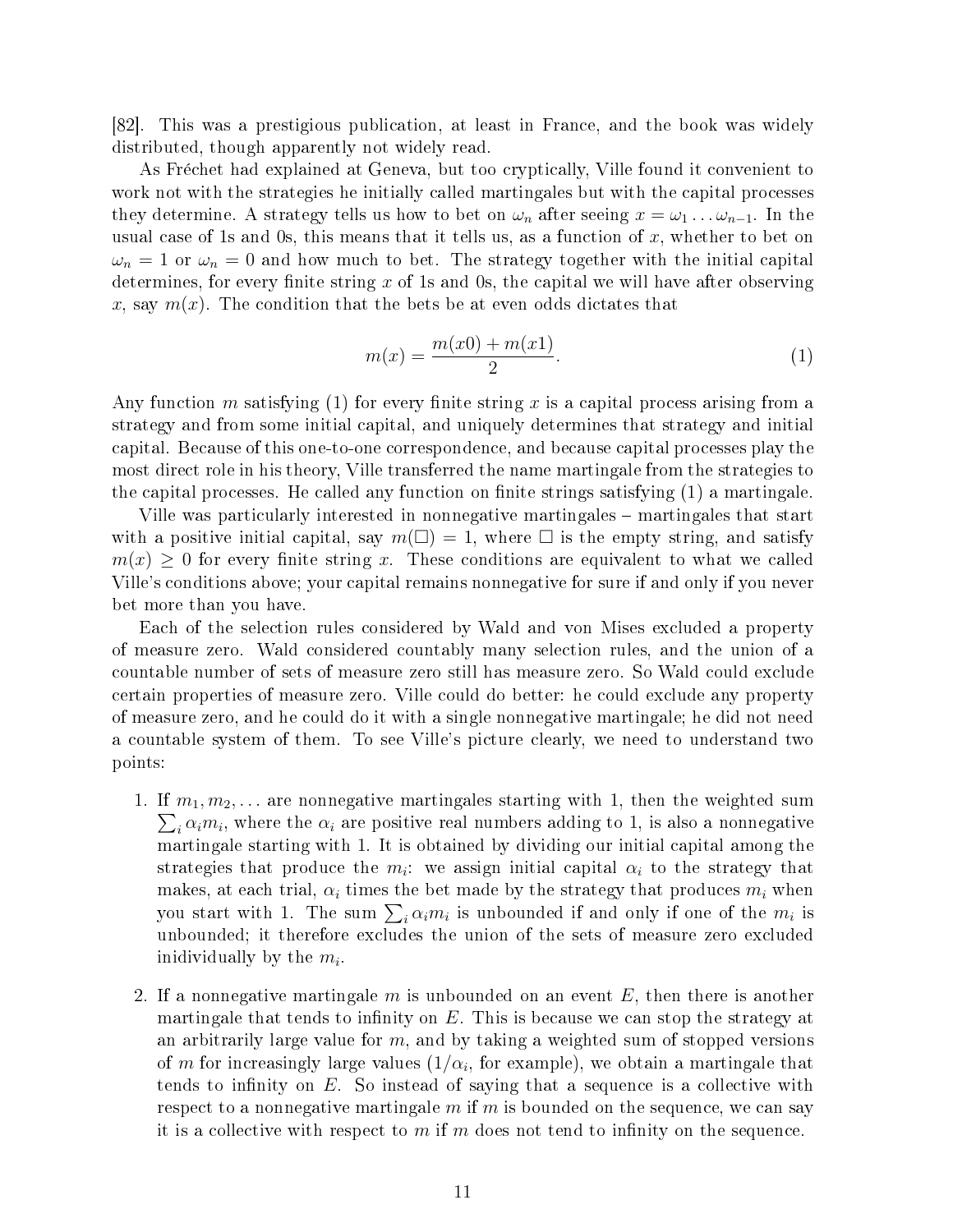[82]. This was a prestigious publication, at least in France, and the book was widely distributed, though apparently not widely read.

As Fréchet had explained at Geneva, but too cryptically, Ville found it convenient to work not with the strategies he initially called martingales but with the capital processes they determine. A strategy tells us how to bet on $\omega_n$ after seeing $x = \omega_1 \dots \omega_{n-1}$. In the usual case of 1s and 0s, this means that it tells us, as a function of $x$, whether to bet on $\omega_n = 1$ or $\omega_n = 0$ and how much to bet. The strategy together with the initial capital determines, for every finite string $x$ of 1s and 0s, the capital we will have after observing $x$, say $m(x)$. The condition that the bets be at even odds dictates that

$$m(x) = \frac{m(x0) + m(x1)}{2}. \tag{1}$$

Any function $m$ satisfying (1) for every finite string $x$ is a capital process arising from a strategy and from some initial capital, and uniquely determines that strategy and initial capital. Because of this one-to-one correspondence, and because capital processes play the most direct role in his theory, Ville transferred the name martingale from the strategies to the capital processes. He called any function on finite strings satisfying (1) a martingale.

Ville was particularly interested in nonnegative martingales – martingales that start with a positive initial capital, say $m(\Box) = 1$, where $\Box$ is the empty string, and satisfy $m(x) \geq 0$ for every finite string $x$. These conditions are equivalent to what we called Ville's conditions above; your capital remains nonnegative for sure if and only if you never bet more than you have.

Each of the selection rules considered by Wald and von Mises excluded a property of measure zero. Wald considered countably many selection rules, and the union of a countable number of sets of measure zero still has measure zero. So Wald could exclude certain properties of measure zero. Ville could do better: he could exclude any property of measure zero, and he could do it with a single nonnegative martingale; he did not need a countable system of them. To see Ville's picture clearly, we need to understand two points:

1. If $m_1, m_2, \dots$ are nonnegative martingales starting with 1, then the weighted sum $\sum_i \alpha_i m_i$, where the $\alpha_i$ are positive real numbers adding to 1, is also a nonnegative martingale starting with 1. It is obtained by dividing our initial capital among the strategies that produce the $m_i$: we assign initial capital $\alpha_i$ to the strategy that makes, at each trial, $\alpha_i$ times the bet made by the strategy that produces $m_i$ when you start with 1. The sum $\sum_i \alpha_i m_i$ is unbounded if and only if one of the $m_i$ is unbounded; it therefore excludes the union of the sets of measure zero excluded inidividually by the $m_i$.

2. If a nonnegative martingale $m$ is unbounded on an event $E$, then there is another martingale that tends to infinity on $E$. This is because we can stop the strategy at an arbitrarily large value for $m$, and by taking a weighted sum of stopped versions of $m$ for increasingly large values ($1/\alpha_i$, for example), we obtain a martingale that tends to infinity on $E$. So instead of saying that a sequence is a collective with respect to a nonnegative martingale $m$ if $m$ is bounded on the sequence, we can say it is a collective with respect to $m$ if $m$ does not tend to infinity on the sequence.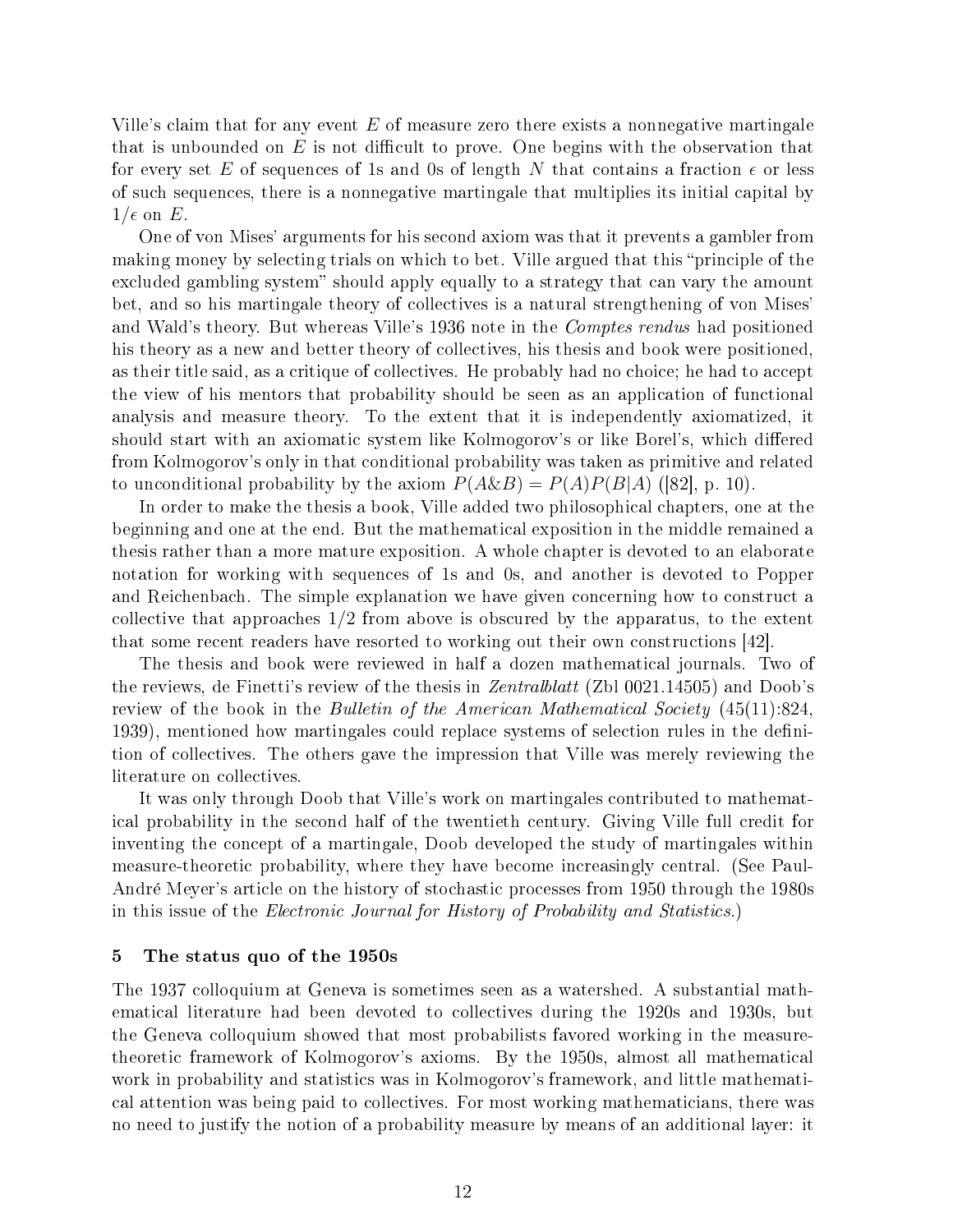Ville's claim that for any event $E$ of measure zero there exists a nonnegative martingale that is unbounded on $E$ is not difficult to prove. One begins with the observation that for every set $E$ of sequences of 1s and 0s of length $N$ that contains a fraction $\epsilon$ or less of such sequences, there is a nonnegative martingale that multiplies its initial capital by $1/\epsilon$ on $E$.

One of von Mises' arguments for his second axiom was that it prevents a gambler from making money by selecting trials on which to bet. Ville argued that this "principle of the excluded gambling system" should apply equally to a strategy that can vary the amount bet, and so his martingale theory of collectives is a natural strengthening of von Mises' and Wald's theory. But whereas Ville's 1936 note in the *Comptes rendus* had positioned his theory as a new and better theory of collectives, his thesis and book were positioned, as their title said, as a critique of collectives. He probably had no choice; he had to accept the view of his mentors that probability should be seen as an application of functional analysis and measure theory. To the extent that it is independently axiomatized, it should start with an axiomatic system like Kolmogorov's or like Borel's, which differed from Kolmogorov's only in that conditional probability was taken as primitive and related to unconditional probability by the axiom $P(A\&B) = P(A)P(B|A)$ ([82], p. 10).

In order to make the thesis a book, Ville added two philosophical chapters, one at the beginning and one at the end. But the mathematical exposition in the middle remained a thesis rather than a more mature exposition. A whole chapter is devoted to an elaborate notation for working with sequences of 1s and 0s, and another is devoted to Popper and Reichenbach. The simple explanation we have given concerning how to construct a collective that approaches 1/2 from above is obscured by the apparatus, to the extent that some recent readers have resorted to working out their own constructions [42].

The thesis and book were reviewed in half a dozen mathematical journals. Two of the reviews, de Finetti's review of the thesis in *Zentralblatt* (Zbl 0021.14505) and Doob's review of the book in the *Bulletin of the American Mathematical Society* (45(11):824, 1939), mentioned how martingales could replace systems of selection rules in the definition of collectives. The others gave the impression that Ville was merely reviewing the literature on collectives.

It was only through Doob that Ville's work on martingales contributed to mathematical probability in the second half of the twentieth century. Giving Ville full credit for inventing the concept of a martingale, Doob developed the study of martingales within measure-theoretic probability, where they have become increasingly central. (See Paul-André Meyer's article on the history of stochastic processes from 1950 through the 1980s in this issue of the *Electronic Journal for History of Probability and Statistics*.)

## 5 The status quo of the 1950s

The 1937 colloquium at Geneva is sometimes seen as a watershed. A substantial mathematical literature had been devoted to collectives during the 1920s and 1930s, but the Geneva colloquium showed that most probabilists favored working in the measure-theoretic framework of Kolmogorov's axioms. By the 1950s, almost all mathematical work in probability and statistics was in Kolmogorov's framework, and little mathematical attention was being paid to collectives. For most working mathematicians, there was no need to justify the notion of a probability measure by means of an additional layer: it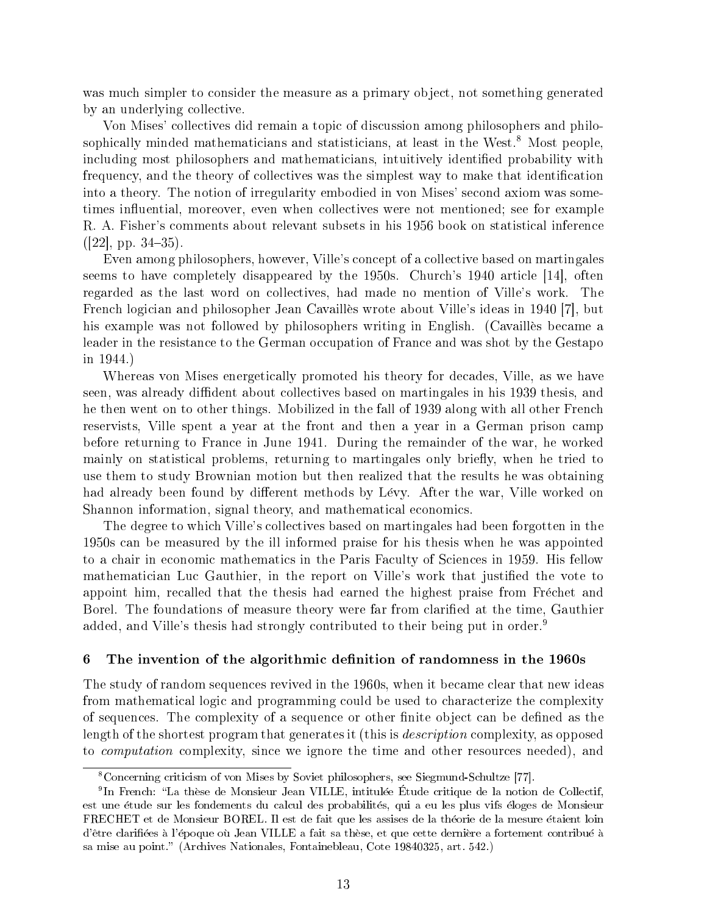was much simpler to consider the measure as a primary object, not something generated by an underlying collective.

Von Mises' collectives did remain a topic of discussion among philosophers and philosophically minded mathematicians and statisticians, at least in the West.[8] Most people, including most philosophers and mathematicians, intuitively identified probability with frequency, and the theory of collectives was the simplest way to make that identification into a theory. The notion of irregularity embodied in von Mises' second axiom was sometimes influential, moreover, even when collectives were not mentioned; see for example R. A. Fisher's comments about relevant subsets in his 1956 book on statistical inference ([22], pp. 34–35).

Even among philosophers, however, Ville's concept of a collective based on martingales seems to have completely disappeared by the 1950s. Church's 1940 article [14], often regarded as the last word on collectives, had made no mention of Ville's work. The French logician and philosopher Jean Cavaillès wrote about Ville's ideas in 1940 [7], but his example was not followed by philosophers writing in English. (Cavaillès became a leader in the resistance to the German occupation of France and was shot by the Gestapo in 1944.)

Whereas von Mises energetically promoted his theory for decades, Ville, as we have seen, was already diffident about collectives based on martingales in his 1939 thesis, and he then went on to other things. Mobilized in the fall of 1939 along with all other French reservists, Ville spent a year at the front and then a year in a German prison camp before returning to France in June 1941. During the remainder of the war, he worked mainly on statistical problems, returning to martingales only briefly, when he tried to use them to study Brownian motion but then realized that the results he was obtaining had already been found by different methods by Lévy. After the war, Ville worked on Shannon information, signal theory, and mathematical economics.

The degree to which Ville's collectives based on martingales had been forgotten in the 1950s can be measured by the ill informed praise for his thesis when he was appointed to a chair in economic mathematics in the Paris Faculty of Sciences in 1959. His fellow mathematician Luc Gauthier, in the report on Ville's work that justified the vote to appoint him, recalled that the thesis had earned the highest praise from Fréchet and Borel. The foundations of measure theory were far from clarified at the time, Gauthier added, and Ville's thesis had strongly contributed to their being put in order.[9]

## 6 The invention of the algorithmic definition of randomness in the 1960s

The study of random sequences revived in the 1960s, when it became clear that new ideas from mathematical logic and programming could be used to characterize the complexity of sequences. The complexity of a sequence or other finite object can be defined as the length of the shortest program that generates it (this is *description* complexity, as opposed to *computation* complexity, since we ignore the time and other resources needed), and

---

[8] Concerning criticism of von Mises by Soviet philosophers, see Siegmund-Schultze [77].

[9] In French: "La thèse de Monsieur Jean VILLE, intitulée Étude critique de la notion de Collectif, est une étude sur les fondements du calcul des probabilités, qui a eu les plus vifs éloges de Monsieur FRECHET et de Monsieur BOREL. Il est de fait que les assises de la théorie de la mesure étaient loin d'être clarifiées à l'époque où Jean VILLE a fait sa thèse, et que cette dernière a fortement contribué à sa mise au point." (Archives Nationales, Fontainebleau, Cote 19840325, art. 542.)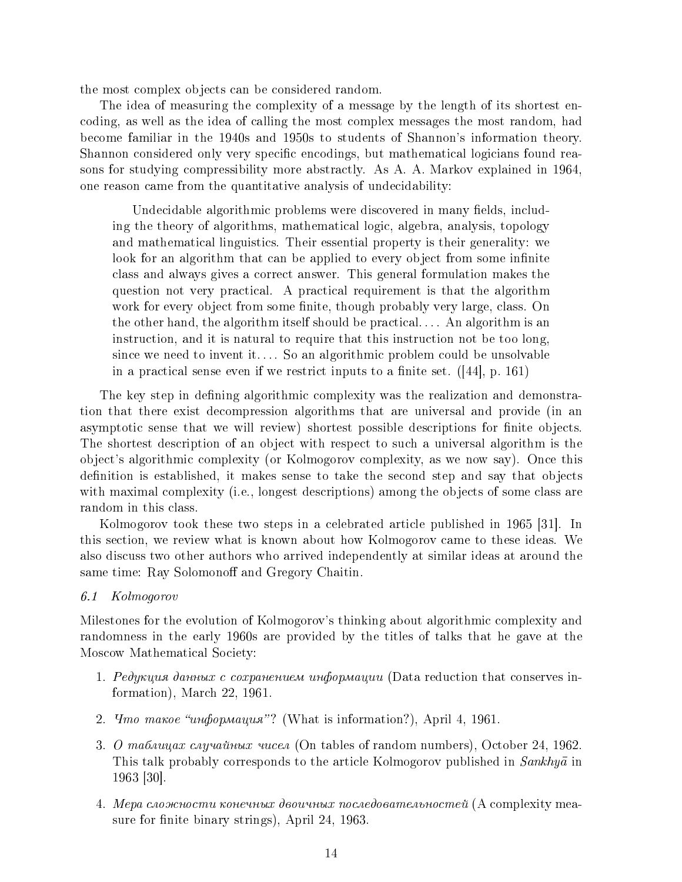the most complex objects can be considered random.

The idea of measuring the complexity of a message by the length of its shortest encoding, as well as the idea of calling the most complex messages the most random, had become familiar in the 1940s and 1950s to students of Shannon's information theory. Shannon considered only very specific encodings, but mathematical logicians found reasons for studying compressibility more abstractly. As A. A. Markov explained in 1964, one reason came from the quantitative analysis of undecidability:

> Undecidable algorithmic problems were discovered in many fields, including the theory of algorithms, mathematical logic, algebra, analysis, topology and mathematical linguistics. Their essential property is their generality: we look for an algorithm that can be applied to every object from some infinite class and always gives a correct answer. This general formulation makes the question not very practical. A practical requirement is that the algorithm work for every object from some finite, though probably very large, class. On the other hand, the algorithm itself should be practical.... An algorithm is an instruction, and it is natural to require that this instruction not be too long, since we need to invent it.... So an algorithmic problem could be unsolvable in a practical sense even if we restrict inputs to a finite set. ([44], p. 161)

The key step in defining algorithmic complexity was the realization and demonstration that there exist decompression algorithms that are universal and provide (in an asymptotic sense that we will review) shortest possible descriptions for finite objects. The shortest description of an object with respect to such a universal algorithm is the object's algorithmic complexity (or Kolmogorov complexity, as we now say). Once this definition is established, it makes sense to take the second step and say that objects with maximal complexity (i.e., longest descriptions) among the objects of some class are random in this class.

Kolmogorov took these two steps in a celebrated article published in 1965 [31]. In this section, we review what is known about how Kolmogorov came to these ideas. We also discuss two other authors who arrived independently at similar ideas at around the same time: Ray Solomonoff and Gregory Chaitin.

### *6.1 Kolmogorov*

Milestones for the evolution of Kolmogorov's thinking about algorithmic complexity and randomness in the early 1960s are provided by the titles of talks that he gave at the Moscow Mathematical Society:

1. *Редукция данных с сохранением информации* (Data reduction that conserves information), March 22, 1961.
2. *Что такое "информация"?* (What is information?), April 4, 1961.
3. *О таблицах случайных чисел* (On tables of random numbers), October 24, 1962. This talk probably corresponds to the article Kolmogorov published in *Sankhyā* in 1963 [30].
4. *Мера сложности конечных двоичных последовательностей* (A complexity measure for finite binary strings), April 24, 1963.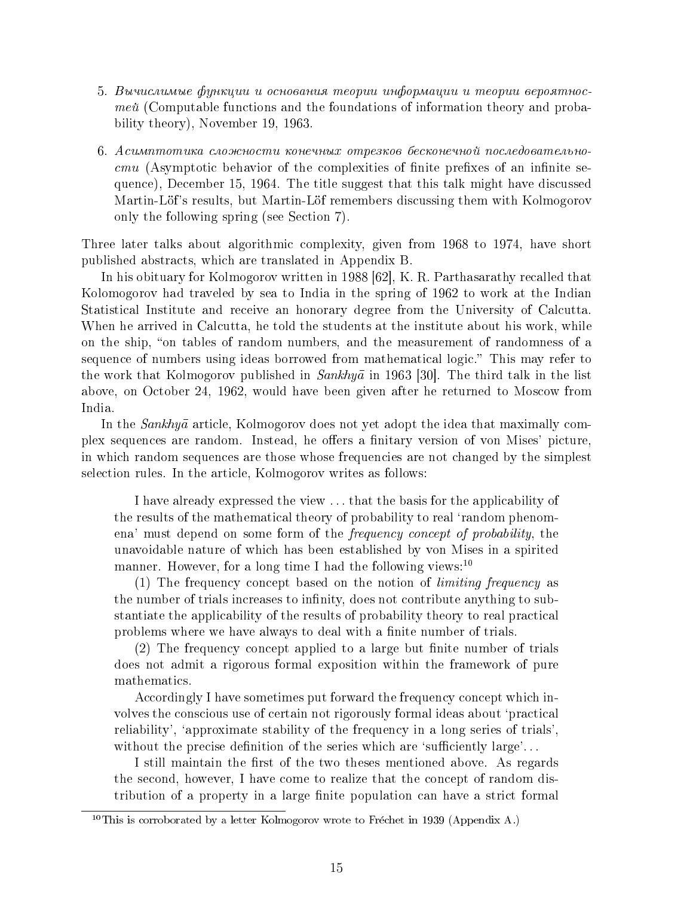5. *Вычислимые функции и основания теории информации и теории вероятностей* (Computable functions and the foundations of information theory and probability theory), November 19, 1963.

6. *Асимптотика сложности конечных отрезков бесконечной последовательности* (Asymptotic behavior of the complexities of finite prefixes of an infinite sequence), December 15, 1964. The title suggest that this talk might have discussed Martin-Löf's results, but Martin-Löf remembers discussing them with Kolmogorov only the following spring (see Section 7).

Three later talks about algorithmic complexity, given from 1968 to 1974, have short published abstracts, which are translated in Appendix B.

In his obituary for Kolmogorov written in 1988 [62], K. R. Parthasarathy recalled that Kolomogorov had traveled by sea to India in the spring of 1962 to work at the Indian Statistical Institute and receive an honorary degree from the University of Calcutta. When he arrived in Calcutta, he told the students at the institute about his work, while on the ship, "on tables of random numbers, and the measurement of randomness of a sequence of numbers using ideas borrowed from mathematical logic." This may refer to the work that Kolmogorov published in *Sankhyā* in 1963 [30]. The third talk in the list above, on October 24, 1962, would have been given after he returned to Moscow from India.

In the *Sankhyā* article, Kolmogorov does not yet adopt the idea that maximally complex sequences are random. Instead, he offers a finitary version of von Mises' picture, in which random sequences are those whose frequencies are not changed by the simplest selection rules. In the article, Kolmogorov writes as follows:

> I have already expressed the view ... that the basis for the applicability of the results of the mathematical theory of probability to real 'random phenomena' must depend on some form of the *frequency concept of probability*, the unavoidable nature of which has been established by von Mises in a spirited manner. However, for a long time I had the following views:[10]
>
> (1) The frequency concept based on the notion of *limiting frequency* as the number of trials increases to infinity, does not contribute anything to substantiate the applicability of the results of probability theory to real practical problems where we have always to deal with a finite number of trials.
>
> (2) The frequency concept applied to a large but finite number of trials does not admit a rigorous formal exposition within the framework of pure mathematics.
>
> Accordingly I have sometimes put forward the frequency concept which involves the conscious use of certain not rigorously formal ideas about 'practical reliability', 'approximate stability of the frequency in a long series of trials', without the precise definition of the series which are 'sufficiently large'...
>
> I still maintain the first of the two theses mentioned above. As regards the second, however, I have come to realize that the concept of random distribution of a property in a large finite population can have a strict formal

[10] This is corroborated by a letter Kolmogorov wrote to Fréchet in 1939 (Appendix A.)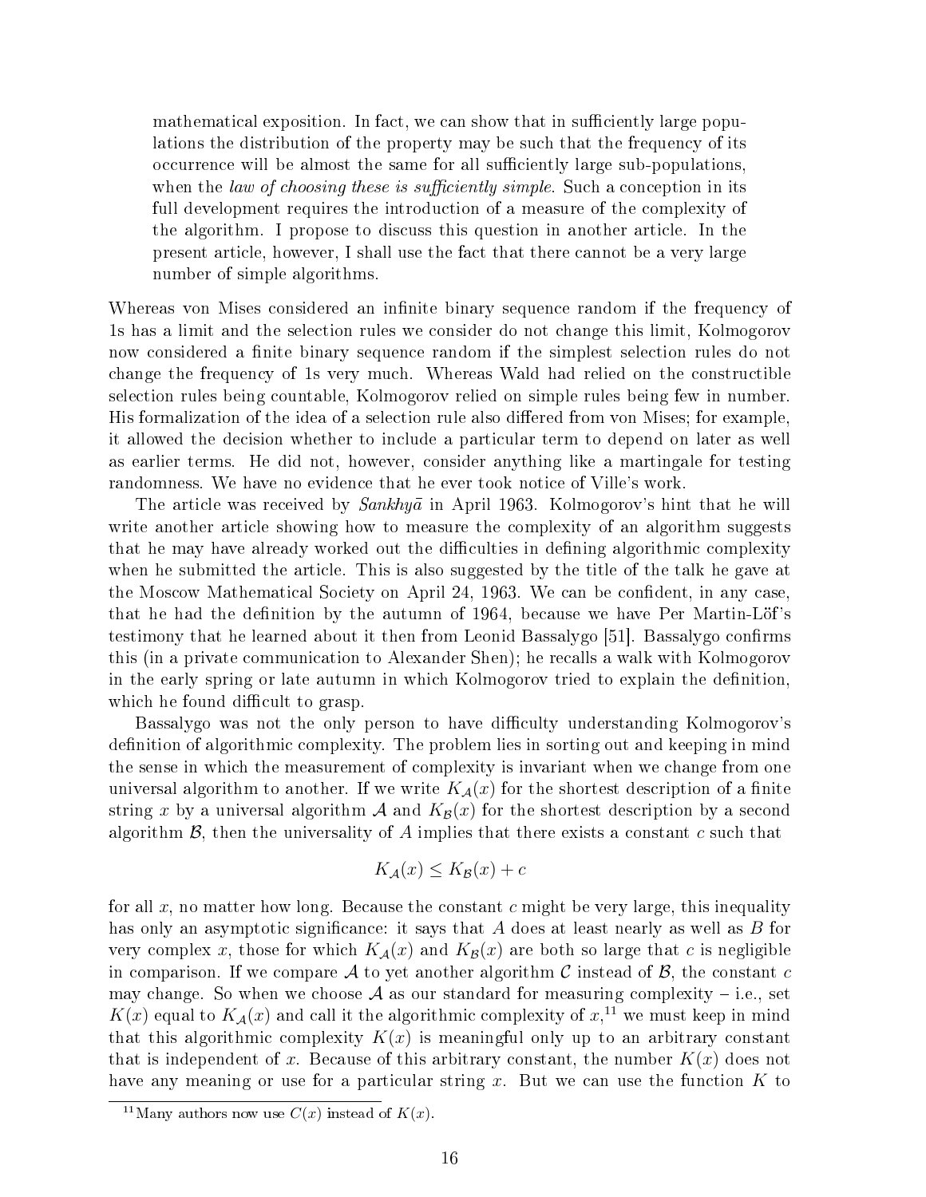> mathematical exposition. In fact, we can show that in sufficiently large populations the distribution of the property may be such that the frequency of its occurrence will be almost the same for all sufficiently large sub-populations, when the *law of choosing these is sufficiently simple*. Such a conception in its full development requires the introduction of a measure of the complexity of the algorithm. I propose to discuss this question in another article. In the present article, however, I shall use the fact that there cannot be a very large number of simple algorithms.

Whereas von Mises considered an infinite binary sequence random if the frequency of 1s has a limit and the selection rules we consider do not change this limit, Kolmogorov now considered a finite binary sequence random if the simplest selection rules do not change the frequency of 1s very much. Whereas Wald had relied on the constructible selection rules being countable, Kolmogorov relied on simple rules being few in number. His formalization of the idea of a selection rule also differed from von Mises; for example, it allowed the decision whether to include a particular term to depend on later as well as earlier terms. He did not, however, consider anything like a martingale for testing randomness. We have no evidence that he ever took notice of Ville's work.

The article was received by *Sankhyā* in April 1963. Kolmogorov's hint that he will write another article showing how to measure the complexity of an algorithm suggests that he may have already worked out the difficulties in defining algorithmic complexity when he submitted the article. This is also suggested by the title of the talk he gave at the Moscow Mathematical Society on April 24, 1963. We can be confident, in any case, that he had the definition by the autumn of 1964, because we have Per Martin-Löf's testimony that he learned about it then from Leonid Bassalygo [51]. Bassalygo confirms this (in a private communication to Alexander Shen); he recalls a walk with Kolmogorov in the early spring or late autumn in which Kolmogorov tried to explain the definition, which he found difficult to grasp.

Bassalygo was not the only person to have difficulty understanding Kolmogorov's definition of algorithmic complexity. The problem lies in sorting out and keeping in mind the sense in which the measurement of complexity is invariant when we change from one universal algorithm to another. If we write $K_{\mathcal{A}}(x)$ for the shortest description of a finite string $x$ by a universal algorithm $\mathcal{A}$ and $K_{\mathcal{B}}(x)$ for the shortest description by a second algorithm $\mathcal{B}$, then the universality of $A$ implies that there exists a constant $c$ such that

$$K_{\mathcal{A}}(x) \leq K_{\mathcal{B}}(x) + c$$

for all $x$, no matter how long. Because the constant $c$ might be very large, this inequality has only an asymptotic significance: it says that $A$ does at least nearly as well as $B$ for very complex $x$, those for which $K_{\mathcal{A}}(x)$ and $K_{\mathcal{B}}(x)$ are both so large that $c$ is negligible in comparison. If we compare $\mathcal{A}$ to yet another algorithm $\mathcal{C}$ instead of $\mathcal{B}$, the constant $c$ may change. So when we choose $\mathcal{A}$ as our standard for measuring complexity – i.e., set $K(x)$ equal to $K_{\mathcal{A}}(x)$ and call it the algorithmic complexity of $x$,[11] we must keep in mind that this algorithmic complexity $K(x)$ is meaningful only up to an arbitrary constant that is independent of $x$. Because of this arbitrary constant, the number $K(x)$ does not have any meaning or use for a particular string $x$. But we can use the function $K$ to

[11] Many authors now use $C(x)$ instead of $K(x)$.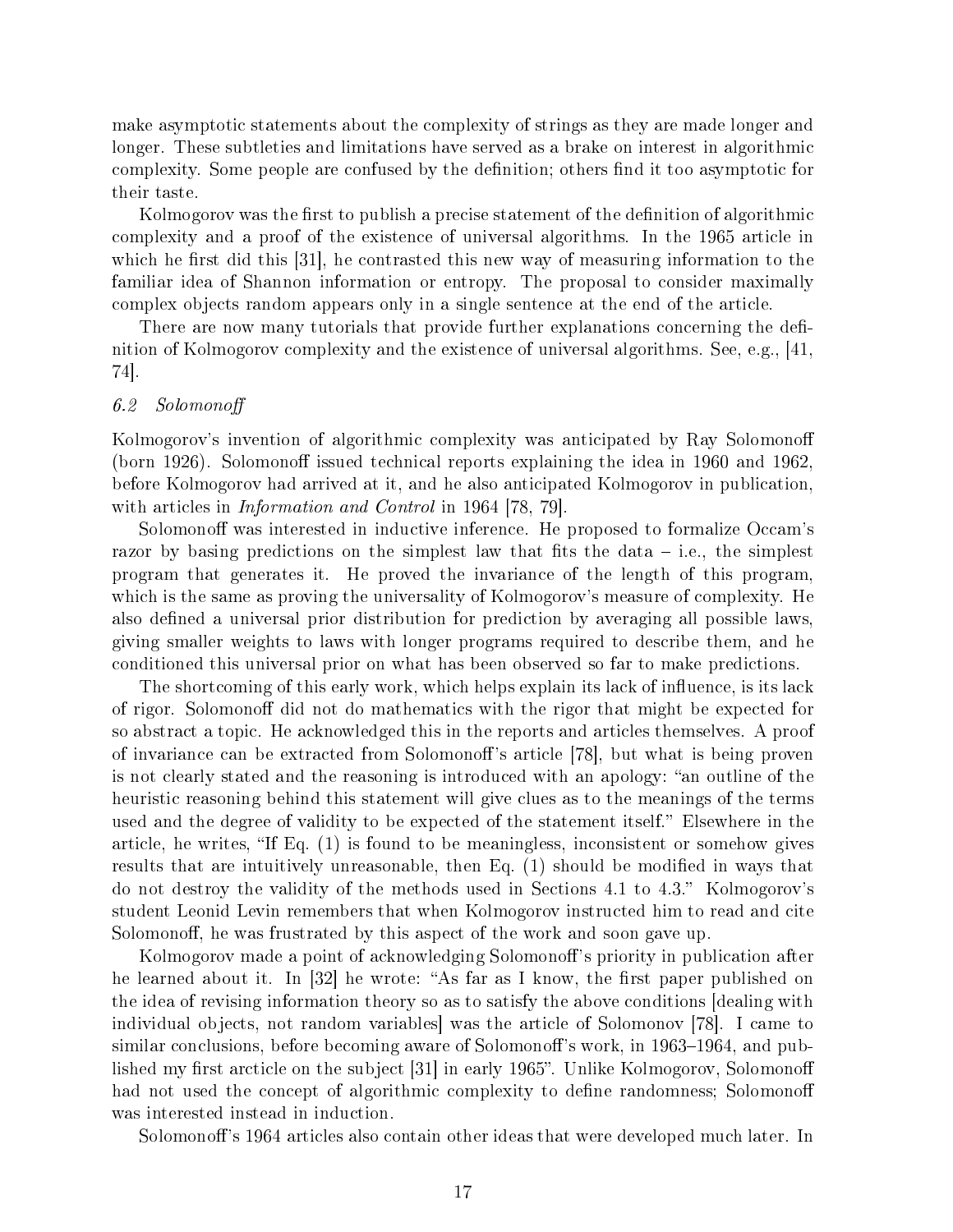make asymptotic statements about the complexity of strings as they are made longer and longer. These subtleties and limitations have served as a brake on interest in algorithmic complexity. Some people are confused by the definition; others find it too asymptotic for their taste.

Kolmogorov was the first to publish a precise statement of the definition of algorithmic complexity and a proof of the existence of universal algorithms. In the 1965 article in which he first did this [31], he contrasted this new way of measuring information to the familiar idea of Shannon information or entropy. The proposal to consider maximally complex objects random appears only in a single sentence at the end of the article.

There are now many tutorials that provide further explanations concerning the definition of Kolmogorov complexity and the existence of universal algorithms. See, e.g., [41, 74].

### *6.2 Solomonoff*

Kolmogorov's invention of algorithmic complexity was anticipated by Ray Solomonoff (born 1926). Solomonoff issued technical reports explaining the idea in 1960 and 1962, before Kolmogorov had arrived at it, and he also anticipated Kolmogorov in publication, with articles in *Information and Control* in 1964 [78, 79].

Solomonoff was interested in inductive inference. He proposed to formalize Occam's razor by basing predictions on the simplest law that fits the data – i.e., the simplest program that generates it. He proved the invariance of the length of this program, which is the same as proving the universality of Kolmogorov's measure of complexity. He also defined a universal prior distribution for prediction by averaging all possible laws, giving smaller weights to laws with longer programs required to describe them, and he conditioned this universal prior on what has been observed so far to make predictions.

The shortcoming of this early work, which helps explain its lack of influence, is its lack of rigor. Solomonoff did not do mathematics with the rigor that might be expected for so abstract a topic. He acknowledged this in the reports and articles themselves. A proof of invariance can be extracted from Solomonoff's article [78], but what is being proven is not clearly stated and the reasoning is introduced with an apology: "an outline of the heuristic reasoning behind this statement will give clues as to the meanings of the terms used and the degree of validity to be expected of the statement itself." Elsewhere in the article, he writes, "If Eq. (1) is found to be meaningless, inconsistent or somehow gives results that are intuitively unreasonable, then Eq. (1) should be modified in ways that do not destroy the validity of the methods used in Sections 4.1 to 4.3." Kolmogorov's student Leonid Levin remembers that when Kolmogorov instructed him to read and cite Solomonoff, he was frustrated by this aspect of the work and soon gave up.

Kolmogorov made a point of acknowledging Solomonoff's priority in publication after he learned about it. In [32] he wrote: "As far as I know, the first paper published on the idea of revising information theory so as to satisfy the above conditions [dealing with individual objects, not random variables] was the article of Solomonov [78]. I came to similar conclusions, before becoming aware of Solomonoff's work, in 1963–1964, and published my first arcticle on the subject [31] in early 1965". Unlike Kolmogorov, Solomonoff had not used the concept of algorithmic complexity to define randomness; Solomonoff was interested instead in induction.

Solomonoff's 1964 articles also contain other ideas that were developed much later. In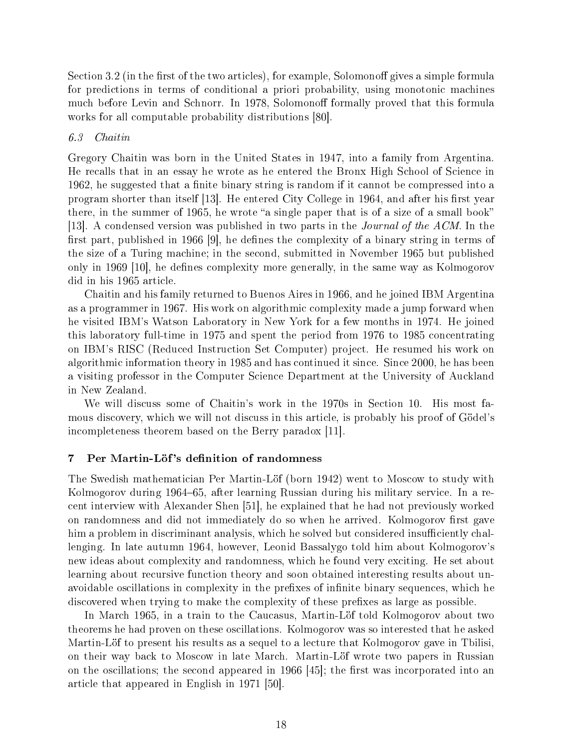Section 3.2 (in the first of the two articles), for example, Solomonoff gives a simple formula for predictions in terms of conditional a priori probability, using monotonic machines much before Levin and Schnorr. In 1978, Solomonoff formally proved that this formula works for all computable probability distributions [80].

### 6.3 *Chaitin*

Gregory Chaitin was born in the United States in 1947, into a family from Argentina. He recalls that in an essay he wrote as he entered the Bronx High School of Science in 1962, he suggested that a finite binary string is random if it cannot be compressed into a program shorter than itself [13]. He entered City College in 1964, and after his first year there, in the summer of 1965, he wrote "a single paper that is of a size of a small book" [13]. A condensed version was published in two parts in the *Journal of the ACM*. In the first part, published in 1966 [9], he defines the complexity of a binary string in terms of the size of a Turing machine; in the second, submitted in November 1965 but published only in 1969 [10], he defines complexity more generally, in the same way as Kolmogorov did in his 1965 article.

Chaitin and his family returned to Buenos Aires in 1966, and he joined IBM Argentina as a programmer in 1967. His work on algorithmic complexity made a jump forward when he visited IBM's Watson Laboratory in New York for a few months in 1974. He joined this laboratory full-time in 1975 and spent the period from 1976 to 1985 concentrating on IBM's RISC (Reduced Instruction Set Computer) project. He resumed his work on algorithmic information theory in 1985 and has continued it since. Since 2000, he has been a visiting professor in the Computer Science Department at the University of Auckland in New Zealand.

We will discuss some of Chaitin's work in the 1970s in Section 10. His most famous discovery, which we will not discuss in this article, is probably his proof of Gödel's incompleteness theorem based on the Berry paradox [11].

## 7 Per Martin-Löf's definition of randomness

The Swedish mathematician Per Martin-Löf (born 1942) went to Moscow to study with Kolmogorov during 1964–65, after learning Russian during his military service. In a recent interview with Alexander Shen [51], he explained that he had not previously worked on randomness and did not immediately do so when he arrived. Kolmogorov first gave him a problem in discriminant analysis, which he solved but considered insufficiently challenging. In late autumn 1964, however, Leonid Bassalygo told him about Kolmogorov's new ideas about complexity and randomness, which he found very exciting. He set about learning about recursive function theory and soon obtained interesting results about unavoidable oscillations in complexity in the prefixes of infinite binary sequences, which he discovered when trying to make the complexity of these prefixes as large as possible.

In March 1965, in a train to the Caucasus, Martin-Löf told Kolmogorov about two theorems he had proven on these oscillations. Kolmogorov was so interested that he asked Martin-Löf to present his results as a sequel to a lecture that Kolmogorov gave in Tbilisi, on their way back to Moscow in late March. Martin-Löf wrote two papers in Russian on the oscillations; the second appeared in 1966 [45]; the first was incorporated into an article that appeared in English in 1971 [50].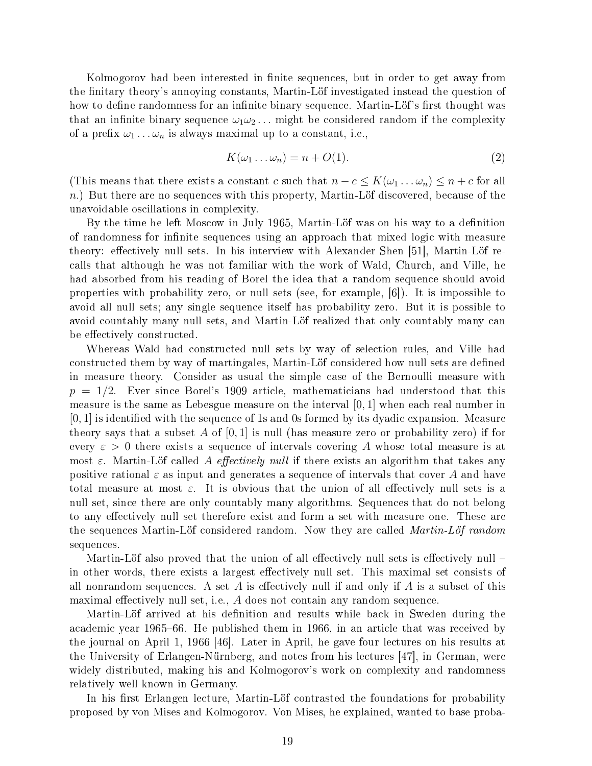Kolmogorov had been interested in finite sequences, but in order to get away from the finitary theory's annoying constants, Martin-Löf investigated instead the question of how to define randomness for an infinite binary sequence. Martin-Löf's first thought was that an infinite binary sequence $\omega_1\omega_2\ldots$ might be considered random if the complexity of a prefix $\omega_1\ldots\omega_n$ is always maximal up to a constant, i.e.,

$$K(\omega_1\ldots\omega_n) = n + O(1). \tag{2}$$

(This means that there exists a constant $c$ such that $n - c \leq K(\omega_1\ldots\omega_n) \leq n + c$ for all $n$.) But there are no sequences with this property, Martin-Löf discovered, because of the unavoidable oscillations in complexity.

By the time he left Moscow in July 1965, Martin-Löf was on his way to a definition of randomness for infinite sequences using an approach that mixed logic with measure theory: effectively null sets. In his interview with Alexander Shen [51], Martin-Löf recalls that although he was not familiar with the work of Wald, Church, and Ville, he had absorbed from his reading of Borel the idea that a random sequence should avoid properties with probability zero, or null sets (see, for example, [6]). It is impossible to avoid all null sets; any single sequence itself has probability zero. But it is possible to avoid countably many null sets, and Martin-Löf realized that only countably many can be effectively constructed.

Whereas Wald had constructed null sets by way of selection rules, and Ville had constructed them by way of martingales, Martin-Löf considered how null sets are defined in measure theory. Consider as usual the simple case of the Bernoulli measure with $p = 1/2$. Ever since Borel's 1909 article, mathematicians had understood that this measure is the same as Lebesgue measure on the interval $[0, 1]$ when each real number in $[0, 1]$ is identified with the sequence of 1s and 0s formed by its dyadic expansion. Measure theory says that a subset $A$ of $[0, 1]$ is null (has measure zero or probability zero) if for every $\varepsilon > 0$ there exists a sequence of intervals covering $A$ whose total measure is at most $\varepsilon$. Martin-Löf called $A$ *effectively null* if there exists an algorithm that takes any positive rational $\varepsilon$ as input and generates a sequence of intervals that cover $A$ and have total measure at most $\varepsilon$. It is obvious that the union of all effectively null sets is a null set, since there are only countably many algorithms. Sequences that do not belong to any effectively null set therefore exist and form a set with measure one. These are the sequences Martin-Löf considered random. Now they are called *Martin-Löf random* sequences.

Martin-Löf also proved that the union of all effectively null sets is effectively null – in other words, there exists a largest effectively null set. This maximal set consists of all nonrandom sequences. A set $A$ is effectively null if and only if $A$ is a subset of this maximal effectively null set, i.e., $A$ does not contain any random sequence.

Martin-Löf arrived at his definition and results while back in Sweden during the academic year 1965–66. He published them in 1966, in an article that was received by the journal on April 1, 1966 [46]. Later in April, he gave four lectures on his results at the University of Erlangen-Nürnberg, and notes from his lectures [47], in German, were widely distributed, making his and Kolmogorov's work on complexity and randomness relatively well known in Germany.

In his first Erlangen lecture, Martin-Löf contrasted the foundations for probability proposed by von Mises and Kolmogorov. Von Mises, he explained, wanted to base proba-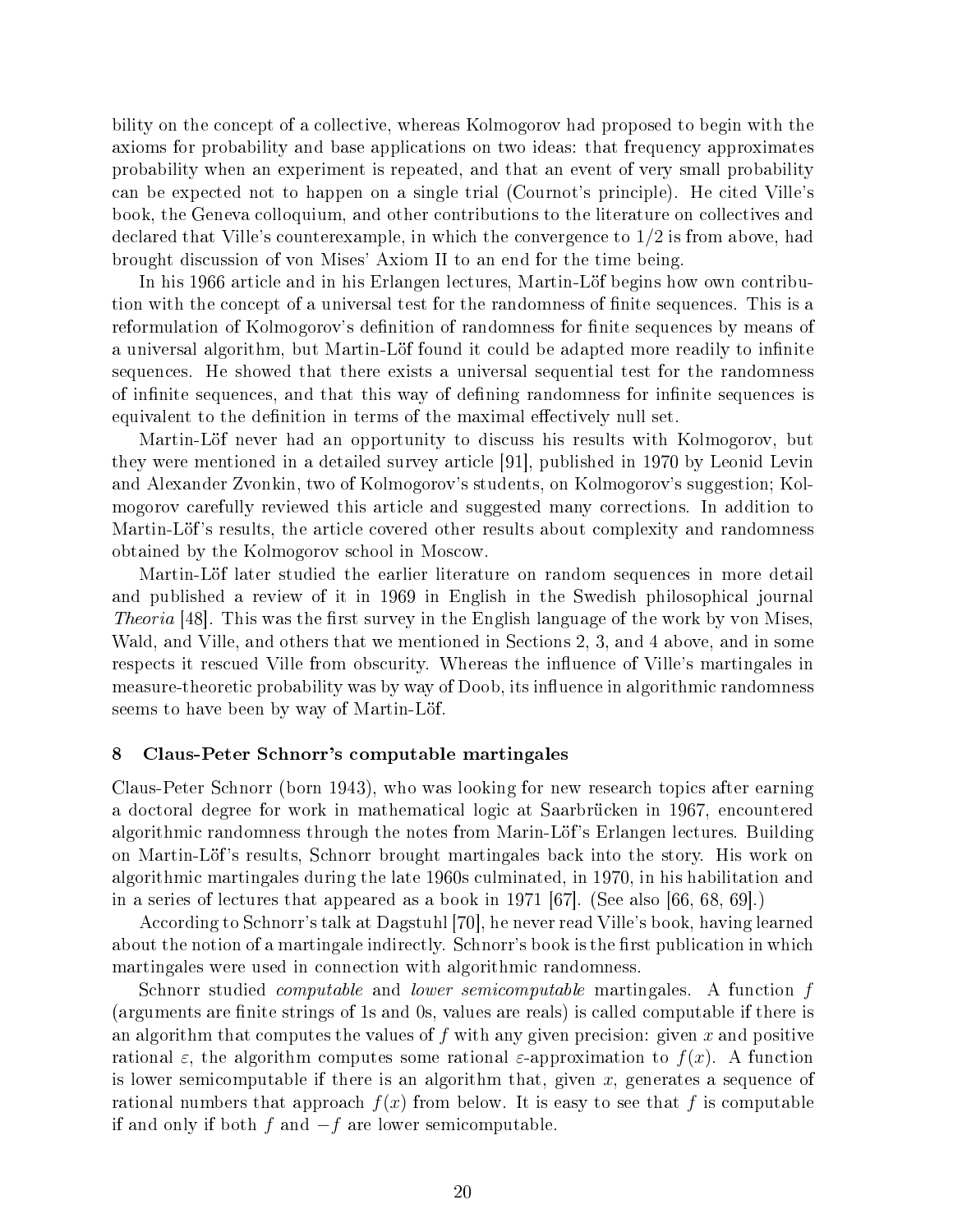bility on the concept of a collective, whereas Kolmogorov had proposed to begin with the axioms for probability and base applications on two ideas: that frequency approximates probability when an experiment is repeated, and that an event of very small probability can be expected not to happen on a single trial (Cournot's principle). He cited Ville's book, the Geneva colloquium, and other contributions to the literature on collectives and declared that Ville's counterexample, in which the convergence to 1/2 is from above, had brought discussion of von Mises' Axiom II to an end for the time being.

In his 1966 article and in his Erlangen lectures, Martin-Löf begins how own contribution with the concept of a universal test for the randomness of finite sequences. This is a reformulation of Kolmogorov's definition of randomness for finite sequences by means of a universal algorithm, but Martin-Löf found it could be adapted more readily to infinite sequences. He showed that there exists a universal sequential test for the randomness of infinite sequences, and that this way of defining randomness for infinite sequences is equivalent to the definition in terms of the maximal effectively null set.

Martin-Löf never had an opportunity to discuss his results with Kolmogorov, but they were mentioned in a detailed survey article [91], published in 1970 by Leonid Levin and Alexander Zvonkin, two of Kolmogorov's students, on Kolmogorov's suggestion; Kolmogorov carefully reviewed this article and suggested many corrections. In addition to Martin-Löf's results, the article covered other results about complexity and randomness obtained by the Kolmogorov school in Moscow.

Martin-Löf later studied the earlier literature on random sequences in more detail and published a review of it in 1969 in English in the Swedish philosophical journal *Theoria* [48]. This was the first survey in the English language of the work by von Mises, Wald, and Ville, and others that we mentioned in Sections 2, 3, and 4 above, and in some respects it rescued Ville from obscurity. Whereas the influence of Ville's martingales in measure-theoretic probability was by way of Doob, its influence in algorithmic randomness seems to have been by way of Martin-Löf.

## 8 Claus-Peter Schnorr's computable martingales

Claus-Peter Schnorr (born 1943), who was looking for new research topics after earning a doctoral degree for work in mathematical logic at Saarbrücken in 1967, encountered algorithmic randomness through the notes from Marin-Löf's Erlangen lectures. Building on Martin-Löf's results, Schnorr brought martingales back into the story. His work on algorithmic martingales during the late 1960s culminated, in 1970, in his habilitation and in a series of lectures that appeared as a book in 1971 [67]. (See also [66, 68, 69].)

According to Schnorr's talk at Dagstuhl [70], he never read Ville's book, having learned about the notion of a martingale indirectly. Schnorr's book is the first publication in which martingales were used in connection with algorithmic randomness.

Schnorr studied *computable* and *lower semicomputable* martingales. A function $f$ (arguments are finite strings of 1s and 0s, values are reals) is called computable if there is an algorithm that computes the values of $f$ with any given precision: given $x$ and positive rational $\varepsilon$, the algorithm computes some rational $\varepsilon$-approximation to $f(x)$. A function is lower semicomputable if there is an algorithm that, given $x$, generates a sequence of rational numbers that approach $f(x)$ from below. It is easy to see that $f$ is computable if and only if both $f$ and $-f$ are lower semicomputable.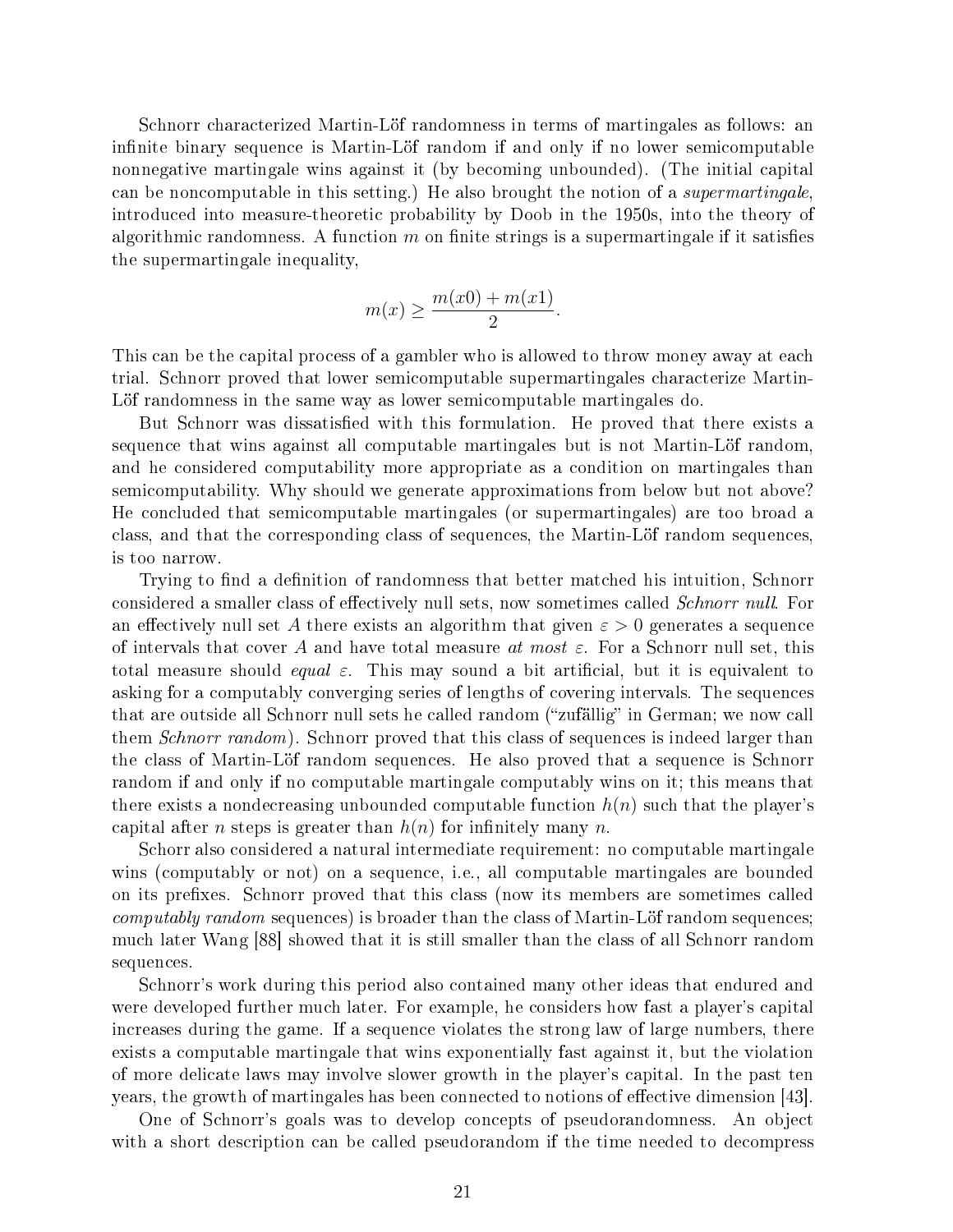Schnorr characterized Martin-Löf randomness in terms of martingales as follows: an infinite binary sequence is Martin-Löf random if and only if no lower semicomputable nonnegative martingale wins against it (by becoming unbounded). (The initial capital can be noncomputable in this setting.) He also brought the notion of a *supermartingale*, introduced into measure-theoretic probability by Doob in the 1950s, into the theory of algorithmic randomness. A function $m$ on finite strings is a supermartingale if it satisfies the supermartingale inequality,

$$m(x) \geq \frac{m(x0) + m(x1)}{2}.$$

This can be the capital process of a gambler who is allowed to throw money away at each trial. Schnorr proved that lower semicomputable supermartingales characterize Martin-Löf randomness in the same way as lower semicomputable martingales do.

But Schnorr was dissatisfied with this formulation. He proved that there exists a sequence that wins against all computable martingales but is not Martin-Löf random, and he considered computability more appropriate as a condition on martingales than semicomputability. Why should we generate approximations from below but not above? He concluded that semicomputable martingales (or supermartingales) are too broad a class, and that the corresponding class of sequences, the Martin-Löf random sequences, is too narrow.

Trying to find a definition of randomness that better matched his intuition, Schnorr considered a smaller class of effectively null sets, now sometimes called *Schnorr null*. For an effectively null set $A$ there exists an algorithm that given $\varepsilon > 0$ generates a sequence of intervals that cover $A$ and have total measure *at most* $\varepsilon$. For a Schnorr null set, this total measure should *equal* $\varepsilon$. This may sound a bit artificial, but it is equivalent to asking for a computably converging series of lengths of covering intervals. The sequences that are outside all Schnorr null sets he called random ("zufällig" in German; we now call them *Schnorr random*). Schnorr proved that this class of sequences is indeed larger than the class of Martin-Löf random sequences. He also proved that a sequence is Schnorr random if and only if no computable martingale computably wins on it; this means that there exists a nondecreasing unbounded computable function $h(n)$ such that the player's capital after $n$ steps is greater than $h(n)$ for infinitely many $n$.

Schorr also considered a natural intermediate requirement: no computable martingale wins (computably or not) on a sequence, i.e., all computable martingales are bounded on its prefixes. Schnorr proved that this class (now its members are sometimes called *computably random* sequences) is broader than the class of Martin-Löf random sequences; much later Wang [88] showed that it is still smaller than the class of all Schnorr random sequences.

Schnorr's work during this period also contained many other ideas that endured and were developed further much later. For example, he considers how fast a player's capital increases during the game. If a sequence violates the strong law of large numbers, there exists a computable martingale that wins exponentially fast against it, but the violation of more delicate laws may involve slower growth in the player's capital. In the past ten years, the growth of martingales has been connected to notions of effective dimension [43].

One of Schnorr's goals was to develop concepts of pseudorandomness. An object with a short description can be called pseudorandom if the time needed to decompress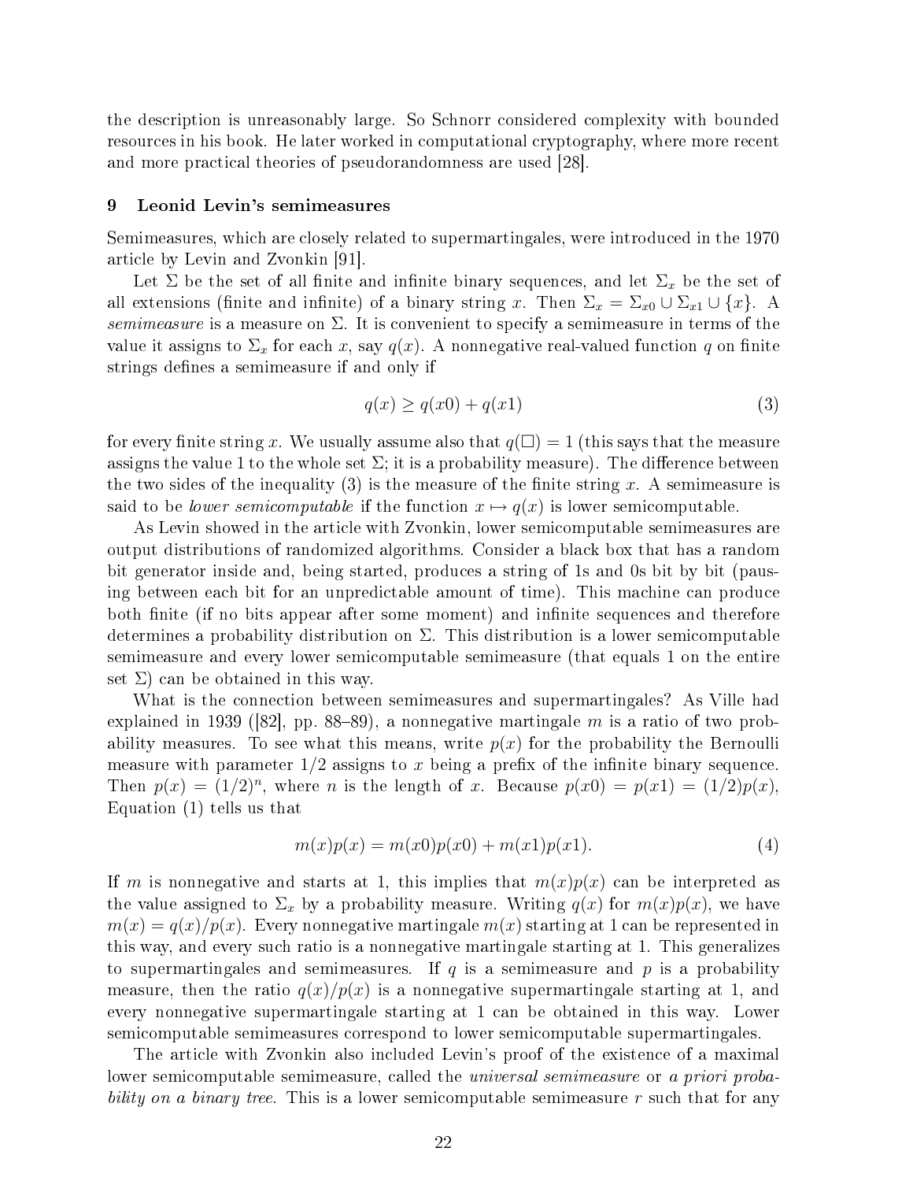the description is unreasonably large. So Schnorr considered complexity with bounded resources in his book. He later worked in computational cryptography, where more recent and more practical theories of pseudorandomness are used [28].

## 9 Leonid Levin's semimeasures

Semimeasures, which are closely related to supermartingales, were introduced in the 1970 article by Levin and Zvonkin [91].

Let $\Sigma$ be the set of all finite and infinite binary sequences, and let $\Sigma_x$ be the set of all extensions (finite and infinite) of a binary string $x$. Then $\Sigma_x = \Sigma_{x0} \cup \Sigma_{x1} \cup \{x\}$. A *semimeasure* is a measure on $\Sigma$. It is convenient to specify a semimeasure in terms of the value it assigns to $\Sigma_x$ for each $x$, say $q(x)$. A nonnegative real-valued function $q$ on finite strings defines a semimeasure if and only if

$$q(x) \geq q(x0) + q(x1) \tag{3}$$

for every finite string $x$. We usually assume also that $q(\square) = 1$ (this says that the measure assigns the value 1 to the whole set $\Sigma$; it is a probability measure). The difference between the two sides of the inequality (3) is the measure of the finite string $x$. A semimeasure is said to be *lower semicomputable* if the function $x \mapsto q(x)$ is lower semicomputable.

As Levin showed in the article with Zvonkin, lower semicomputable semimeasures are output distributions of randomized algorithms. Consider a black box that has a random bit generator inside and, being started, produces a string of 1s and 0s bit by bit (pausing between each bit for an unpredictable amount of time). This machine can produce both finite (if no bits appear after some moment) and infinite sequences and therefore determines a probability distribution on $\Sigma$. This distribution is a lower semicomputable semimeasure and every lower semicomputable semimeasure (that equals 1 on the entire set $\Sigma$) can be obtained in this way.

What is the connection between semimeasures and supermartingales? As Ville had explained in 1939 ([82], pp. 88–89), a nonnegative martingale $m$ is a ratio of two probability measures. To see what this means, write $p(x)$ for the probability the Bernoulli measure with parameter $1/2$ assigns to $x$ being a prefix of the infinite binary sequence. Then $p(x) = (1/2)^n$, where $n$ is the length of $x$. Because $p(x0) = p(x1) = (1/2)p(x)$, Equation (1) tells us that

$$m(x)p(x) = m(x0)p(x0) + m(x1)p(x1). \tag{4}$$

If $m$ is nonnegative and starts at 1, this implies that $m(x)p(x)$ can be interpreted as the value assigned to $\Sigma_x$ by a probability measure. Writing $q(x)$ for $m(x)p(x)$, we have $m(x) = q(x)/p(x)$. Every nonnegative martingale $m(x)$ starting at 1 can be represented in this way, and every such ratio is a nonnegative martingale starting at 1. This generalizes to supermartingales and semimeasures. If $q$ is a semimeasure and $p$ is a probability measure, then the ratio $q(x)/p(x)$ is a nonnegative supermartingale starting at 1, and every nonnegative supermartingale starting at 1 can be obtained in this way. Lower semicomputable semimeasures correspond to lower semicomputable supermartingales.

The article with Zvonkin also included Levin's proof of the existence of a maximal lower semicomputable semimeasure, called the *universal semimeasure* or *a priori probability on a binary tree*. This is a lower semicomputable semimeasure $r$ such that for any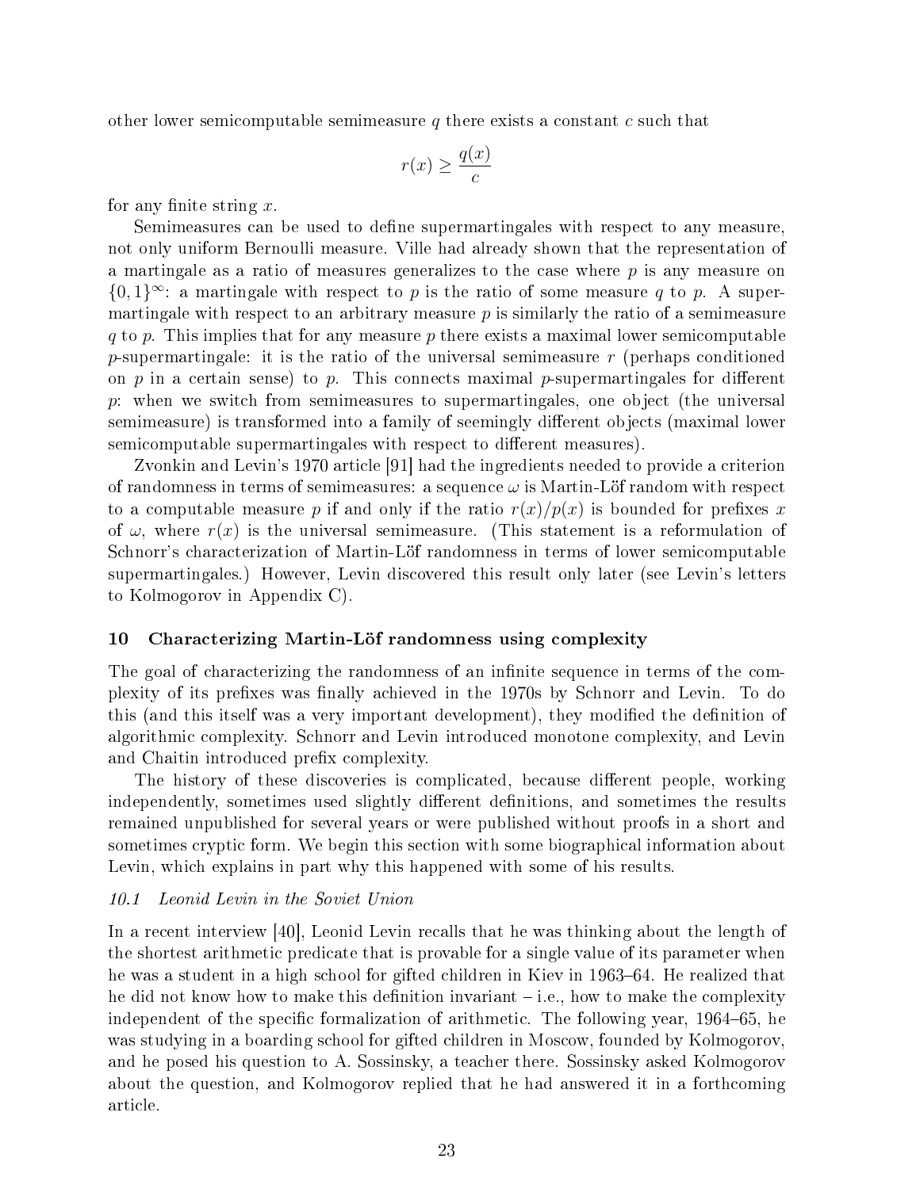other lower semicomputable semimeasure $q$ there exists a constant $c$ such that

$$r(x) \geq \frac{q(x)}{c}$$

for any finite string $x$.

Semimeasures can be used to define supermartingales with respect to any measure, not only uniform Bernoulli measure. Ville had already shown that the representation of a martingale as a ratio of measures generalizes to the case where $p$ is any measure on $\{0,1\}^\infty$: a martingale with respect to $p$ is the ratio of some measure $q$ to $p$. A supermartingale with respect to an arbitrary measure $p$ is similarly the ratio of a semimeasure $q$ to $p$. This implies that for any measure $p$ there exists a maximal lower semicomputable $p$-supermartingale: it is the ratio of the universal semimeasure $r$ (perhaps conditioned on $p$ in a certain sense) to $p$. This connects maximal $p$-supermartingales for different $p$: when we switch from semimeasures to supermartingales, one object (the universal semimeasure) is transformed into a family of seemingly different objects (maximal lower semicomputable supermartingales with respect to different measures).

Zvonkin and Levin's 1970 article [91] had the ingredients needed to provide a criterion of randomness in terms of semimeasures: a sequence $\omega$ is Martin-Löf random with respect to a computable measure $p$ if and only if the ratio $r(x)/p(x)$ is bounded for prefixes $x$ of $\omega$, where $r(x)$ is the universal semimeasure. (This statement is a reformulation of Schnorr's characterization of Martin-Löf randomness in terms of lower semicomputable supermartingales.) However, Levin discovered this result only later (see Levin's letters to Kolmogorov in Appendix C).

## 10 Characterizing Martin-Löf randomness using complexity

The goal of characterizing the randomness of an infinite sequence in terms of the complexity of its prefixes was finally achieved in the 1970s by Schnorr and Levin. To do this (and this itself was a very important development), they modified the definition of algorithmic complexity. Schnorr and Levin introduced monotone complexity, and Levin and Chaitin introduced prefix complexity.

The history of these discoveries is complicated, because different people, working independently, sometimes used slightly different definitions, and sometimes the results remained unpublished for several years or were published without proofs in a short and sometimes cryptic form. We begin this section with some biographical information about Levin, which explains in part why this happened with some of his results.

### *10.1 Leonid Levin in the Soviet Union*

In a recent interview [40], Leonid Levin recalls that he was thinking about the length of the shortest arithmetic predicate that is provable for a single value of its parameter when he was a student in a high school for gifted children in Kiev in 1963–64. He realized that he did not know how to make this definition invariant – i.e., how to make the complexity independent of the specific formalization of arithmetic. The following year, 1964–65, he was studying in a boarding school for gifted children in Moscow, founded by Kolmogorov, and he posed his question to A. Sossinsky, a teacher there. Sossinsky asked Kolmogorov about the question, and Kolmogorov replied that he had answered it in a forthcoming article.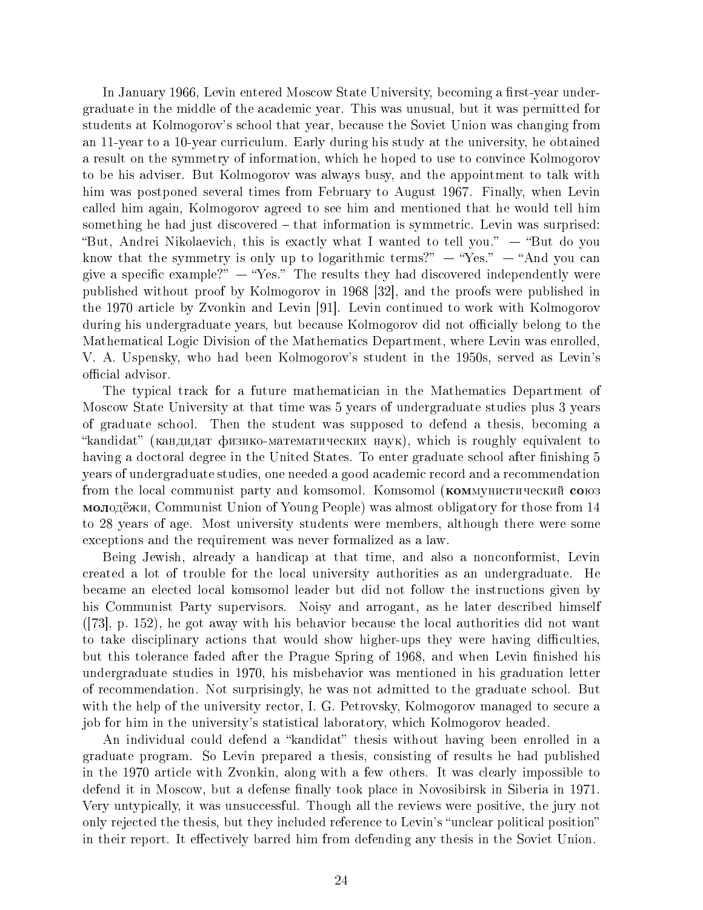In January 1966, Levin entered Moscow State University, becoming a first-year undergraduate in the middle of the academic year. This was unusual, but it was permitted for students at Kolmogorov's school that year, because the Soviet Union was changing from an 11-year to a 10-year curriculum. Early during his study at the university, he obtained a result on the symmetry of information, which he hoped to use to convince Kolmogorov to be his adviser. But Kolmogorov was always busy, and the appointment to talk with him was postponed several times from February to August 1967. Finally, when Levin called him again, Kolmogorov agreed to see him and mentioned that he would tell him something he had just discovered – that information is symmetric. Levin was surprised: "But, Andrei Nikolaevich, this is exactly what I wanted to tell you." — "But do you know that the symmetry is only up to logarithmic terms?" — "Yes." — "And you can give a specific example?" — "Yes." The results they had discovered independently were published without proof by Kolmogorov in 1968 [32], and the proofs were published in the 1970 article by Zvonkin and Levin [91]. Levin continued to work with Kolmogorov during his undergraduate years, but because Kolmogorov did not officially belong to the Mathematical Logic Division of the Mathematics Department, where Levin was enrolled, V. A. Uspensky, who had been Kolmogorov's student in the 1950s, served as Levin's official advisor.

The typical track for a future mathematician in the Mathematics Department of Moscow State University at that time was 5 years of undergraduate studies plus 3 years of graduate school. Then the student was supposed to defend a thesis, becoming a "kandidat" (кандидат физико-математических наук), which is roughly equivalent to having a doctoral degree in the United States. To enter graduate school after finishing 5 years of undergraduate studies, one needed a good academic record and a recommendation from the local communist party and komsomol. Komsomol (**ком**мунистический **со**юз **мол**одёжи, Communist Union of Young People) was almost obligatory for those from 14 to 28 years of age. Most university students were members, although there were some exceptions and the requirement was never formalized as a law.

Being Jewish, already a handicap at that time, and also a nonconformist, Levin created a lot of trouble for the local university authorities as an undergraduate. He became an elected local komsomol leader but did not follow the instructions given by his Communist Party supervisors. Noisy and arrogant, as he later described himself ([73], p. 152), he got away with his behavior because the local authorities did not want to take disciplinary actions that would show higher-ups they were having difficulties, but this tolerance faded after the Prague Spring of 1968, and when Levin finished his undergraduate studies in 1970, his misbehavior was mentioned in his graduation letter of recommendation. Not surprisingly, he was not admitted to the graduate school. But with the help of the university rector, I. G. Petrovsky, Kolmogorov managed to secure a job for him in the university's statistical laboratory, which Kolmogorov headed.

An individual could defend a "kandidat" thesis without having been enrolled in a graduate program. So Levin prepared a thesis, consisting of results he had published in the 1970 article with Zvonkin, along with a few others. It was clearly impossible to defend it in Moscow, but a defense finally took place in Novosibirsk in Siberia in 1971. Very untypically, it was unsuccessful. Though all the reviews were positive, the jury not only rejected the thesis, but they included reference to Levin's "unclear political position" in their report. It effectively barred him from defending any thesis in the Soviet Union.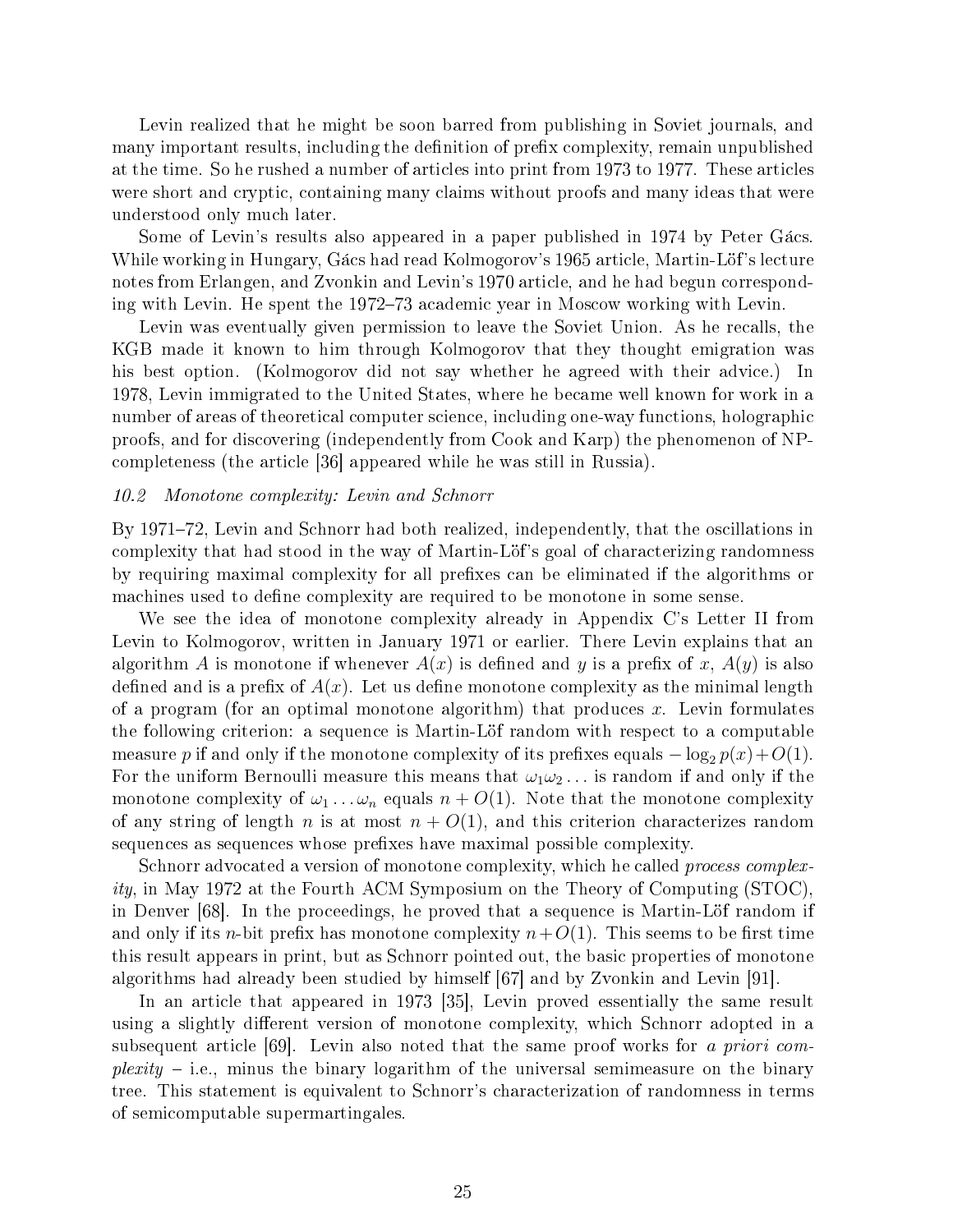Levin realized that he might be soon barred from publishing in Soviet journals, and many important results, including the definition of prefix complexity, remain unpublished at the time. So he rushed a number of articles into print from 1973 to 1977. These articles were short and cryptic, containing many claims without proofs and many ideas that were understood only much later.

Some of Levin's results also appeared in a paper published in 1974 by Peter Gács. While working in Hungary, Gács had read Kolmogorov's 1965 article, Martin-Löf's lecture notes from Erlangen, and Zvonkin and Levin's 1970 article, and he had begun corresponding with Levin. He spent the 1972–73 academic year in Moscow working with Levin.

Levin was eventually given permission to leave the Soviet Union. As he recalls, the KGB made it known to him through Kolmogorov that they thought emigration was his best option. (Kolmogorov did not say whether he agreed with their advice.) In 1978, Levin immigrated to the United States, where he became well known for work in a number of areas of theoretical computer science, including one-way functions, holographic proofs, and for discovering (independently from Cook and Karp) the phenomenon of NP-completeness (the article [36] appeared while he was still in Russia).

### *10.2 Monotone complexity: Levin and Schnorr*

By 1971–72, Levin and Schnorr had both realized, independently, that the oscillations in complexity that had stood in the way of Martin-Löf's goal of characterizing randomness by requiring maximal complexity for all prefixes can be eliminated if the algorithms or machines used to define complexity are required to be monotone in some sense.

We see the idea of monotone complexity already in Appendix C's Letter II from Levin to Kolmogorov, written in January 1971 or earlier. There Levin explains that an algorithm $A$ is monotone if whenever $A(x)$ is defined and $y$ is a prefix of $x$, $A(y)$ is also defined and is a prefix of $A(x)$. Let us define monotone complexity as the minimal length of a program (for an optimal monotone algorithm) that produces $x$. Levin formulates the following criterion: a sequence is Martin-Löf random with respect to a computable measure $p$ if and only if the monotone complexity of its prefixes equals $-\log_2 p(x)+O(1)$. For the uniform Bernoulli measure this means that $\omega_1\omega_2\dots$ is random if and only if the monotone complexity of $\omega_1\dots\omega_n$ equals $n+O(1)$. Note that the monotone complexity of any string of length $n$ is at most $n+O(1)$, and this criterion characterizes random sequences as sequences whose prefixes have maximal possible complexity.

Schnorr advocated a version of monotone complexity, which he called *process complexity*, in May 1972 at the Fourth ACM Symposium on the Theory of Computing (STOC), in Denver [68]. In the proceedings, he proved that a sequence is Martin-Löf random if and only if its $n$-bit prefix has monotone complexity $n+O(1)$. This seems to be first time this result appears in print, but as Schnorr pointed out, the basic properties of monotone algorithms had already been studied by himself [67] and by Zvonkin and Levin [91].

In an article that appeared in 1973 [35], Levin proved essentially the same result using a slightly different version of monotone complexity, which Schnorr adopted in a subsequent article [69]. Levin also noted that the same proof works for *a priori complexity* – i.e., minus the binary logarithm of the universal semimeasure on the binary tree. This statement is equivalent to Schnorr's characterization of randomness in terms of semicomputable supermartingales.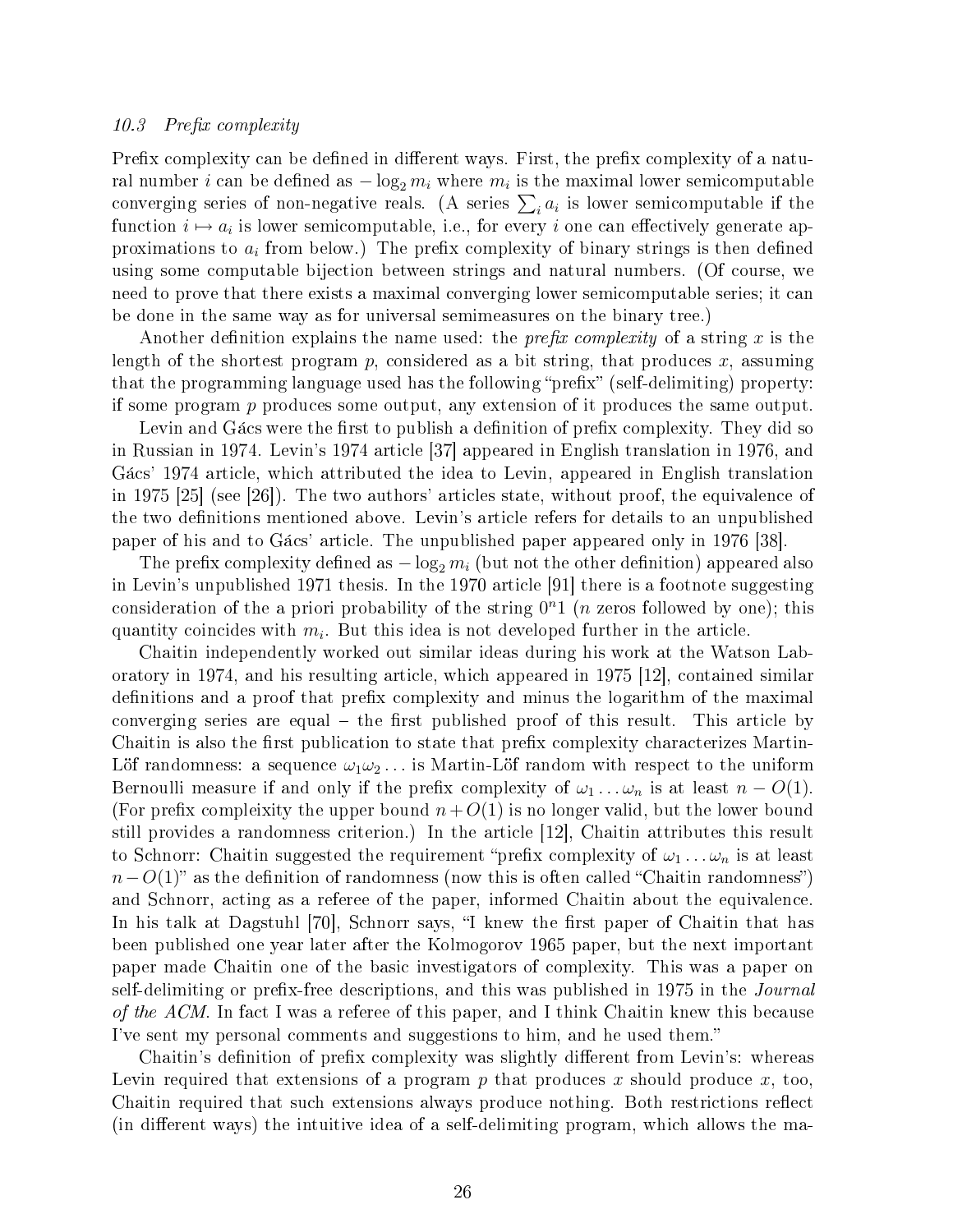### 10.3 Prefix complexity

Prefix complexity can be defined in different ways. First, the prefix complexity of a natural number $i$ can be defined as $-\log_2 m_i$ where $m_i$ is the maximal lower semicomputable converging series of non-negative reals. (A series $\sum_i a_i$ is lower semicomputable if the function $i \mapsto a_i$ is lower semicomputable, i.e., for every $i$ one can effectively generate approximations to $a_i$ from below.) The prefix complexity of binary strings is then defined using some computable bijection between strings and natural numbers. (Of course, we need to prove that there exists a maximal converging lower semicomputable series; it can be done in the same way as for universal semimeasures on the binary tree.)

Another definition explains the name used: the *prefix complexity* of a string $x$ is the length of the shortest program $p$, considered as a bit string, that produces $x$, assuming that the programming language used has the following "prefix" (self-delimiting) property: if some program $p$ produces some output, any extension of it produces the same output.

Levin and Gács were the first to publish a definition of prefix complexity. They did so in Russian in 1974. Levin's 1974 article [37] appeared in English translation in 1976, and Gács' 1974 article, which attributed the idea to Levin, appeared in English translation in 1975 [25] (see [26]). The two authors' articles state, without proof, the equivalence of the two definitions mentioned above. Levin's article refers for details to an unpublished paper of his and to Gács' article. The unpublished paper appeared only in 1976 [38].

The prefix complexity defined as $-\log_2 m_i$ (but not the other definition) appeared also in Levin's unpublished 1971 thesis. In the 1970 article [91] there is a footnote suggesting consideration of the a priori probability of the string $0^n1$ ($n$ zeros followed by one); this quantity coincides with $m_i$. But this idea is not developed further in the article.

Chaitin independently worked out similar ideas during his work at the Watson Laboratory in 1974, and his resulting article, which appeared in 1975 [12], contained similar definitions and a proof that prefix complexity and minus the logarithm of the maximal converging series are equal – the first published proof of this result. This article by Chaitin is also the first publication to state that prefix complexity characterizes Martin-Löf randomness: a sequence $\omega_1\omega_2\dots$ is Martin-Löf random with respect to the uniform Bernoulli measure if and only if the prefix complexity of $\omega_1\dots\omega_n$ is at least $n - O(1)$. (For prefix compleixity the upper bound $n + O(1)$ is no longer valid, but the lower bound still provides a randomness criterion.) In the article [12], Chaitin attributes this result to Schnorr: Chaitin suggested the requirement "prefix complexity of $\omega_1\dots\omega_n$ is at least $n - O(1)$" as the definition of randomness (now this is often called "Chaitin randomness") and Schnorr, acting as a referee of the paper, informed Chaitin about the equivalence. In his talk at Dagstuhl [70], Schnorr says, "I knew the first paper of Chaitin that has been published one year later after the Kolmogorov 1965 paper, but the next important paper made Chaitin one of the basic investigators of complexity. This was a paper on self-delimiting or prefix-free descriptions, and this was published in 1975 in the *Journal of the ACM*. In fact I was a referee of this paper, and I think Chaitin knew this because I've sent my personal comments and suggestions to him, and he used them."

Chaitin's definition of prefix complexity was slightly different from Levin's: whereas Levin required that extensions of a program $p$ that produces $x$ should produce $x$, too, Chaitin required that such extensions always produce nothing. Both restrictions reflect (in different ways) the intuitive idea of a self-delimiting program, which allows the ma-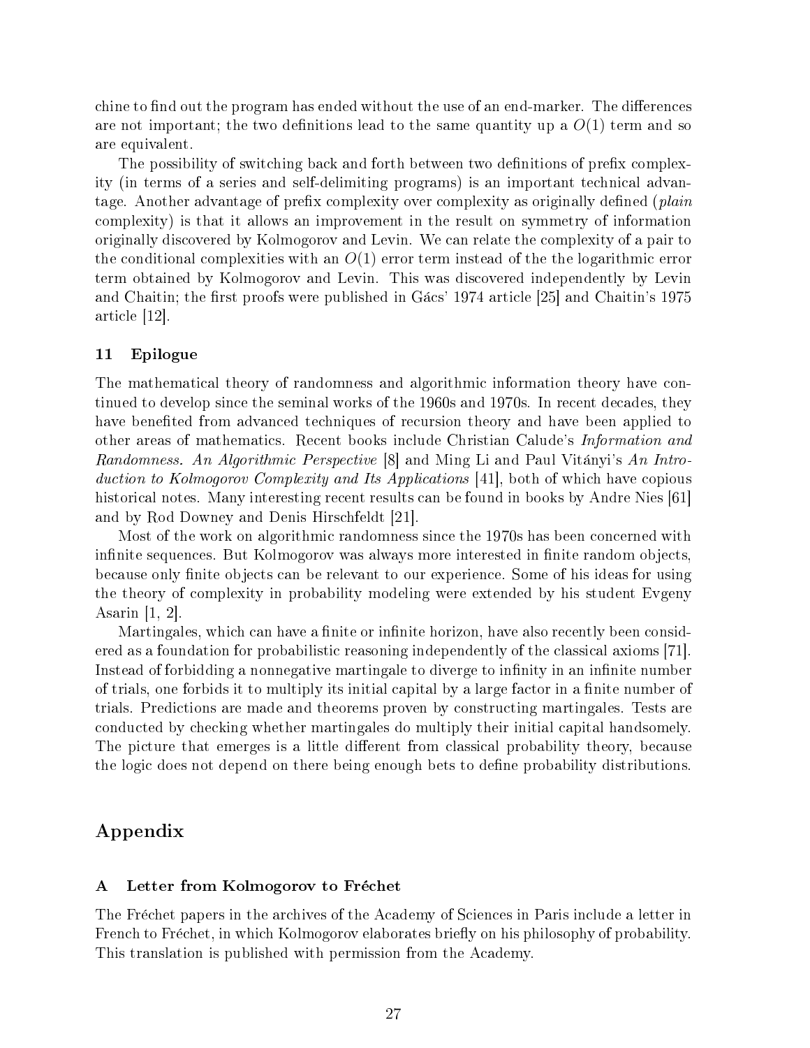chine to find out the program has ended without the use of an end-marker. The differences are not important; the two definitions lead to the same quantity up a $O(1)$ term and so are equivalent.

The possibility of switching back and forth between two definitions of prefix complexity (in terms of a series and self-delimiting programs) is an important technical advantage. Another advantage of prefix complexity over complexity as originally defined (*plain* complexity) is that it allows an improvement in the result on symmetry of information originally discovered by Kolmogorov and Levin. We can relate the complexity of a pair to the conditional complexities with an $O(1)$ error term instead of the the logarithmic error term obtained by Kolmogorov and Levin. This was discovered independently by Levin and Chaitin; the first proofs were published in Gács' 1974 article [25] and Chaitin's 1975 article [12].

### 11 Epilogue

The mathematical theory of randomness and algorithmic information theory have continued to develop since the seminal works of the 1960s and 1970s. In recent decades, they have benefited from advanced techniques of recursion theory and have been applied to other areas of mathematics. Recent books include Christian Calude's *Information and Randomness. An Algorithmic Perspective* [8] and Ming Li and Paul Vitányi's *An Introduction to Kolmogorov Complexity and Its Applications* [41], both of which have copious historical notes. Many interesting recent results can be found in books by Andre Nies [61] and by Rod Downey and Denis Hirschfeldt [21].

Most of the work on algorithmic randomness since the 1970s has been concerned with infinite sequences. But Kolmogorov was always more interested in finite random objects, because only finite objects can be relevant to our experience. Some of his ideas for using the theory of complexity in probability modeling were extended by his student Evgeny Asarin [1, 2].

Martingales, which can have a finite or infinite horizon, have also recently been considered as a foundation for probabilistic reasoning independently of the classical axioms [71]. Instead of forbidding a nonnegative martingale to diverge to infinity in an infinite number of trials, one forbids it to multiply its initial capital by a large factor in a finite number of trials. Predictions are made and theorems proven by constructing martingales. Tests are conducted by checking whether martingales do multiply their initial capital handsomely. The picture that emerges is a little different from classical probability theory, because the logic does not depend on there being enough bets to define probability distributions.

## Appendix

### A Letter from Kolmogorov to Fréchet

The Fréchet papers in the archives of the Academy of Sciences in Paris include a letter in French to Fréchet, in which Kolmogorov elaborates briefly on his philosophy of probability. This translation is published with permission from the Academy.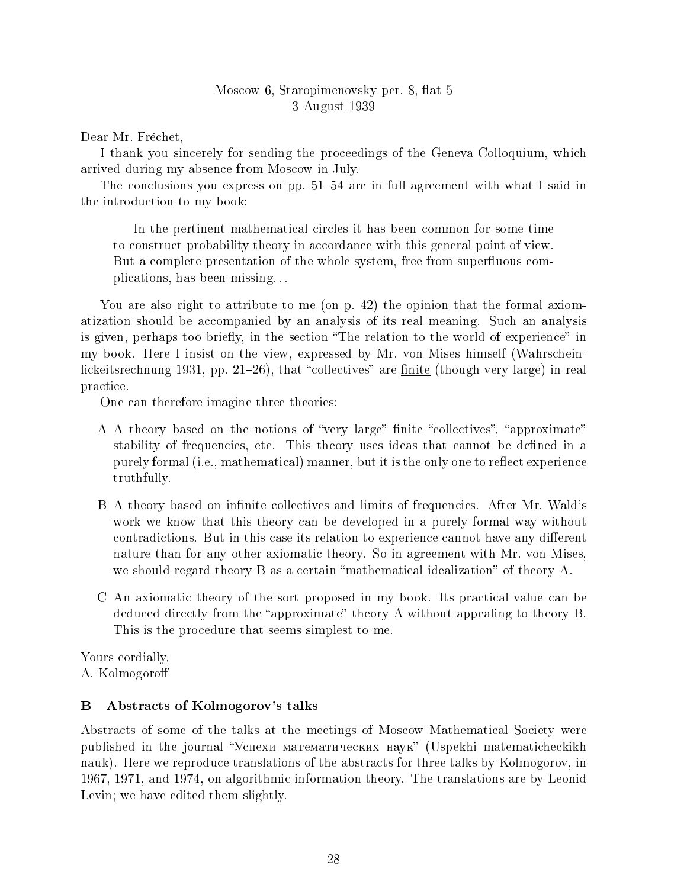Moscow 6, Staropimenovsky per. 8, flat 5
3 August 1939

Dear Mr. Fréchet,

I thank you sincerely for sending the proceedings of the Geneva Colloquium, which arrived during my absence from Moscow in July.

The conclusions you express on pp. 51–54 are in full agreement with what I said in the introduction to my book:

> In the pertinent mathematical circles it has been common for some time to construct probability theory in accordance with this general point of view. But a complete presentation of the whole system, free from superfluous complications, has been missing...

You are also right to attribute to me (on p. 42) the opinion that the formal axiomatization should be accompanied by an analysis of its real meaning. Such an analysis is given, perhaps too briefly, in the section "The relation to the world of experience" in my book. Here I insist on the view, expressed by Mr. von Mises himself (Wahrscheinlickeitsrechnung 1931, pp. 21–26), that "collectives" are <u>finite</u> (though very large) in real practice.

One can therefore imagine three theories:

- A A theory based on the notions of "very large" finite "collectives", "approximate" stability of frequencies, etc. This theory uses ideas that cannot be defined in a purely formal (i.e., mathematical) manner, but it is the only one to reflect experience truthfully.
- B A theory based on infinite collectives and limits of frequencies. After Mr. Wald's work we know that this theory can be developed in a purely formal way without contradictions. But in this case its relation to experience cannot have any different nature than for any other axiomatic theory. So in agreement with Mr. von Mises, we should regard theory B as a certain "mathematical idealization" of theory A.
- C An axiomatic theory of the sort proposed in my book. Its practical value can be deduced directly from the "approximate" theory A without appealing to theory B. This is the procedure that seems simplest to me.

Yours cordially,
A. Kolmogoroff

## B Abstracts of Kolmogorov's talks

Abstracts of some of the talks at the meetings of Moscow Mathematical Society were published in the journal "Успехи математических наук" (Uspekhi matematicheckikh nauk). Here we reproduce translations of the abstracts for three talks by Kolmogorov, in 1967, 1971, and 1974, on algorithmic information theory. The translations are by Leonid Levin; we have edited them slightly.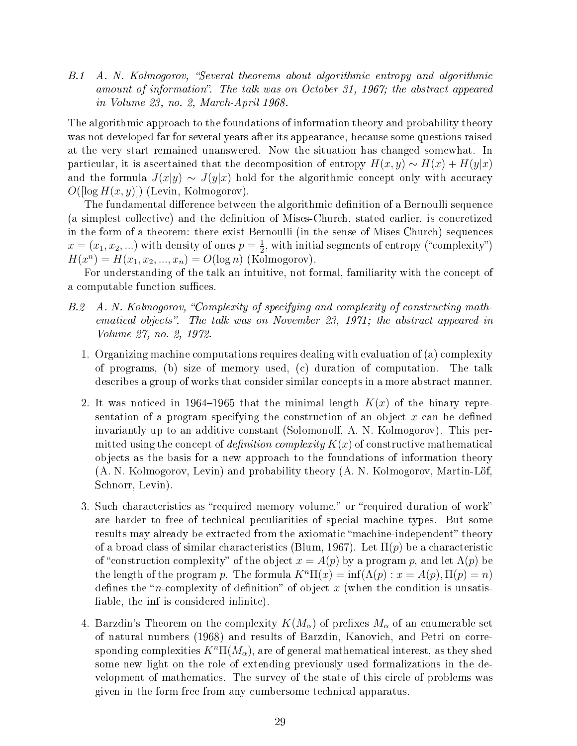*B.1 A. N. Kolmogorov, "Several theorems about algorithmic entropy and algorithmic amount of information". The talk was on October 31, 1967; the abstract appeared in Volume 23, no. 2, March-April 1968.*

The algorithmic approach to the foundations of information theory and probability theory was not developed far for several years after its appearance, because some questions raised at the very start remained unanswered. Now the situation has changed somewhat. In particular, it is ascertained that the decomposition of entropy $H(x, y) \sim H(x) + H(y|x)$ and the formula $J(x|y) \sim J(y|x)$ hold for the algorithmic concept only with accuracy $O([\log H(x, y)])$ (Levin, Kolmogorov).

The fundamental difference between the algorithmic definition of a Bernoulli sequence (a simplest collective) and the definition of Mises-Church, stated earlier, is concretized in the form of a theorem: there exist Bernoulli (in the sense of Mises-Church) sequences $x = (x_1, x_2, ...)$ with density of ones $p = \frac{1}{2}$, with initial segments of entropy ("complexity") $H(x^n) = H(x_1, x_2, ..., x_n) = O(\log n)$ (Kolmogorov).

For understanding of the talk an intuitive, not formal, familiarity with the concept of a computable function suffices.

*B.2 A. N. Kolmogorov, "Complexity of specifying and complexity of constructing mathematical objects". The talk was on November 23, 1971; the abstract appeared in Volume 27, no. 2, 1972.*

1. Organizing machine computations requires dealing with evaluation of (a) complexity of programs, (b) size of memory used, (c) duration of computation. The talk describes a group of works that consider similar concepts in a more abstract manner.

2. It was noticed in 1964–1965 that the minimal length $K(x)$ of the binary representation of a program specifying the construction of an object $x$ can be defined invariantly up to an additive constant (Solomonoff, A. N. Kolmogorov). This permitted using the concept of *definition complexity* $K(x)$ of constructive mathematical objects as the basis for a new approach to the foundations of information theory (A. N. Kolmogorov, Levin) and probability theory (A. N. Kolmogorov, Martin-Löf, Schnorr, Levin).

3. Such characteristics as "required memory volume," or "required duration of work" are harder to free of technical peculiarities of special machine types. But some results may already be extracted from the axiomatic "machine-independent" theory of a broad class of similar characteristics (Blum, 1967). Let $\Pi(p)$ be a characteristic of "construction complexity" of the object $x = A(p)$ by a program $p$, and let $\Lambda(p)$ be the length of the program $p$. The formula $K^n\Pi(x) = \inf(\Lambda(p) : x = A(p), \Pi(p) = n)$ defines the "$n$-complexity of definition" of object $x$ (when the condition is unsatisfiable, the inf is considered infinite).

4. Barzdin's Theorem on the complexity $K(M_\alpha)$ of prefixes $M_\alpha$ of an enumerable set of natural numbers (1968) and results of Barzdin, Kanovich, and Petri on corresponding complexities $K^n\Pi(M_\alpha)$, are of general mathematical interest, as they shed some new light on the role of extending previously used formalizations in the development of mathematics. The survey of the state of this circle of problems was given in the form free from any cumbersome technical apparatus.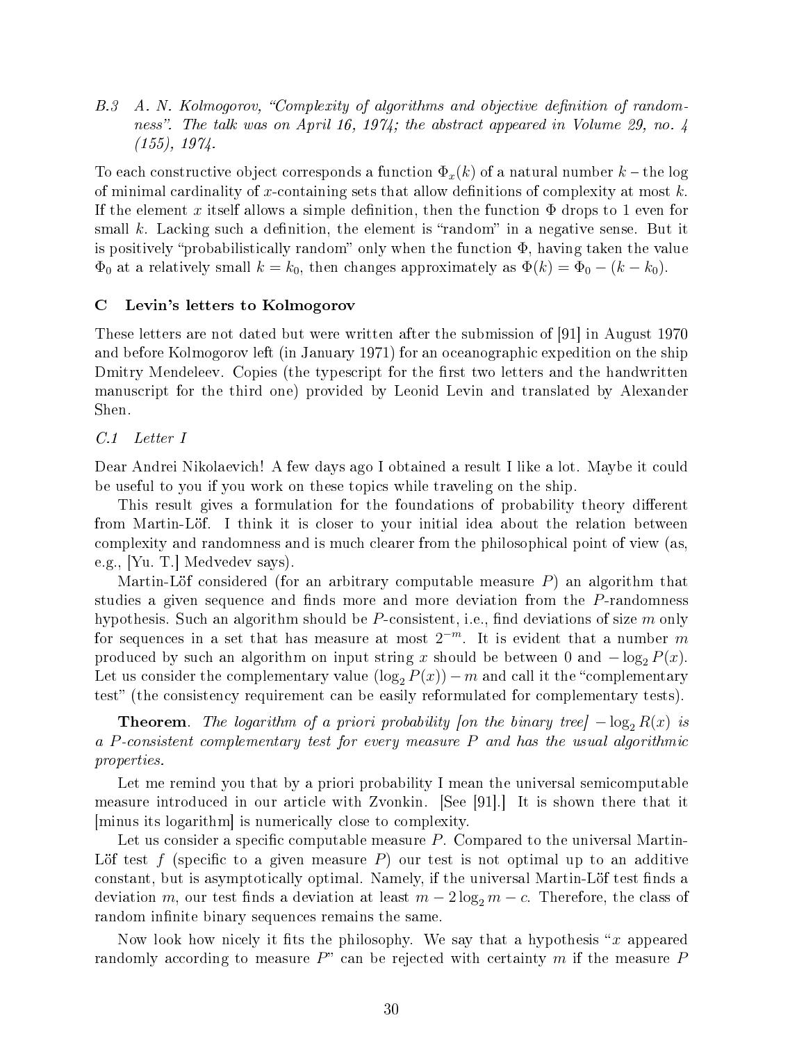*B.3 A. N. Kolmogorov, "Complexity of algorithms and objective definition of randomness". The talk was on April 16, 1974; the abstract appeared in Volume 29, no. 4 (155), 1974.*

To each constructive object corresponds a function $\Phi_x(k)$ of a natural number $k$ – the log of minimal cardinality of $x$-containing sets that allow definitions of complexity at most $k$. If the element $x$ itself allows a simple definition, then the function $\Phi$ drops to 1 even for small $k$. Lacking such a definition, the element is "random" in a negative sense. But it is positively "probabilistically random" only when the function $\Phi$, having taken the value $\Phi_0$ at a relatively small $k = k_0$, then changes approximately as $\Phi(k) = \Phi_0 - (k - k_0)$.

## C Levin's letters to Kolmogorov

These letters are not dated but were written after the submission of [91] in August 1970 and before Kolmogorov left (in January 1971) for an oceanographic expedition on the ship Dmitry Mendeleev. Copies (the typescript for the first two letters and the handwritten manuscript for the third one) provided by Leonid Levin and translated by Alexander Shen.

### *C.1 Letter I*

Dear Andrei Nikolaevich! A few days ago I obtained a result I like a lot. Maybe it could be useful to you if you work on these topics while traveling on the ship.

This result gives a formulation for the foundations of probability theory different from Martin-Löf. I think it is closer to your initial idea about the relation between complexity and randomness and is much clearer from the philosophical point of view (as, e.g., [Yu. T.] Medvedev says).

Martin-Löf considered (for an arbitrary computable measure $P$) an algorithm that studies a given sequence and finds more and more deviation from the $P$-randomness hypothesis. Such an algorithm should be $P$-consistent, i.e., find deviations of size $m$ only for sequences in a set that has measure at most $2^{-m}$. It is evident that a number $m$ produced by such an algorithm on input string $x$ should be between 0 and $-\log_2 P(x)$. Let us consider the complementary value $(\log_2 P(x)) - m$ and call it the "complementary test" (the consistency requirement can be easily reformulated for complementary tests).

**Theorem**. *The logarithm of a priori probability [on the binary tree] $-\log_2 R(x)$ is a $P$-consistent complementary test for every measure $P$ and has the usual algorithmic properties.*

Let me remind you that by a priori probability I mean the universal semicomputable measure introduced in our article with Zvonkin. [See [91].] It is shown there that it [minus its logarithm] is numerically close to complexity.

Let us consider a specific computable measure $P$. Compared to the universal Martin-Löf test $f$ (specific to a given measure $P$) our test is not optimal up to an additive constant, but is asymptotically optimal. Namely, if the universal Martin-Löf test finds a deviation $m$, our test finds a deviation at least $m - 2\log_2 m - c$. Therefore, the class of random infinite binary sequences remains the same.

Now look how nicely it fits the philosophy. We say that a hypothesis "$x$ appeared randomly according to measure $P$" can be rejected with certainty $m$ if the measure $P$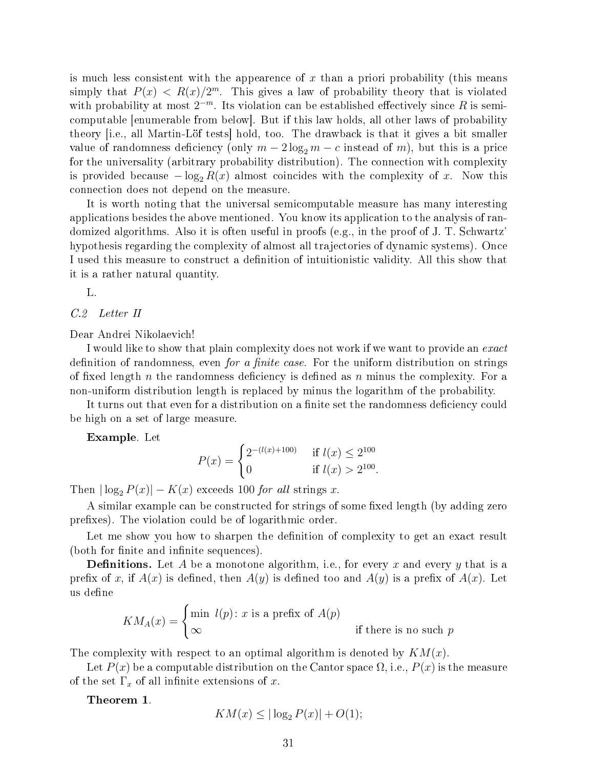is much less consistent with the appearence of $x$ than a priori probability (this means simply that $P(x) < R(x)/2^m$. This gives a law of probability theory that is violated with probability at most $2^{-m}$. Its violation can be established effectively since $R$ is semi-computable [enumerable from below]. But if this law holds, all other laws of probability theory [i.e., all Martin-Löf tests] hold, too. The drawback is that it gives a bit smaller value of randomness deficiency (only $m - 2\log_2 m - c$ instead of $m$), but this is a price for the universality (arbitrary probability distribution). The connection with complexity is provided because $-\log_2 R(x)$ almost coincides with the complexity of $x$. Now this connection does not depend on the measure.

It is worth noting that the universal semicomputable measure has many interesting applications besides the above mentioned. You know its application to the analysis of randomized algorithms. Also it is often useful in proofs (e.g., in the proof of J. T. Schwartz' hypothesis regarding the complexity of almost all trajectories of dynamic systems). Once I used this measure to construct a definition of intuitionistic validity. All this show that it is a rather natural quantity.

L.

### *C.2 Letter II*

Dear Andrei Nikolaevich!

I would like to show that plain complexity does not work if we want to provide an *exact* definition of randomness, even *for a finite case*. For the uniform distribution on strings of fixed length $n$ the randomness deficiency is defined as $n$ minus the complexity. For a non-uniform distribution length is replaced by minus the logarithm of the probability.

It turns out that even for a distribution on a finite set the randomness deficiency could be high on a set of large measure.

**Example**. Let

$$P(x) = \begin{cases} 2^{-(l(x)+100)} & \text{if } l(x) \le 2^{100} \\ 0 & \text{if } l(x) > 2^{100}. \end{cases}$$

Then $|\log_2 P(x)| - K(x)$ exceeds 100 *for all* strings $x$.

A similar example can be constructed for strings of some fixed length (by adding zero prefixes). The violation could be of logarithmic order.

Let me show you how to sharpen the definition of complexity to get an exact result (both for finite and infinite sequences).

**Definitions.** Let $A$ be a monotone algorithm, i.e., for every $x$ and every $y$ that is a prefix of $x$, if $A(x)$ is defined, then $A(y)$ is defined too and $A(y)$ is a prefix of $A(x)$. Let us define

$$KM_A(x) = \begin{cases} \min\ l(p)\colon x \text{ is a prefix of } A(p) & \\ \infty & \text{if there is no such } p \end{cases}$$

The complexity with respect to an optimal algorithm is denoted by $KM(x)$.

Let $P(x)$ be a computable distribution on the Cantor space $\Omega$, i.e., $P(x)$ is the measure of the set $\Gamma_x$ of all infinite extensions of $x$.

**Theorem 1**.

$$KM(x) \le |\log_2 P(x)| + O(1);$$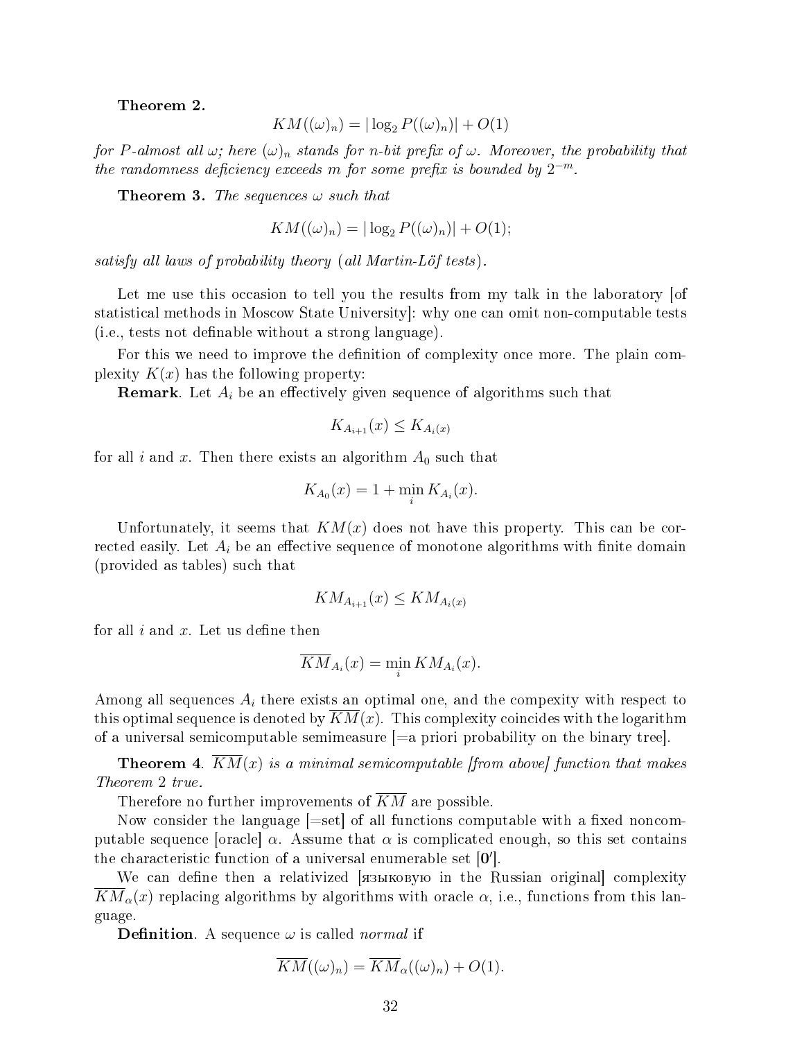**Theorem 2.**

$$KM((\omega)_n) = |\log_2 P((\omega)_n)| + O(1)$$

*for $P$-almost all $\omega$; here $(\omega)_n$ stands for $n$-bit prefix of $\omega$. Moreover, the probability that the randomness deficiency exceeds $m$ for some prefix is bounded by $2^{-m}$.*

**Theorem 3.** *The sequences $\omega$ such that*

$$KM((\omega)_n) = |\log_2 P((\omega)_n)| + O(1);$$

*satisfy all laws of probability theory (all Martin-Löf tests).*

Let me use this occasion to tell you the results from my talk in the laboratory [of statistical methods in Moscow State University]: why one can omit non-computable tests (i.e., tests not definable without a strong language).

For this we need to improve the definition of complexity once more. The plain complexity $K(x)$ has the following property:

**Remark**. Let $A_i$ be an effectively given sequence of algorithms such that

$$K_{A_{i+1}}(x) \le K_{A_i(x)}$$

for all $i$ and $x$. Then there exists an algorithm $A_0$ such that

$$K_{A_0}(x) = 1 + \min_i K_{A_i}(x).$$

Unfortunately, it seems that $KM(x)$ does not have this property. This can be corrected easily. Let $A_i$ be an effective sequence of monotone algorithms with finite domain (provided as tables) such that

$$KM_{A_{i+1}}(x) \le KM_{A_i(x)}$$

for all $i$ and $x$. Let us define then

$$\overline{KM}_{A_i}(x) = \min_i KM_{A_i}(x).$$

Among all sequences $A_i$ there exists an optimal one, and the compexity with respect to this optimal sequence is denoted by $\overline{KM}(x)$. This complexity coincides with the logarithm of a universal semicomputable semimeasure [=a priori probability on the binary tree].

**Theorem 4**. *$\overline{KM}(x)$ is a minimal semicomputable [from above] function that makes Theorem 2 true.*

Therefore no further improvements of $\overline{KM}$ are possible.

Now consider the language [=set] of all functions computable with a fixed noncomputable sequence [oracle] $\alpha$. Assume that $\alpha$ is complicated enough, so this set contains the characteristic function of a universal enumerable set [$\mathbf{0}'$].

We can define then a relativized [языковую in the Russian original] complexity $\overline{KM}_\alpha(x)$ replacing algorithms by algorithms with oracle $\alpha$, i.e., functions from this language.

**Definition**. A sequence $\omega$ is called *normal* if

$$\overline{KM}((\omega)_n) = \overline{KM}_\alpha((\omega)_n) + O(1).$$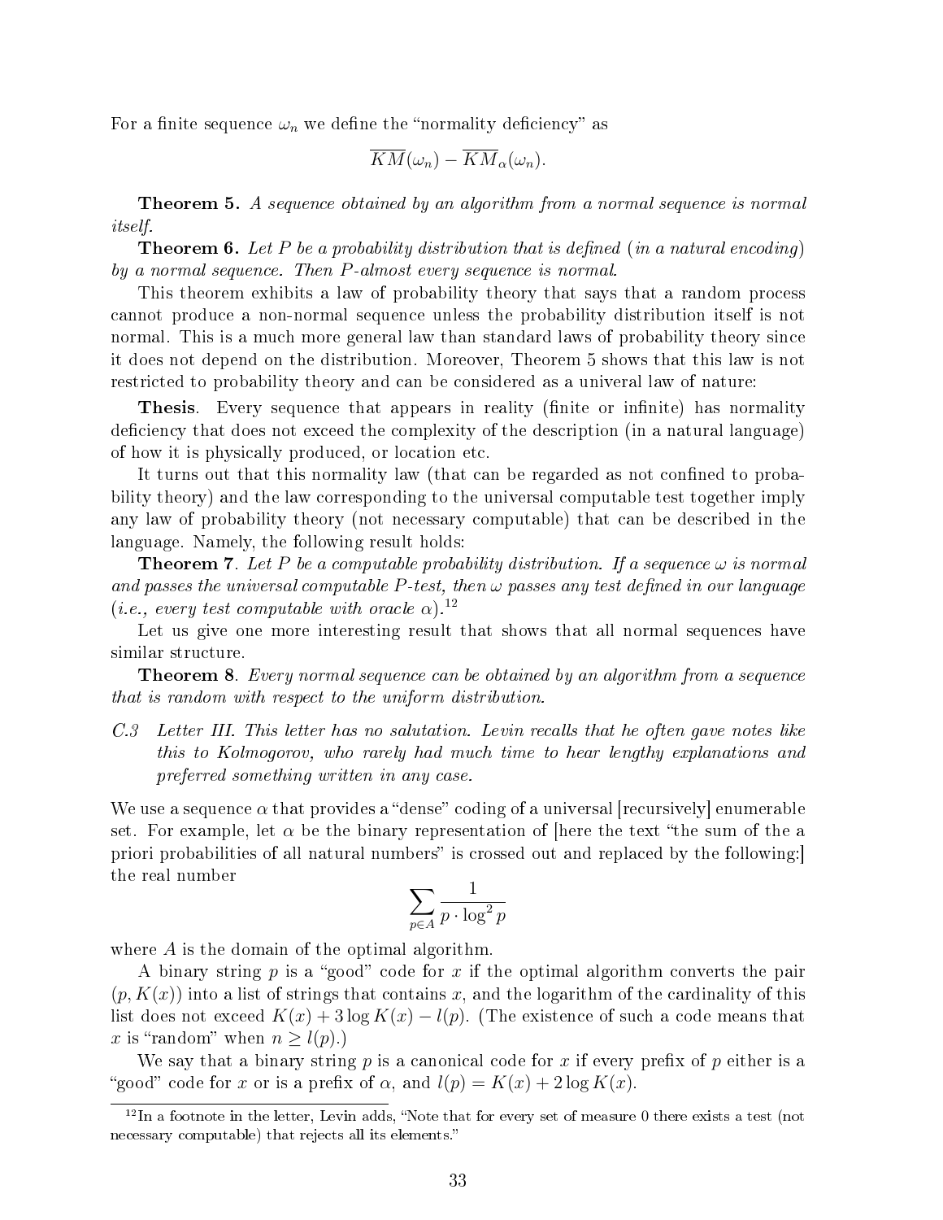For a finite sequence $\omega_n$ we define the "normality deficiency" as

$$\overline{KM}(\omega_n) - \overline{KM}_\alpha(\omega_n).$$

**Theorem 5.** *A sequence obtained by an algorithm from a normal sequence is normal itself.*

**Theorem 6.** *Let $P$ be a probability distribution that is defined (in a natural encoding) by a normal sequence. Then $P$-almost every sequence is normal.*

This theorem exhibits a law of probability theory that says that a random process cannot produce a non-normal sequence unless the probability distribution itself is not normal. This is a much more general law than standard laws of probability theory since it does not depend on the distribution. Moreover, Theorem 5 shows that this law is not restricted to probability theory and can be considered as a univeral law of nature:

**Thesis**. Every sequence that appears in reality (finite or infinite) has normality deficiency that does not exceed the complexity of the description (in a natural language) of how it is physically produced, or location etc.

It turns out that this normality law (that can be regarded as not confined to probability theory) and the law corresponding to the universal computable test together imply any law of probability theory (not necessary computable) that can be described in the language. Namely, the following result holds:

**Theorem 7**. *Let $P$ be a computable probability distribution. If a sequence $\omega$ is normal and passes the universal computable $P$-test, then $\omega$ passes any test defined in our language (i.e., every test computable with oracle $\alpha$).*[12]

Let us give one more interesting result that shows that all normal sequences have similar structure.

**Theorem 8**. *Every normal sequence can be obtained by an algorithm from a sequence that is random with respect to the uniform distribution.*

*C.3 Letter III. This letter has no salutation. Levin recalls that he often gave notes like this to Kolmogorov, who rarely had much time to hear lengthy explanations and preferred something written in any case.*

We use a sequence $\alpha$ that provides a "dense" coding of a universal [recursively] enumerable set. For example, let $\alpha$ be the binary representation of [here the text "the sum of the a priori probabilities of all natural numbers" is crossed out and replaced by the following:] the real number

$$\sum_{p \in A} \frac{1}{p \cdot \log^2 p}$$

where $A$ is the domain of the optimal algorithm.

A binary string $p$ is a "good" code for $x$ if the optimal algorithm converts the pair $(p, K(x))$ into a list of strings that contains $x$, and the logarithm of the cardinality of this list does not exceed $K(x) + 3 \log K(x) - l(p)$. (The existence of such a code means that $x$ is "random" when $n \geq l(p)$.)

We say that a binary string $p$ is a canonical code for $x$ if every prefix of $p$ either is a "good" code for $x$ or is a prefix of $\alpha$, and $l(p) = K(x) + 2 \log K(x)$.

[12] In a footnote in the letter, Levin adds, "Note that for every set of measure 0 there exists a test (not necessary computable) that rejects all its elements."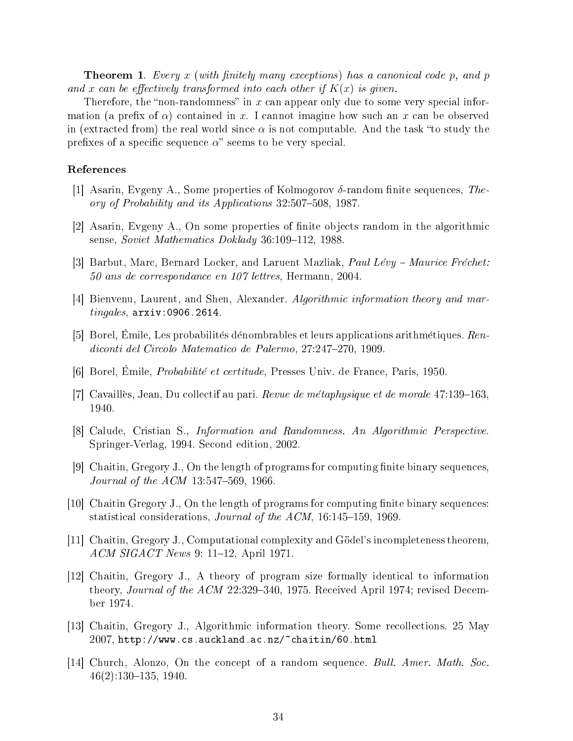**Theorem 1**. *Every $x$ (with finitely many exceptions) has a canonical code $p$, and $p$ and $x$ can be effectively transformed into each other if $K(x)$ is given.*

Therefore, the "non-randomness" in $x$ can appear only due to some very special information (a prefix of $\alpha$) contained in $x$. I cannot imagine how such an $x$ can be observed in (extracted from) the real world since $\alpha$ is not computable. And the task "to study the prefixes of a specific sequence $\alpha$" seems to be very special.

### References

[1] Asarin, Evgeny A., Some properties of Kolmogorov $\delta$-random finite sequences, *Theory of Probability and its Applications* 32:507–508, 1987.

[2] Asarin, Evgeny A., On some properties of finite objects random in the algorithmic sense, *Soviet Mathematics Doklady* 36:109–112, 1988.

[3] Barbut, Marc, Bernard Locker, and Laruent Mazliak, *Paul Lévy – Maurice Fréchet: 50 ans de correspondance en 107 lettres*, Hermann, 2004.

[4] Bienvenu, Laurent, and Shen, Alexander. *Algorithmic information theory and martingales*, `arxiv:0906.2614`.

[5] Borel, Émile, Les probabilités dénombrables et leurs applications arithmétiques. *Rendiconti del Circolo Matematico de Palermo*, 27:247–270, 1909.

[6] Borel, Émile, *Probabilité et certitude*, Presses Univ. de France, Paris, 1950.

[7] Cavaillès, Jean, Du collectif au pari. *Revue de métaphysique et de morale* 47:139–163, 1940.

[8] Calude, Cristian S., *Information and Randomness. An Algorithmic Perspective.* Springer-Verlag, 1994. Second edition, 2002.

[9] Chaitin, Gregory J., On the length of programs for computing finite binary sequences, *Journal of the ACM* 13:547–569, 1966.

[10] Chaitin Gregory J., On the length of programs for computing finite binary sequences: statistical considerations, *Journal of the ACM*, 16:145–159, 1969.

[11] Chaitin, Gregory J., Computational complexity and Gödel's incompleteness theorem, *ACM SIGACT News* 9: 11–12, April 1971.

[12] Chaitin, Gregory J., A theory of program size formally identical to information theory, *Journal of the ACM* 22:329–340, 1975. Received April 1974; revised December 1974.

[13] Chaitin, Gregory J., Algorithmic information theory. Some recollections. 25 May 2007, `http://www.cs.auckland.ac.nz/~chaitin/60.html`

[14] Church, Alonzo, On the concept of a random sequence. *Bull. Amer. Math. Soc.* 46(2):130–135, 1940.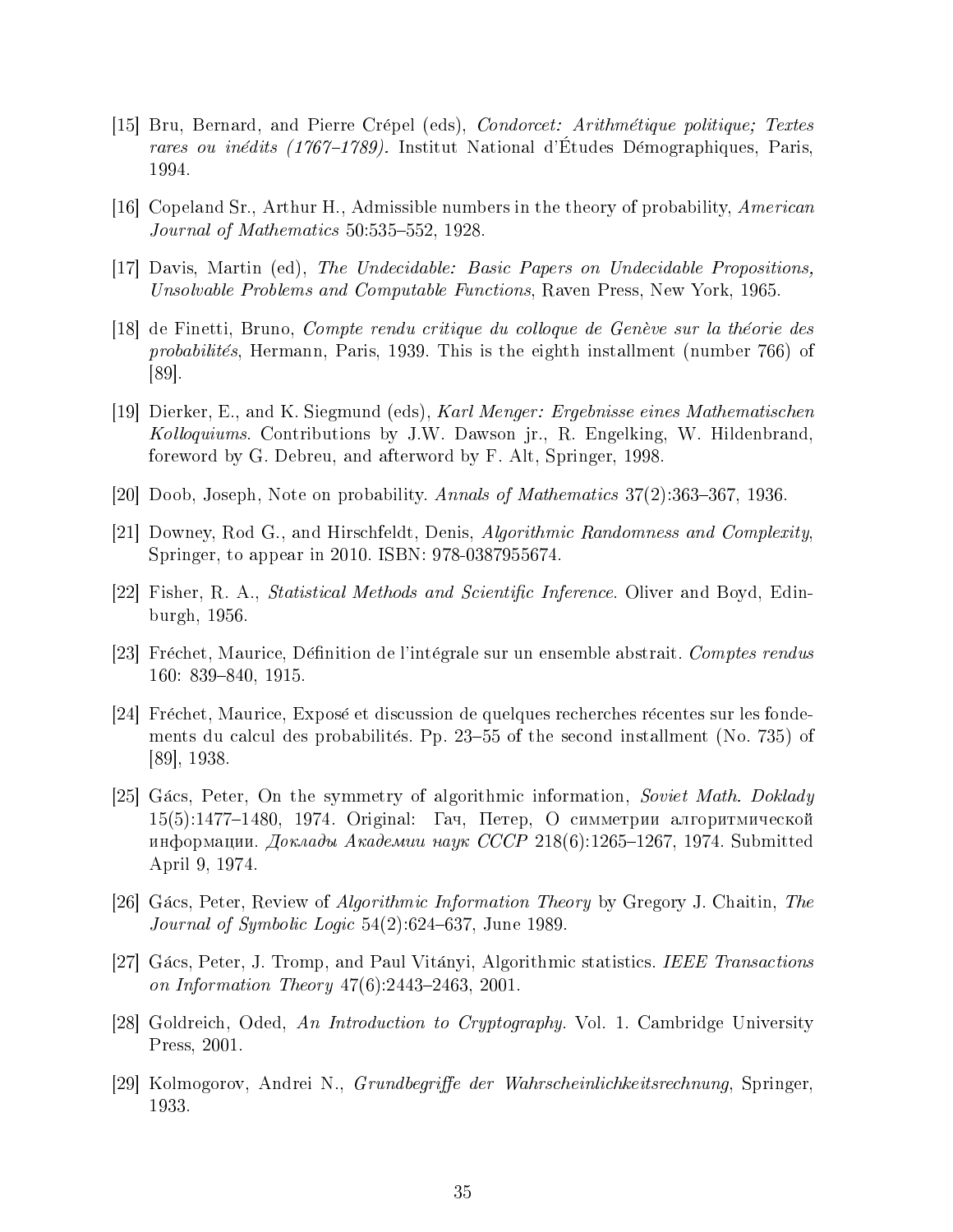[15] Bru, Bernard, and Pierre Crépel (eds), *Condorcet: Arithmétique politique; Textes rares ou inédits (1767–1789).* Institut National d'Études Démographiques, Paris, 1994.

[16] Copeland Sr., Arthur H., Admissible numbers in the theory of probability, *American Journal of Mathematics* 50:535–552, 1928.

[17] Davis, Martin (ed), *The Undecidable: Basic Papers on Undecidable Propositions, Unsolvable Problems and Computable Functions*, Raven Press, New York, 1965.

[18] de Finetti, Bruno, *Compte rendu critique du colloque de Genève sur la théorie des probabilités*, Hermann, Paris, 1939. This is the eighth installment (number 766) of [89].

[19] Dierker, E., and K. Siegmund (eds), *Karl Menger: Ergebnisse eines Mathematischen Kolloquiums*. Contributions by J.W. Dawson jr., R. Engelking, W. Hildenbrand, foreword by G. Debreu, and afterword by F. Alt, Springer, 1998.

[20] Doob, Joseph, Note on probability. *Annals of Mathematics* 37(2):363–367, 1936.

[21] Downey, Rod G., and Hirschfeldt, Denis, *Algorithmic Randomness and Complexity*, Springer, to appear in 2010. ISBN: 978-0387955674.

[22] Fisher, R. A., *Statistical Methods and Scientific Inference*. Oliver and Boyd, Edinburgh, 1956.

[23] Fréchet, Maurice, Définition de l'intégrale sur un ensemble abstrait. *Comptes rendus* 160: 839–840, 1915.

[24] Fréchet, Maurice, Exposé et discussion de quelques recherches récentes sur les fondements du calcul des probabilités. Pp. 23–55 of the second installment (No. 735) of [89], 1938.

[25] Gács, Peter, On the symmetry of algorithmic information, *Soviet Math. Doklady* 15(5):1477–1480, 1974. Original: Гач, Петер, О симметрии алгоритмической информации. *Доклады Академии наук СССР* 218(6):1265–1267, 1974. Submitted April 9, 1974.

[26] Gács, Peter, Review of *Algorithmic Information Theory* by Gregory J. Chaitin, *The Journal of Symbolic Logic* 54(2):624–637, June 1989.

[27] Gács, Peter, J. Tromp, and Paul Vitányi, Algorithmic statistics. *IEEE Transactions on Information Theory* 47(6):2443–2463, 2001.

[28] Goldreich, Oded, *An Introduction to Cryptography*. Vol. 1. Cambridge University Press, 2001.

[29] Kolmogorov, Andrei N., *Grundbegriffe der Wahrscheinlichkeitsrechnung*, Springer, 1933.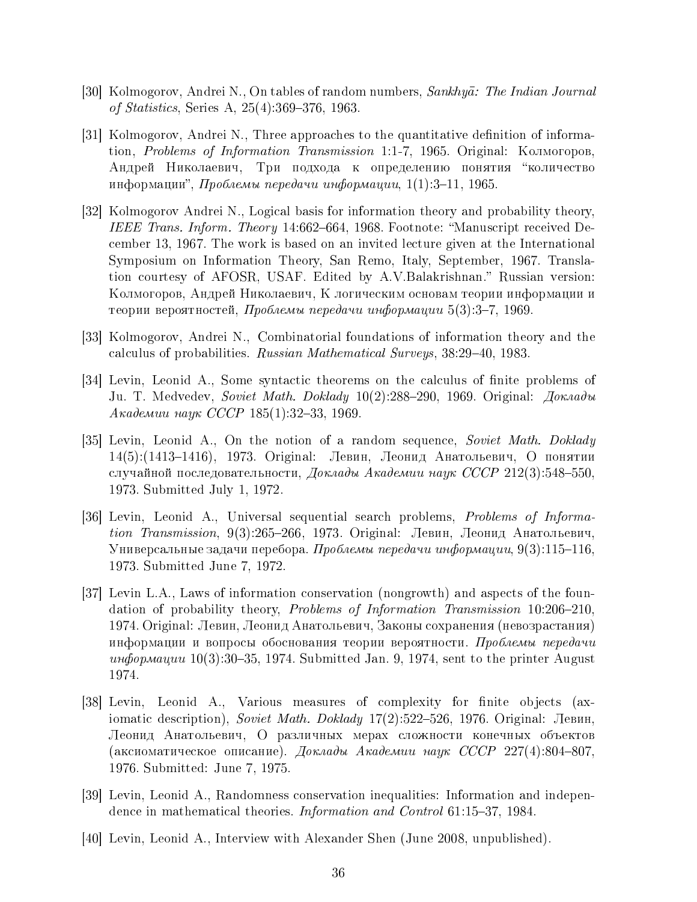[30] Kolmogorov, Andrei N., On tables of random numbers, *Sankhyā: The Indian Journal of Statistics*, Series A, 25(4):369–376, 1963.

[31] Kolmogorov, Andrei N., Three approaches to the quantitative definition of information, *Problems of Information Transmission* 1:1-7, 1965. Original: Колмогоров, Андрей Николаевич, Три подхода к определению понятия "количество информации", *Проблемы передачи информации*, 1(1):3–11, 1965.

[32] Kolmogorov Andrei N., Logical basis for information theory and probability theory, *IEEE Trans. Inform. Theory* 14:662–664, 1968. Footnote: "Manuscript received December 13, 1967. The work is based on an invited lecture given at the International Symposium on Information Theory, San Remo, Italy, September, 1967. Translation courtesy of AFOSR, USAF. Edited by A.V.Balakrishnan." Russian version: Колмогоров, Андрей Николаевич, К логическим основам теории информации и теории вероятностей, *Проблемы передачи информации* 5(3):3–7, 1969.

[33] Kolmogorov, Andrei N., Combinatorial foundations of information theory and the calculus of probabilities. *Russian Mathematical Surveys*, 38:29–40, 1983.

[34] Levin, Leonid A., Some syntactic theorems on the calculus of finite problems of Ju. T. Medvedev, *Soviet Math. Doklady* 10(2):288–290, 1969. Original: *Доклады Академии наук СССР* 185(1):32–33, 1969.

[35] Levin, Leonid A., On the notion of a random sequence, *Soviet Math. Doklady* 14(5):(1413–1416), 1973. Original: Левин, Леонид Анатольевич, О понятии случайной последовательности, *Доклады Академии наук СССР* 212(3):548–550, 1973. Submitted July 1, 1972.

[36] Levin, Leonid A., Universal sequential search problems, *Problems of Information Transmission*, 9(3):265–266, 1973. Original: Левин, Леонид Анатольевич, Универсальные задачи перебора. *Проблемы передачи информации*, 9(3):115–116, 1973. Submitted June 7, 1972.

[37] Levin L.A., Laws of information conservation (nongrowth) and aspects of the foundation of probability theory, *Problems of Information Transmission* 10:206–210, 1974. Original: Левин, Леонид Анатольевич, Законы сохранения (невозрастания) информации и вопросы обоснования теории вероятности. *Проблемы передачи информации* 10(3):30–35, 1974. Submitted Jan. 9, 1974, sent to the printer August 1974.

[38] Levin, Leonid A., Various measures of complexity for finite objects (axiomatic description), *Soviet Math. Doklady* 17(2):522–526, 1976. Original: Левин, Леонид Анатольевич, О различных мерах сложности конечных объектов (аксиоматическое описание). *Доклады Академии наук СССР* 227(4):804–807, 1976. Submitted: June 7, 1975.

[39] Levin, Leonid A., Randomness conservation inequalities: Information and independence in mathematical theories. *Information and Control* 61:15–37, 1984.

[40] Levin, Leonid A., Interview with Alexander Shen (June 2008, unpublished).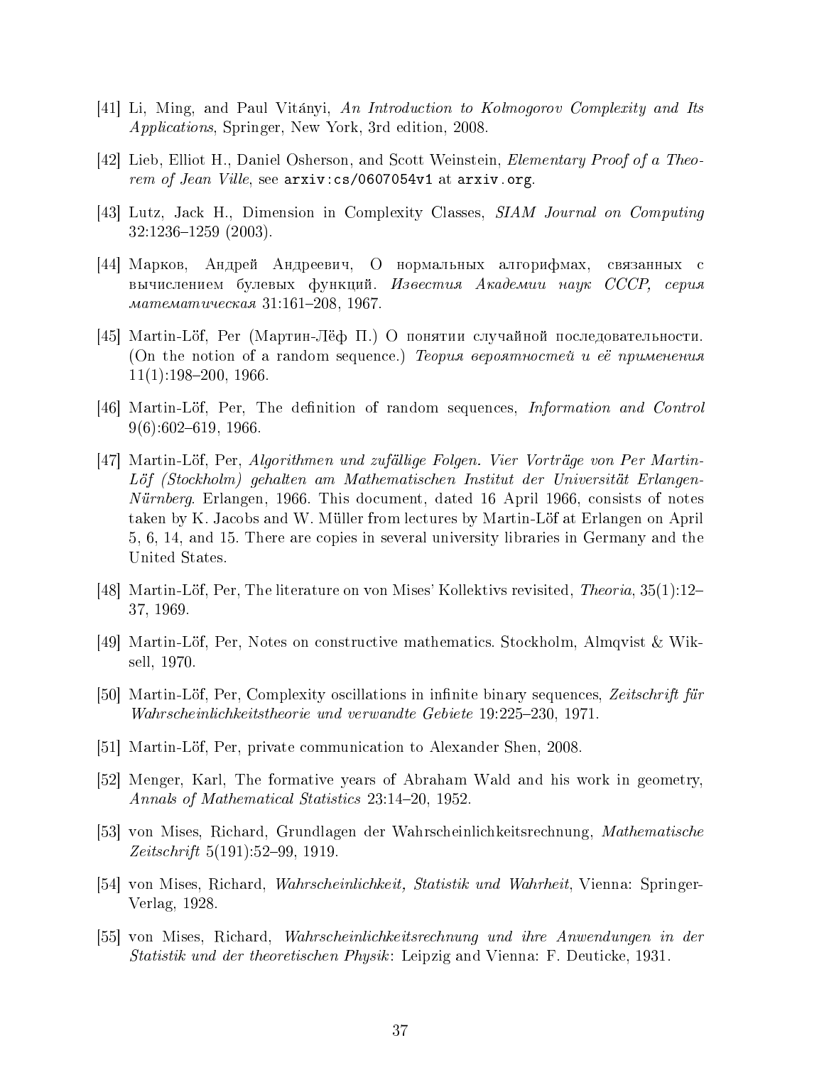[41] Li, Ming, and Paul Vitányi, *An Introduction to Kolmogorov Complexity and Its Applications*, Springer, New York, 3rd edition, 2008.

[42] Lieb, Elliot H., Daniel Osherson, and Scott Weinstein, *Elementary Proof of a Theorem of Jean Ville*, see `arxiv:cs/0607054v1` at `arxiv.org`.

[43] Lutz, Jack H., Dimension in Complexity Classes, *SIAM Journal on Computing* 32:1236–1259 (2003).

[44] Марков, Андрей Андреевич, О нормальных алгорифмах, связанных с вычислением булевых функций. *Известия Академии наук СССР, серия математическая* 31:161–208, 1967.

[45] Martin-Löf, Per (Мартин-Лёф П.) О понятии случайной последовательности. (On the notion of a random sequence.) *Теория вероятностей и её применения* 11(1):198–200, 1966.

[46] Martin-Löf, Per, The definition of random sequences, *Information and Control* 9(6):602–619, 1966.

[47] Martin-Löf, Per, *Algorithmen und zufällige Folgen. Vier Vorträge von Per Martin-Löf (Stockholm) gehalten am Mathematischen Institut der Universität Erlangen-Nürnberg*. Erlangen, 1966. This document, dated 16 April 1966, consists of notes taken by K. Jacobs and W. Müller from lectures by Martin-Löf at Erlangen on April 5, 6, 14, and 15. There are copies in several university libraries in Germany and the United States.

[48] Martin-Löf, Per, The literature on von Mises' Kollektivs revisited, *Theoria*, 35(1):12–37, 1969.

[49] Martin-Löf, Per, Notes on constructive mathematics. Stockholm, Almqvist & Wiksell, 1970.

[50] Martin-Löf, Per, Complexity oscillations in infinite binary sequences, *Zeitschrift für Wahrscheinlichkeitstheorie und verwandte Gebiete* 19:225–230, 1971.

[51] Martin-Löf, Per, private communication to Alexander Shen, 2008.

[52] Menger, Karl, The formative years of Abraham Wald and his work in geometry, *Annals of Mathematical Statistics* 23:14–20, 1952.

[53] von Mises, Richard, Grundlagen der Wahrscheinlichkeitsrechnung, *Mathematische Zeitschrift* 5(191):52–99, 1919.

[54] von Mises, Richard, *Wahrscheinlichkeit, Statistik und Wahrheit*, Vienna: Springer-Verlag, 1928.

[55] von Mises, Richard, *Wahrscheinlichkeitsrechnung und ihre Anwendungen in der Statistik und der theoretischen Physik*: Leipzig and Vienna: F. Deuticke, 1931.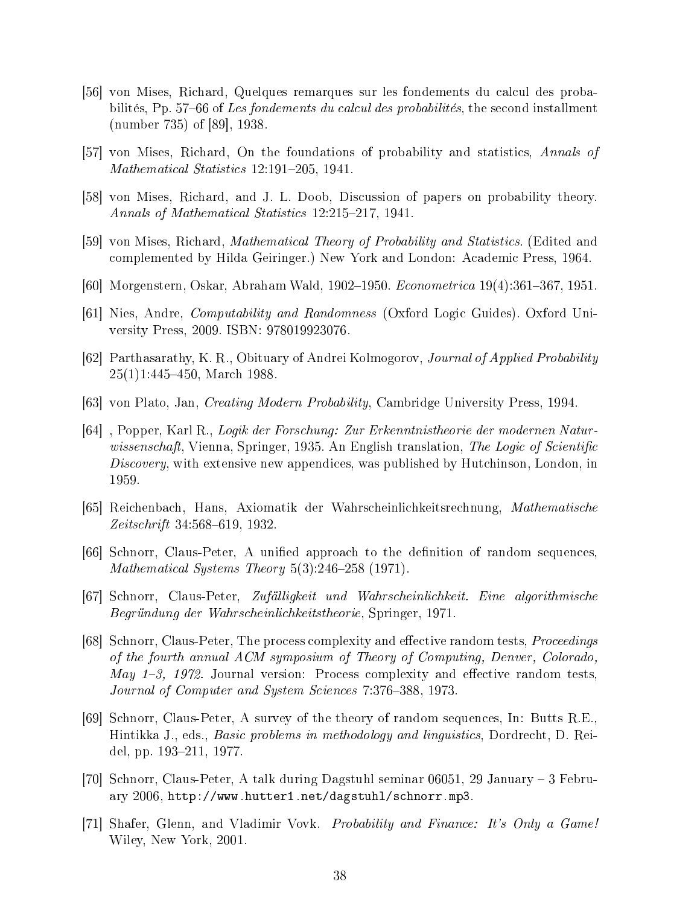[56] von Mises, Richard, Quelques remarques sur les fondements du calcul des probabilités, Pp. 57–66 of *Les fondements du calcul des probabilités*, the second installment (number 735) of [89], 1938.

[57] von Mises, Richard, On the foundations of probability and statistics, *Annals of Mathematical Statistics* 12:191–205, 1941.

[58] von Mises, Richard, and J. L. Doob, Discussion of papers on probability theory. *Annals of Mathematical Statistics* 12:215–217, 1941.

[59] von Mises, Richard, *Mathematical Theory of Probability and Statistics*. (Edited and complemented by Hilda Geiringer.) New York and London: Academic Press, 1964.

[60] Morgenstern, Oskar, Abraham Wald, 1902–1950. *Econometrica* 19(4):361–367, 1951.

[61] Nies, Andre, *Computability and Randomness* (Oxford Logic Guides). Oxford University Press, 2009. ISBN: 978019923076.

[62] Parthasarathy, K. R., Obituary of Andrei Kolmogorov, *Journal of Applied Probability* 25(1)1:445–450, March 1988.

[63] von Plato, Jan, *Creating Modern Probability*, Cambridge University Press, 1994.

[64] , Popper, Karl R., *Logik der Forschung: Zur Erkenntnistheorie der modernen Naturwissenschaft*, Vienna, Springer, 1935. An English translation, *The Logic of Scientific Discovery*, with extensive new appendices, was published by Hutchinson, London, in 1959.

[65] Reichenbach, Hans, Axiomatik der Wahrscheinlichkeitsrechnung, *Mathematische Zeitschrift* 34:568–619, 1932.

[66] Schnorr, Claus-Peter, A unified approach to the definition of random sequences, *Mathematical Systems Theory* 5(3):246–258 (1971).

[67] Schnorr, Claus-Peter, *Zufälligkeit und Wahrscheinlichkeit. Eine algorithmische Begründung der Wahrscheinlichkeitstheorie*, Springer, 1971.

[68] Schnorr, Claus-Peter, The process complexity and effective random tests, *Proceedings of the fourth annual ACM symposium of Theory of Computing, Denver, Colorado, May 1–3, 1972*. Journal version: Process complexity and effective random tests, *Journal of Computer and System Sciences* 7:376–388, 1973.

[69] Schnorr, Claus-Peter, A survey of the theory of random sequences, In: Butts R.E., Hintikka J., eds., *Basic problems in methodology and linguistics*, Dordrecht, D. Reidel, pp. 193–211, 1977.

[70] Schnorr, Claus-Peter, A talk during Dagstuhl seminar 06051, 29 January – 3 February 2006, `http://www.hutter1.net/dagstuhl/schnorr.mp3`.

[71] Shafer, Glenn, and Vladimir Vovk. *Probability and Finance: It's Only a Game!* Wiley, New York, 2001.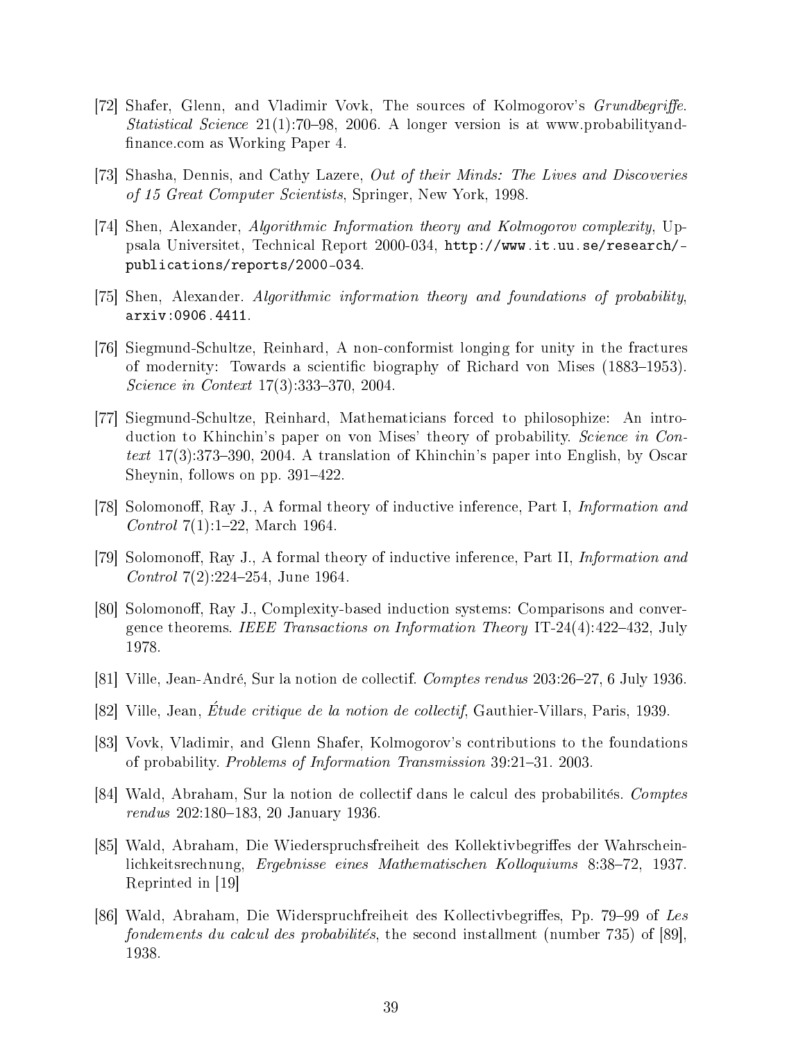[72] Shafer, Glenn, and Vladimir Vovk, The sources of Kolmogorov's *Grundbegriffe*. *Statistical Science* 21(1):70–98, 2006. A longer version is at www.probabilityandfinance.com as Working Paper 4.

[73] Shasha, Dennis, and Cathy Lazere, *Out of their Minds: The Lives and Discoveries of 15 Great Computer Scientists*, Springer, New York, 1998.

[74] Shen, Alexander, *Algorithmic Information theory and Kolmogorov complexity*, Uppsala Universitet, Technical Report 2000-034, `http://www.it.uu.se/research/publications/reports/2000-034`.

[75] Shen, Alexander. *Algorithmic information theory and foundations of probability*, `arxiv:0906.4411`.

[76] Siegmund-Schultze, Reinhard, A non-conformist longing for unity in the fractures of modernity: Towards a scientific biography of Richard von Mises (1883–1953). *Science in Context* 17(3):333–370, 2004.

[77] Siegmund-Schultze, Reinhard, Mathematicians forced to philosophize: An introduction to Khinchin's paper on von Mises' theory of probability. *Science in Context* 17(3):373–390, 2004. A translation of Khinchin's paper into English, by Oscar Sheynin, follows on pp. 391–422.

[78] Solomonoff, Ray J., A formal theory of inductive inference, Part I, *Information and Control* 7(1):1–22, March 1964.

[79] Solomonoff, Ray J., A formal theory of inductive inference, Part II, *Information and Control* 7(2):224–254, June 1964.

[80] Solomonoff, Ray J., Complexity-based induction systems: Comparisons and convergence theorems. *IEEE Transactions on Information Theory* IT-24(4):422–432, July 1978.

[81] Ville, Jean-André, Sur la notion de collectif. *Comptes rendus* 203:26–27, 6 July 1936.

[82] Ville, Jean, *Étude critique de la notion de collectif*, Gauthier-Villars, Paris, 1939.

[83] Vovk, Vladimir, and Glenn Shafer, Kolmogorov's contributions to the foundations of probability. *Problems of Information Transmission* 39:21–31. 2003.

[84] Wald, Abraham, Sur la notion de collectif dans le calcul des probabilités. *Comptes rendus* 202:180–183, 20 January 1936.

[85] Wald, Abraham, Die Wiederspruchsfreiheit des Kollektivbegriffes der Wahrscheinlichkeitsrechnung, *Ergebnisse eines Mathematischen Kolloquiums* 8:38–72, 1937. Reprinted in [19]

[86] Wald, Abraham, Die Widerspruchfreiheit des Kollectivbegriffes, Pp. 79–99 of *Les fondements du calcul des probabilités*, the second installment (number 735) of [89], 1938.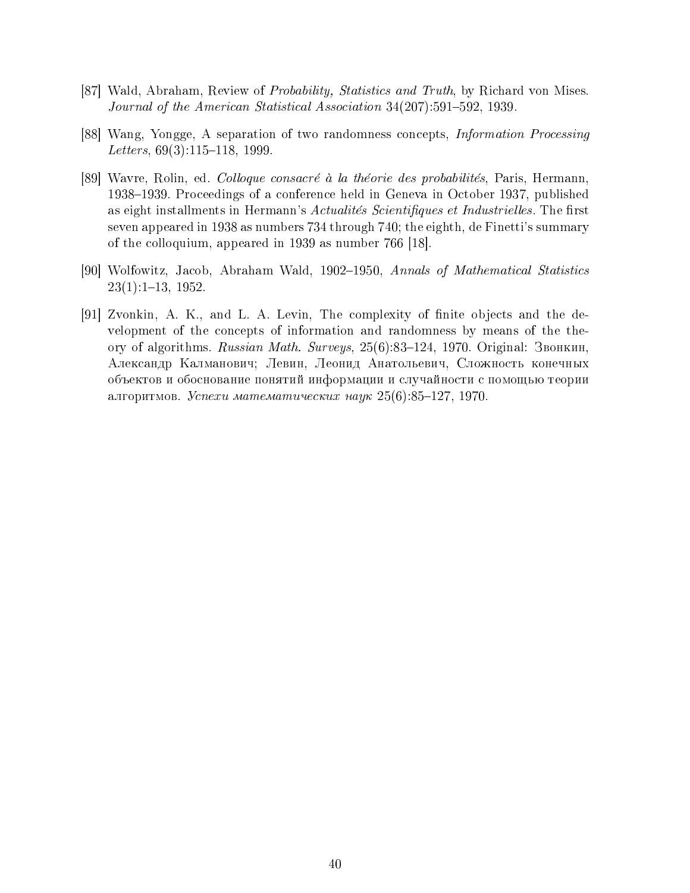[87] Wald, Abraham, Review of *Probability, Statistics and Truth*, by Richard von Mises. *Journal of the American Statistical Association* 34(207):591–592, 1939.

[88] Wang, Yongge, A separation of two randomness concepts, *Information Processing Letters*, 69(3):115–118, 1999.

[89] Wavre, Rolin, ed. *Colloque consacré à la théorie des probabilités*, Paris, Hermann, 1938–1939. Proceedings of a conference held in Geneva in October 1937, published as eight installments in Hermann's *Actualités Scientifiques et Industrielles*. The first seven appeared in 1938 as numbers 734 through 740; the eighth, de Finetti's summary of the colloquium, appeared in 1939 as number 766 [18].

[90] Wolfowitz, Jacob, Abraham Wald, 1902–1950, *Annals of Mathematical Statistics* 23(1):1–13, 1952.

[91] Zvonkin, A. K., and L. A. Levin, The complexity of finite objects and the development of the concepts of information and randomness by means of the theory of algorithms. *Russian Math. Surveys*, 25(6):83–124, 1970. Original: Звонкин, Александр Калманович; Левин, Леонид Анатольевич, Сложность конечных объектов и обоснование понятий информации и случайности с помощью теории алгоритмов. *Успехи математических наук* 25(6):85–127, 1970.